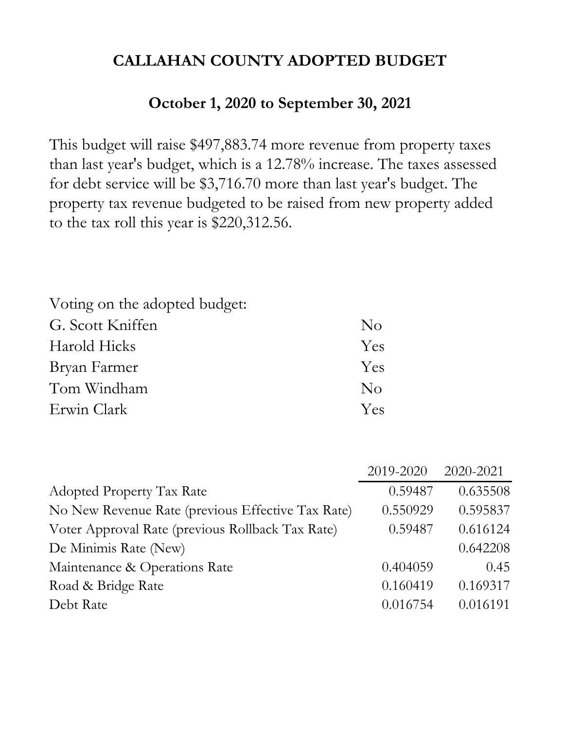# CALLAHAN COUNTY ADOPTED BUDGET

## October 1, 2020 to September 30, 2021

This budget will raise $497,883.74 more revenue from property taxes than last year's budget, which is a 12.78% increase. The taxes assessed for debt service will be $3,716.70 more than last year's budget. The property tax revenue budgeted to be raised from new property added to the tax roll this year is $220,312.56.

| Voting on the adopted budget: | |
|---|---|
| G. Scott Kniffen | No |
| Harold Hicks | Yes |
| Bryan Farmer | Yes |
| Tom Windham | No |
| Erwin Clark | Yes |

| | 2019-2020 | 2020-2021 |
|---|---|---|
| Adopted Property Tax Rate | 0.59487 | 0.635508 |
| No New Revenue Rate (previous Effective Tax Rate) | 0.550929 | 0.595837 |
| Voter Approval Rate (previous Rollback Tax Rate) | 0.59487 | 0.616124 |
| De Minimis Rate (New) | | 0.642208 |
| Maintenance & Operations Rate | 0.404059 | 0.45 |
| Road & Bridge Rate | 0.160419 | 0.169317 |
| Debt Rate | 0.016754 | 0.016191 |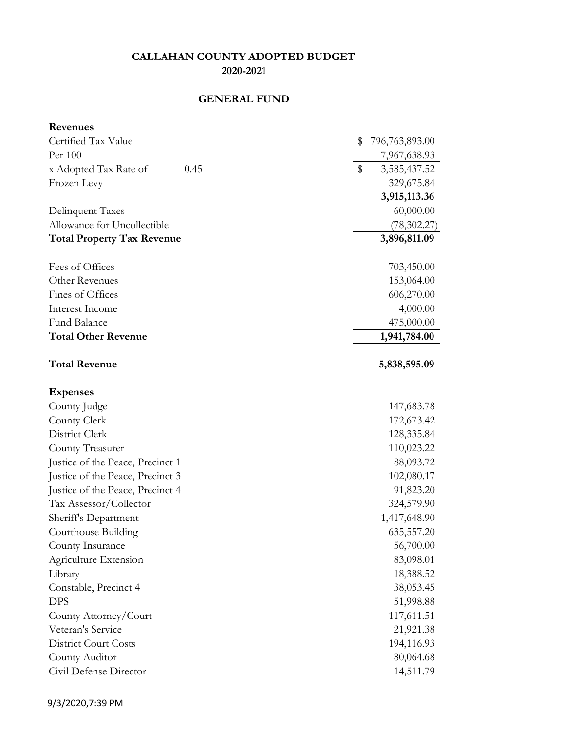# CALLAHAN COUNTY ADOPTED BUDGET
## 2020-2021

## GENERAL FUND

| | | |
|---|---|---|
| **Revenues** | | |
| Certified Tax Value | | $ 796,763,893.00 |
| Per 100 | | 7,967,638.93 |
| x Adopted Tax Rate of | 0.45 | $ 3,585,437.52 |
| Frozen Levy | | 329,675.84 |
| | | **3,915,113.36** |
| Delinquent Taxes | | 60,000.00 |
| Allowance for Uncollectible | | (78,302.27) |
| **Total Property Tax Revenue** | | **3,896,811.09** |
| | | |
| Fees of Offices | | 703,450.00 |
| Other Revenues | | 153,064.00 |
| Fines of Offices | | 606,270.00 |
| Interest Income | | 4,000.00 |
| Fund Balance | | 475,000.00 |
| **Total Other Revenue** | | **1,941,784.00** |
| | | |
| **Total Revenue** | | **5,838,595.09** |
| | | |
| **Expenses** | | |
| County Judge | | 147,683.78 |
| County Clerk | | 172,673.42 |
| District Clerk | | 128,335.84 |
| County Treasurer | | 110,023.22 |
| Justice of the Peace, Precinct 1 | | 88,093.72 |
| Justice of the Peace, Precinct 3 | | 102,080.17 |
| Justice of the Peace, Precinct 4 | | 91,823.20 |
| Tax Assessor/Collector | | 324,579.90 |
| Sheriff's Department | | 1,417,648.90 |
| Courthouse Building | | 635,557.20 |
| County Insurance | | 56,700.00 |
| Agriculture Extension | | 83,098.01 |
| Library | | 18,388.52 |
| Constable, Precinct 4 | | 38,053.45 |
| DPS | | 51,998.88 |
| County Attorney/Court | | 117,611.51 |
| Veteran's Service | | 21,921.38 |
| District Court Costs | | 194,116.93 |
| County Auditor | | 80,064.68 |
| Civil Defense Director | | 14,511.79 |

9/3/2020,7:39 PM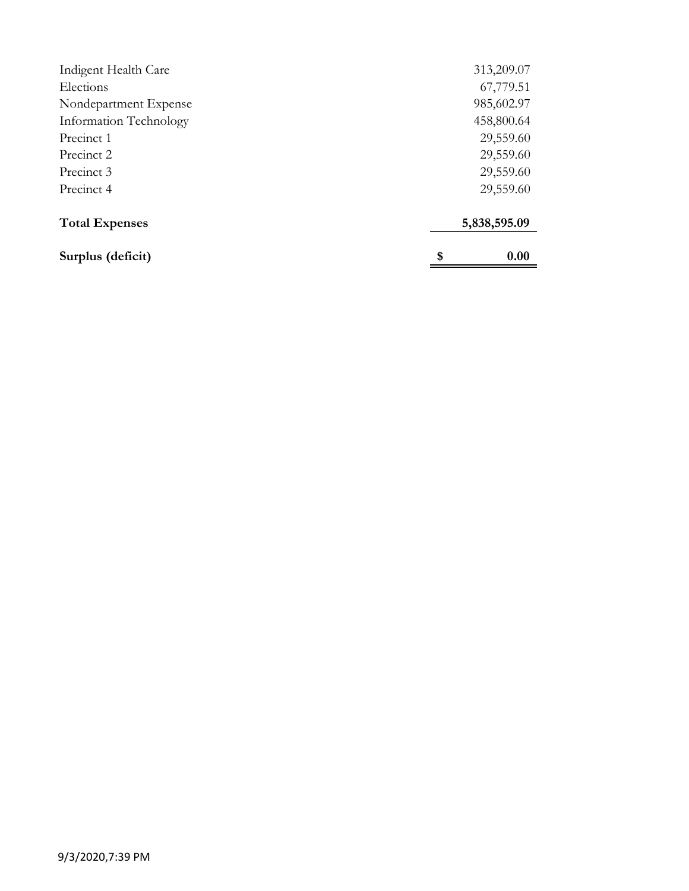| | |
|---|---|
| Indigent Health Care | 313,209.07 |
| Elections | 67,779.51 |
| Nondepartment Expense | 985,602.97 |
| Information Technology | 458,800.64 |
| Precinct 1 | 29,559.60 |
| Precinct 2 | 29,559.60 |
| Precinct 3 | 29,559.60 |
| Precinct 4 | 29,559.60 |
| **Total Expenses** | **5,838,595.09** |
| **Surplus (deficit)** | **$ 0.00** |

9/3/2020,7:39 PM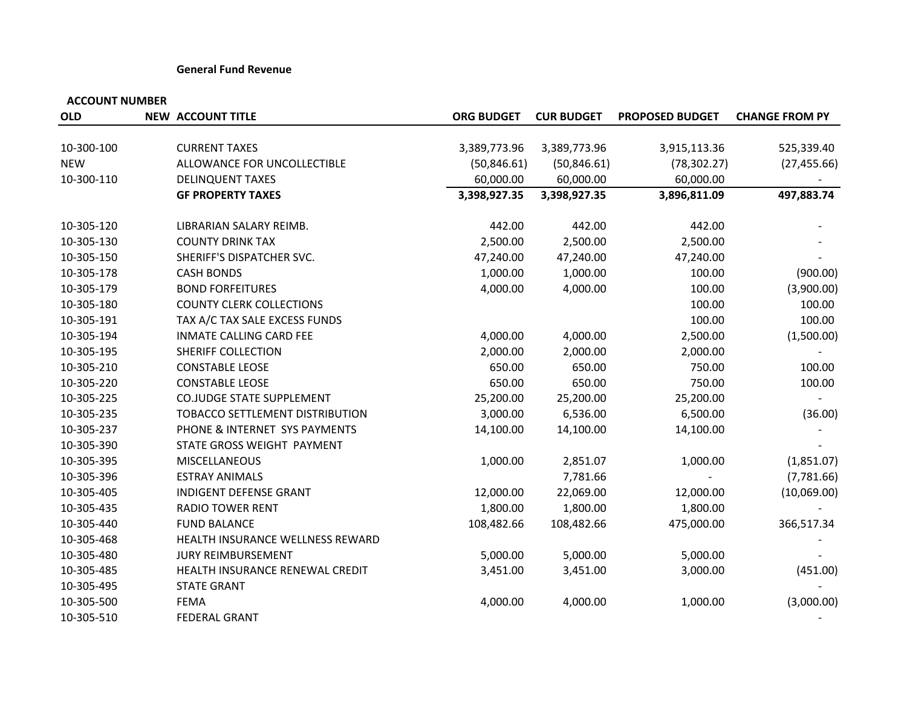**General Fund Revenue**

| ACCOUNT NUMBER | | | | | | |
|---|---|---|---|---|---|---|
| OLD | NEW | ACCOUNT TITLE | ORG BUDGET | CUR BUDGET | PROPOSED BUDGET | CHANGE FROM PY |
| 10-300-100 | | CURRENT TAXES | 3,389,773.96 | 3,389,773.96 | 3,915,113.36 | 525,339.40 |
| NEW | | ALLOWANCE FOR UNCOLLECTIBLE | (50,846.61) | (50,846.61) | (78,302.27) | (27,455.66) |
| 10-300-110 | | DELINQUENT TAXES | 60,000.00 | 60,000.00 | 60,000.00 | - |
| | | **GF PROPERTY TAXES** | **3,398,927.35** | **3,398,927.35** | **3,896,811.09** | **497,883.74** |
| 10-305-120 | | LIBRARIAN SALARY REIMB. | 442.00 | 442.00 | 442.00 | - |
| 10-305-130 | | COUNTY DRINK TAX | 2,500.00 | 2,500.00 | 2,500.00 | - |
| 10-305-150 | | SHERIFF'S DISPATCHER SVC. | 47,240.00 | 47,240.00 | 47,240.00 | - |
| 10-305-178 | | CASH BONDS | 1,000.00 | 1,000.00 | 100.00 | (900.00) |
| 10-305-179 | | BOND FORFEITURES | 4,000.00 | 4,000.00 | 100.00 | (3,900.00) |
| 10-305-180 | | COUNTY CLERK COLLECTIONS | | | 100.00 | 100.00 |
| 10-305-191 | | TAX A/C TAX SALE EXCESS FUNDS | | | 100.00 | 100.00 |
| 10-305-194 | | INMATE CALLING CARD FEE | 4,000.00 | 4,000.00 | 2,500.00 | (1,500.00) |
| 10-305-195 | | SHERIFF COLLECTION | 2,000.00 | 2,000.00 | 2,000.00 | - |
| 10-305-210 | | CONSTABLE LEOSE | 650.00 | 650.00 | 750.00 | 100.00 |
| 10-305-220 | | CONSTABLE LEOSE | 650.00 | 650.00 | 750.00 | 100.00 |
| 10-305-225 | | CO.JUDGE STATE SUPPLEMENT | 25,200.00 | 25,200.00 | 25,200.00 | - |
| 10-305-235 | | TOBACCO SETTLEMENT DISTRIBUTION | 3,000.00 | 6,536.00 | 6,500.00 | (36.00) |
| 10-305-237 | | PHONE & INTERNET SYS PAYMENTS | 14,100.00 | 14,100.00 | 14,100.00 | - |
| 10-305-390 | | STATE GROSS WEIGHT PAYMENT | | | | - |
| 10-305-395 | | MISCELLANEOUS | 1,000.00 | 2,851.07 | 1,000.00 | (1,851.07) |
| 10-305-396 | | ESTRAY ANIMALS | | 7,781.66 | - | (7,781.66) |
| 10-305-405 | | INDIGENT DEFENSE GRANT | 12,000.00 | 22,069.00 | 12,000.00 | (10,069.00) |
| 10-305-435 | | RADIO TOWER RENT | 1,800.00 | 1,800.00 | 1,800.00 | - |
| 10-305-440 | | FUND BALANCE | 108,482.66 | 108,482.66 | 475,000.00 | 366,517.34 |
| 10-305-468 | | HEALTH INSURANCE WELLNESS REWARD | | | | - |
| 10-305-480 | | JURY REIMBURSEMENT | 5,000.00 | 5,000.00 | 5,000.00 | - |
| 10-305-485 | | HEALTH INSURANCE RENEWAL CREDIT | 3,451.00 | 3,451.00 | 3,000.00 | (451.00) |
| 10-305-495 | | STATE GRANT | | | | - |
| 10-305-500 | | FEMA | 4,000.00 | 4,000.00 | 1,000.00 | (3,000.00) |
| 10-305-510 | | FEDERAL GRANT | | | | - |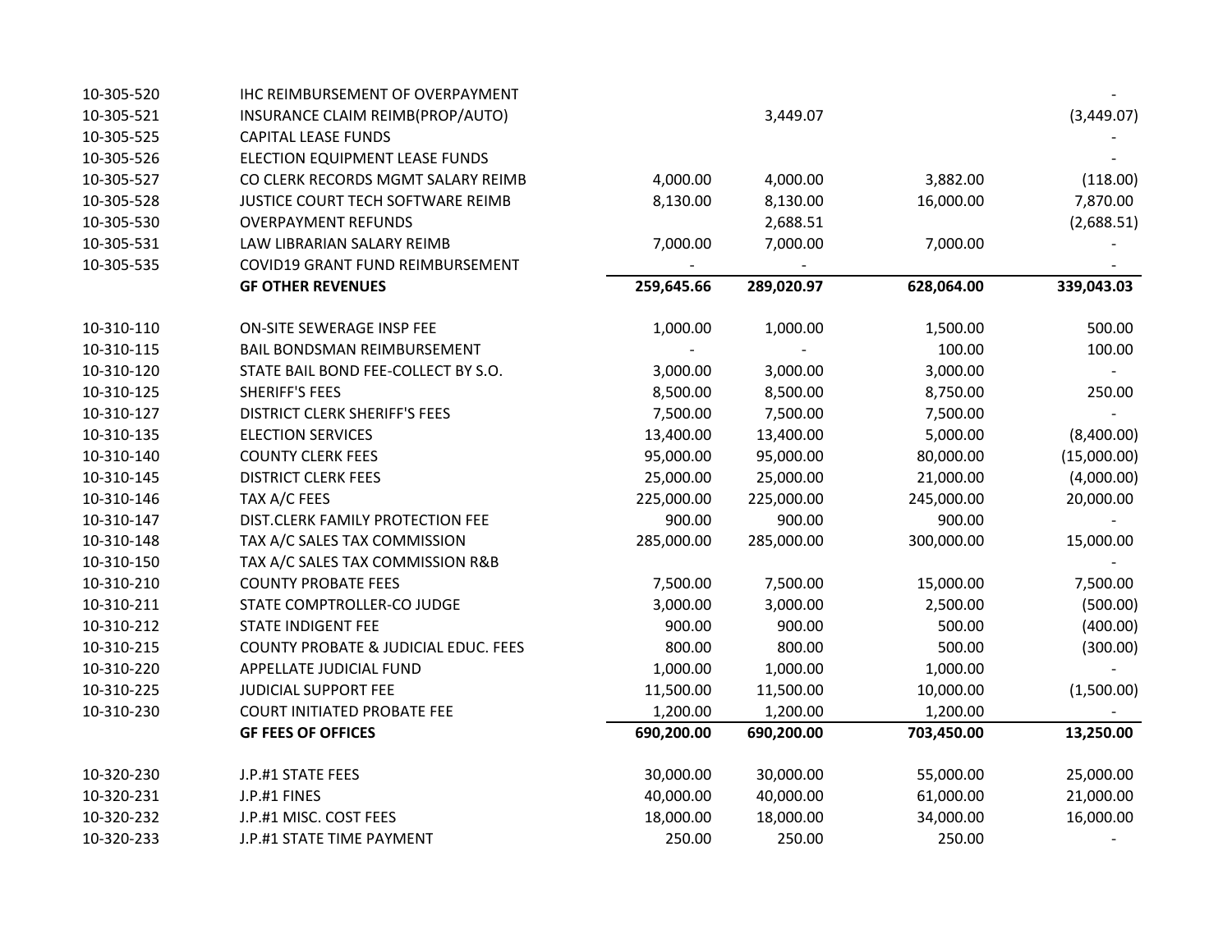| | | | | | |
|---|---|---|---|---|---|
| 10-305-520 | IHC REIMBURSEMENT OF OVERPAYMENT | | | | - |
| 10-305-521 | INSURANCE CLAIM REIMB(PROP/AUTO) | | 3,449.07 | | (3,449.07) |
| 10-305-525 | CAPITAL LEASE FUNDS | | | | - |
| 10-305-526 | ELECTION EQUIPMENT LEASE FUNDS | | | | - |
| 10-305-527 | CO CLERK RECORDS MGMT SALARY REIMB | 4,000.00 | 4,000.00 | 3,882.00 | (118.00) |
| 10-305-528 | JUSTICE COURT TECH SOFTWARE REIMB | 8,130.00 | 8,130.00 | 16,000.00 | 7,870.00 |
| 10-305-530 | OVERPAYMENT REFUNDS | | 2,688.51 | | (2,688.51) |
| 10-305-531 | LAW LIBRARIAN SALARY REIMB | 7,000.00 | 7,000.00 | 7,000.00 | - |
| 10-305-535 | COVID19 GRANT FUND REIMBURSEMENT | - | - | | - |
| | **GF OTHER REVENUES** | **259,645.66** | **289,020.97** | **628,064.00** | **339,043.03** |
| | | | | | |
| 10-310-110 | ON-SITE SEWERAGE INSP FEE | 1,000.00 | 1,000.00 | 1,500.00 | 500.00 |
| 10-310-115 | BAIL BONDSMAN REIMBURSEMENT | - | - | 100.00 | 100.00 |
| 10-310-120 | STATE BAIL BOND FEE-COLLECT BY S.O. | 3,000.00 | 3,000.00 | 3,000.00 | - |
| 10-310-125 | SHERIFF'S FEES | 8,500.00 | 8,500.00 | 8,750.00 | 250.00 |
| 10-310-127 | DISTRICT CLERK SHERIFF'S FEES | 7,500.00 | 7,500.00 | 7,500.00 | - |
| 10-310-135 | ELECTION SERVICES | 13,400.00 | 13,400.00 | 5,000.00 | (8,400.00) |
| 10-310-140 | COUNTY CLERK FEES | 95,000.00 | 95,000.00 | 80,000.00 | (15,000.00) |
| 10-310-145 | DISTRICT CLERK FEES | 25,000.00 | 25,000.00 | 21,000.00 | (4,000.00) |
| 10-310-146 | TAX A/C FEES | 225,000.00 | 225,000.00 | 245,000.00 | 20,000.00 |
| 10-310-147 | DIST.CLERK FAMILY PROTECTION FEE | 900.00 | 900.00 | 900.00 | - |
| 10-310-148 | TAX A/C SALES TAX COMMISSION | 285,000.00 | 285,000.00 | 300,000.00 | 15,000.00 |
| 10-310-150 | TAX A/C SALES TAX COMMISSION R&B | | | | - |
| 10-310-210 | COUNTY PROBATE FEES | 7,500.00 | 7,500.00 | 15,000.00 | 7,500.00 |
| 10-310-211 | STATE COMPTROLLER-CO JUDGE | 3,000.00 | 3,000.00 | 2,500.00 | (500.00) |
| 10-310-212 | STATE INDIGENT FEE | 900.00 | 900.00 | 500.00 | (400.00) |
| 10-310-215 | COUNTY PROBATE & JUDICIAL EDUC. FEES | 800.00 | 800.00 | 500.00 | (300.00) |
| 10-310-220 | APPELLATE JUDICIAL FUND | 1,000.00 | 1,000.00 | 1,000.00 | - |
| 10-310-225 | JUDICIAL SUPPORT FEE | 11,500.00 | 11,500.00 | 10,000.00 | (1,500.00) |
| 10-310-230 | COURT INITIATED PROBATE FEE | 1,200.00 | 1,200.00 | 1,200.00 | - |
| | **GF FEES OF OFFICES** | **690,200.00** | **690,200.00** | **703,450.00** | **13,250.00** |
| | | | | | |
| 10-320-230 | J.P.#1 STATE FEES | 30,000.00 | 30,000.00 | 55,000.00 | 25,000.00 |
| 10-320-231 | J.P.#1 FINES | 40,000.00 | 40,000.00 | 61,000.00 | 21,000.00 |
| 10-320-232 | J.P.#1 MISC. COST FEES | 18,000.00 | 18,000.00 | 34,000.00 | 16,000.00 |
| 10-320-233 | J.P.#1 STATE TIME PAYMENT | 250.00 | 250.00 | 250.00 | - |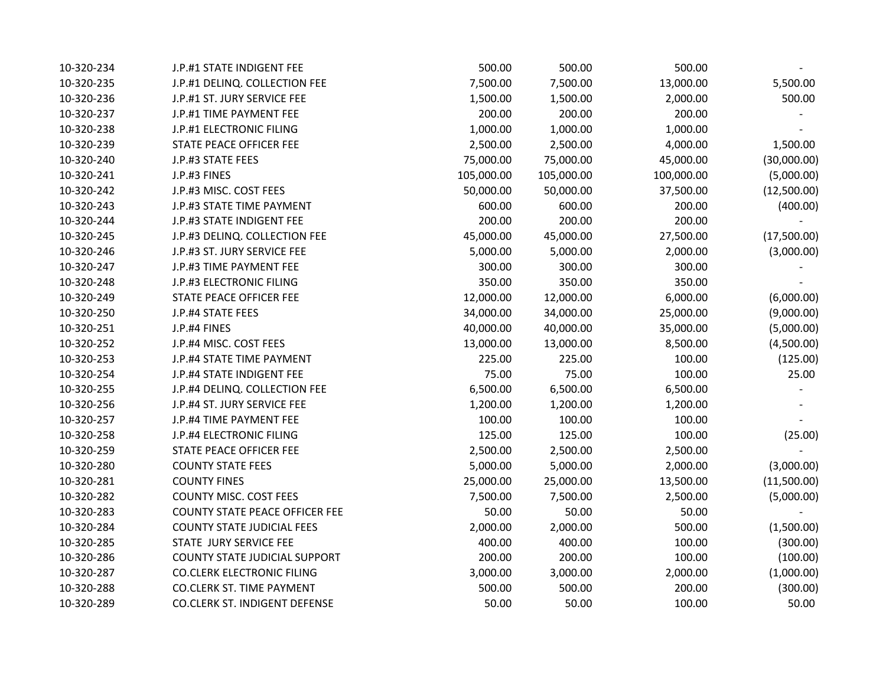| | | | | | |
|---|---|---|---|---|---|
| 10-320-234 | J.P.#1 STATE INDIGENT FEE | 500.00 | 500.00 | 500.00 | - |
| 10-320-235 | J.P.#1 DELINQ. COLLECTION FEE | 7,500.00 | 7,500.00 | 13,000.00 | 5,500.00 |
| 10-320-236 | J.P.#1 ST. JURY SERVICE FEE | 1,500.00 | 1,500.00 | 2,000.00 | 500.00 |
| 10-320-237 | J.P.#1 TIME PAYMENT FEE | 200.00 | 200.00 | 200.00 | - |
| 10-320-238 | J.P.#1 ELECTRONIC FILING | 1,000.00 | 1,000.00 | 1,000.00 | - |
| 10-320-239 | STATE PEACE OFFICER FEE | 2,500.00 | 2,500.00 | 4,000.00 | 1,500.00 |
| 10-320-240 | J.P.#3 STATE FEES | 75,000.00 | 75,000.00 | 45,000.00 | (30,000.00) |
| 10-320-241 | J.P.#3 FINES | 105,000.00 | 105,000.00 | 100,000.00 | (5,000.00) |
| 10-320-242 | J.P.#3 MISC. COST FEES | 50,000.00 | 50,000.00 | 37,500.00 | (12,500.00) |
| 10-320-243 | J.P.#3 STATE TIME PAYMENT | 600.00 | 600.00 | 200.00 | (400.00) |
| 10-320-244 | J.P.#3 STATE INDIGENT FEE | 200.00 | 200.00 | 200.00 | - |
| 10-320-245 | J.P.#3 DELINQ. COLLECTION FEE | 45,000.00 | 45,000.00 | 27,500.00 | (17,500.00) |
| 10-320-246 | J.P.#3 ST. JURY SERVICE FEE | 5,000.00 | 5,000.00 | 2,000.00 | (3,000.00) |
| 10-320-247 | J.P.#3 TIME PAYMENT FEE | 300.00 | 300.00 | 300.00 | - |
| 10-320-248 | J.P.#3 ELECTRONIC FILING | 350.00 | 350.00 | 350.00 | - |
| 10-320-249 | STATE PEACE OFFICER FEE | 12,000.00 | 12,000.00 | 6,000.00 | (6,000.00) |
| 10-320-250 | J.P.#4 STATE FEES | 34,000.00 | 34,000.00 | 25,000.00 | (9,000.00) |
| 10-320-251 | J.P.#4 FINES | 40,000.00 | 40,000.00 | 35,000.00 | (5,000.00) |
| 10-320-252 | J.P.#4 MISC. COST FEES | 13,000.00 | 13,000.00 | 8,500.00 | (4,500.00) |
| 10-320-253 | J.P.#4 STATE TIME PAYMENT | 225.00 | 225.00 | 100.00 | (125.00) |
| 10-320-254 | J.P.#4 STATE INDIGENT FEE | 75.00 | 75.00 | 100.00 | 25.00 |
| 10-320-255 | J.P.#4 DELINQ. COLLECTION FEE | 6,500.00 | 6,500.00 | 6,500.00 | - |
| 10-320-256 | J.P.#4 ST. JURY SERVICE FEE | 1,200.00 | 1,200.00 | 1,200.00 | - |
| 10-320-257 | J.P.#4 TIME PAYMENT FEE | 100.00 | 100.00 | 100.00 | - |
| 10-320-258 | J.P.#4 ELECTRONIC FILING | 125.00 | 125.00 | 100.00 | (25.00) |
| 10-320-259 | STATE PEACE OFFICER FEE | 2,500.00 | 2,500.00 | 2,500.00 | - |
| 10-320-280 | COUNTY STATE FEES | 5,000.00 | 5,000.00 | 2,000.00 | (3,000.00) |
| 10-320-281 | COUNTY FINES | 25,000.00 | 25,000.00 | 13,500.00 | (11,500.00) |
| 10-320-282 | COUNTY MISC. COST FEES | 7,500.00 | 7,500.00 | 2,500.00 | (5,000.00) |
| 10-320-283 | COUNTY STATE PEACE OFFICER FEE | 50.00 | 50.00 | 50.00 | - |
| 10-320-284 | COUNTY STATE JUDICIAL FEES | 2,000.00 | 2,000.00 | 500.00 | (1,500.00) |
| 10-320-285 | STATE JURY SERVICE FEE | 400.00 | 400.00 | 100.00 | (300.00) |
| 10-320-286 | COUNTY STATE JUDICIAL SUPPORT | 200.00 | 200.00 | 100.00 | (100.00) |
| 10-320-287 | CO.CLERK ELECTRONIC FILING | 3,000.00 | 3,000.00 | 2,000.00 | (1,000.00) |
| 10-320-288 | CO.CLERK ST. TIME PAYMENT | 500.00 | 500.00 | 200.00 | (300.00) |
| 10-320-289 | CO.CLERK ST. INDIGENT DEFENSE | 50.00 | 50.00 | 100.00 | 50.00 |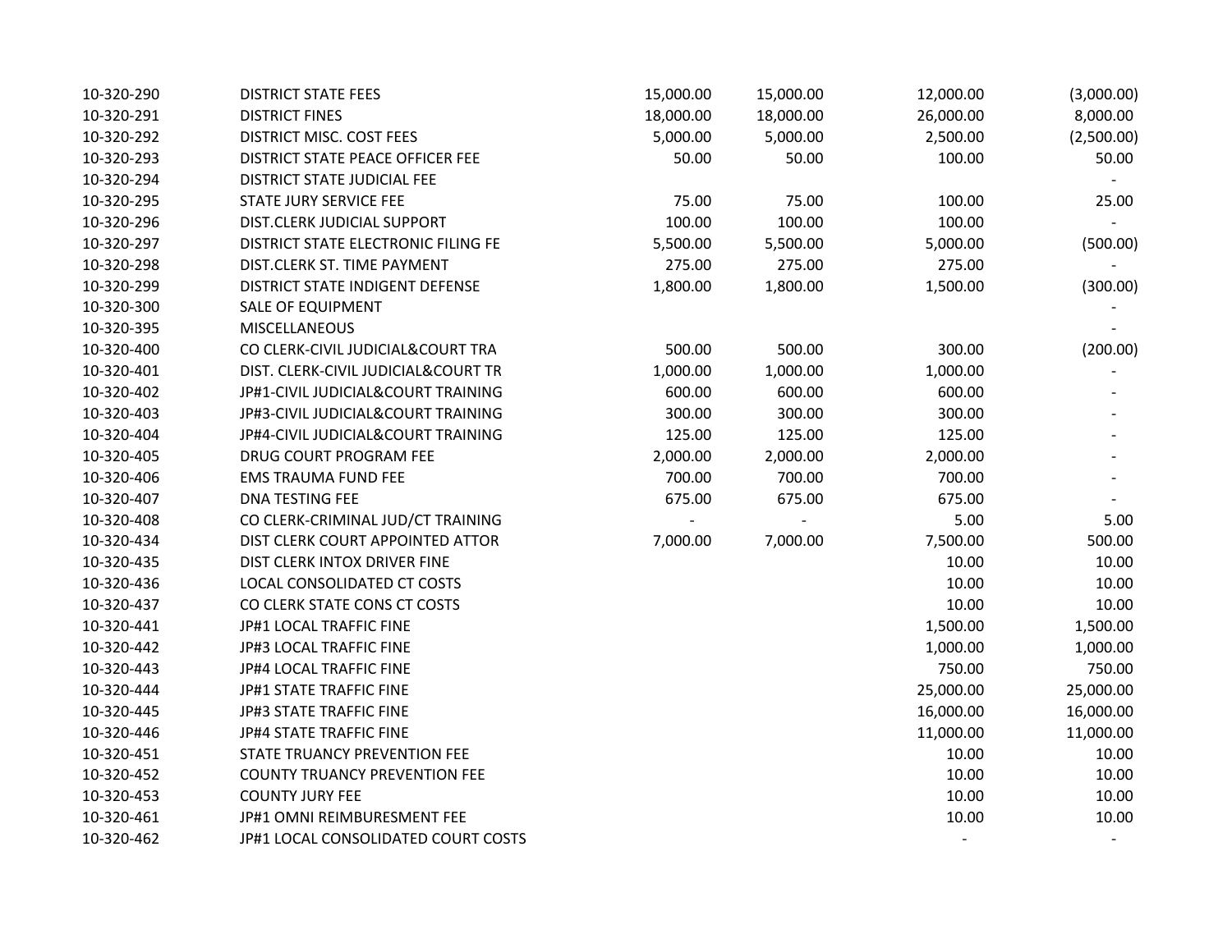| | | | | | |
|---|---|---|---|---|---|
| 10-320-290 | DISTRICT STATE FEES | 15,000.00 | 15,000.00 | 12,000.00 | (3,000.00) |
| 10-320-291 | DISTRICT FINES | 18,000.00 | 18,000.00 | 26,000.00 | 8,000.00 |
| 10-320-292 | DISTRICT MISC. COST FEES | 5,000.00 | 5,000.00 | 2,500.00 | (2,500.00) |
| 10-320-293 | DISTRICT STATE PEACE OFFICER FEE | 50.00 | 50.00 | 100.00 | 50.00 |
| 10-320-294 | DISTRICT STATE JUDICIAL FEE | | | | - |
| 10-320-295 | STATE JURY SERVICE FEE | 75.00 | 75.00 | 100.00 | 25.00 |
| 10-320-296 | DIST.CLERK JUDICIAL SUPPORT | 100.00 | 100.00 | 100.00 | - |
| 10-320-297 | DISTRICT STATE ELECTRONIC FILING FE | 5,500.00 | 5,500.00 | 5,000.00 | (500.00) |
| 10-320-298 | DIST.CLERK ST. TIME PAYMENT | 275.00 | 275.00 | 275.00 | - |
| 10-320-299 | DISTRICT STATE INDIGENT DEFENSE | 1,800.00 | 1,800.00 | 1,500.00 | (300.00) |
| 10-320-300 | SALE OF EQUIPMENT | | | | - |
| 10-320-395 | MISCELLANEOUS | | | | - |
| 10-320-400 | CO CLERK-CIVIL JUDICIAL&COURT TRA | 500.00 | 500.00 | 300.00 | (200.00) |
| 10-320-401 | DIST. CLERK-CIVIL JUDICIAL&COURT TR | 1,000.00 | 1,000.00 | 1,000.00 | - |
| 10-320-402 | JP#1-CIVIL JUDICIAL&COURT TRAINING | 600.00 | 600.00 | 600.00 | - |
| 10-320-403 | JP#3-CIVIL JUDICIAL&COURT TRAINING | 300.00 | 300.00 | 300.00 | - |
| 10-320-404 | JP#4-CIVIL JUDICIAL&COURT TRAINING | 125.00 | 125.00 | 125.00 | - |
| 10-320-405 | DRUG COURT PROGRAM FEE | 2,000.00 | 2,000.00 | 2,000.00 | - |
| 10-320-406 | EMS TRAUMA FUND FEE | 700.00 | 700.00 | 700.00 | - |
| 10-320-407 | DNA TESTING FEE | 675.00 | 675.00 | 675.00 | - |
| 10-320-408 | CO CLERK-CRIMINAL JUD/CT TRAINING | - | - | 5.00 | 5.00 |
| 10-320-434 | DIST CLERK COURT APPOINTED ATTOR | 7,000.00 | 7,000.00 | 7,500.00 | 500.00 |
| 10-320-435 | DIST CLERK INTOX DRIVER FINE | | | 10.00 | 10.00 |
| 10-320-436 | LOCAL CONSOLIDATED CT COSTS | | | 10.00 | 10.00 |
| 10-320-437 | CO CLERK STATE CONS CT COSTS | | | 10.00 | 10.00 |
| 10-320-441 | JP#1 LOCAL TRAFFIC FINE | | | 1,500.00 | 1,500.00 |
| 10-320-442 | JP#3 LOCAL TRAFFIC FINE | | | 1,000.00 | 1,000.00 |
| 10-320-443 | JP#4 LOCAL TRAFFIC FINE | | | 750.00 | 750.00 |
| 10-320-444 | JP#1 STATE TRAFFIC FINE | | | 25,000.00 | 25,000.00 |
| 10-320-445 | JP#3 STATE TRAFFIC FINE | | | 16,000.00 | 16,000.00 |
| 10-320-446 | JP#4 STATE TRAFFIC FINE | | | 11,000.00 | 11,000.00 |
| 10-320-451 | STATE TRUANCY PREVENTION FEE | | | 10.00 | 10.00 |
| 10-320-452 | COUNTY TRUANCY PREVENTION FEE | | | 10.00 | 10.00 |
| 10-320-453 | COUNTY JURY FEE | | | 10.00 | 10.00 |
| 10-320-461 | JP#1 OMNI REIMBURESMENT FEE | | | 10.00 | 10.00 |
| 10-320-462 | JP#1 LOCAL CONSOLIDATED COURT COSTS | | | - | - |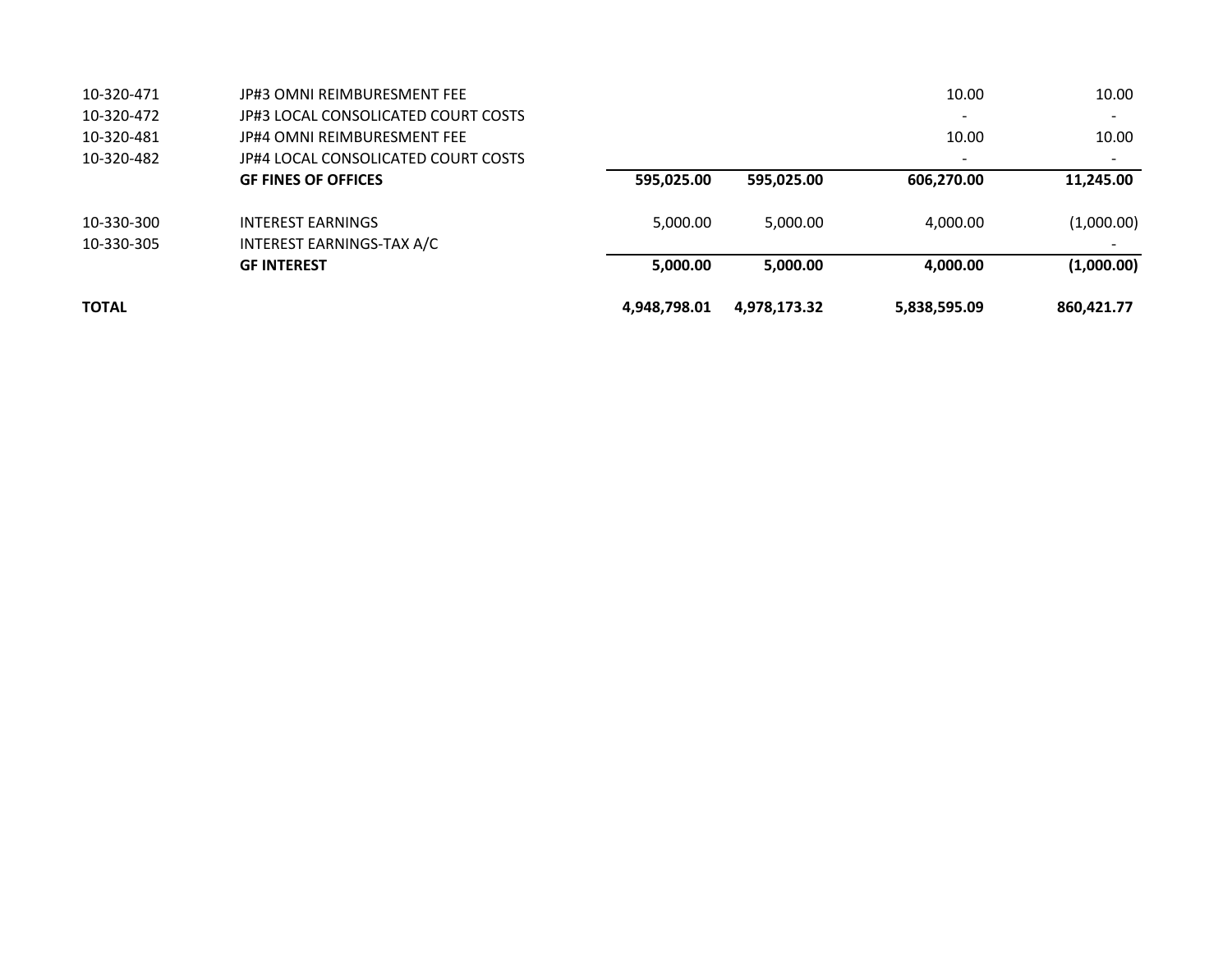| | | | | | |
|---|---|---|---|---|---|
| 10-320-471 | JP#3 OMNI REIMBURESMENT FEE | | | 10.00 | 10.00 |
| 10-320-472 | JP#3 LOCAL CONSOLICATED COURT COSTS | | | - | - |
| 10-320-481 | JP#4 OMNI REIMBURESMENT FEE | | | 10.00 | 10.00 |
| 10-320-482 | JP#4 LOCAL CONSOLICATED COURT COSTS | | | - | - |
| | **GF FINES OF OFFICES** | **595,025.00** | **595,025.00** | **606,270.00** | **11,245.00** |
| 10-330-300 | INTEREST EARNINGS | 5,000.00 | 5,000.00 | 4,000.00 | (1,000.00) |
| 10-330-305 | INTEREST EARNINGS-TAX A/C | | | | - |
| | **GF INTEREST** | **5,000.00** | **5,000.00** | **4,000.00** | **(1,000.00)** |
| **TOTAL** | | **4,948,798.01** | **4,978,173.32** | **5,838,595.09** | **860,421.77** |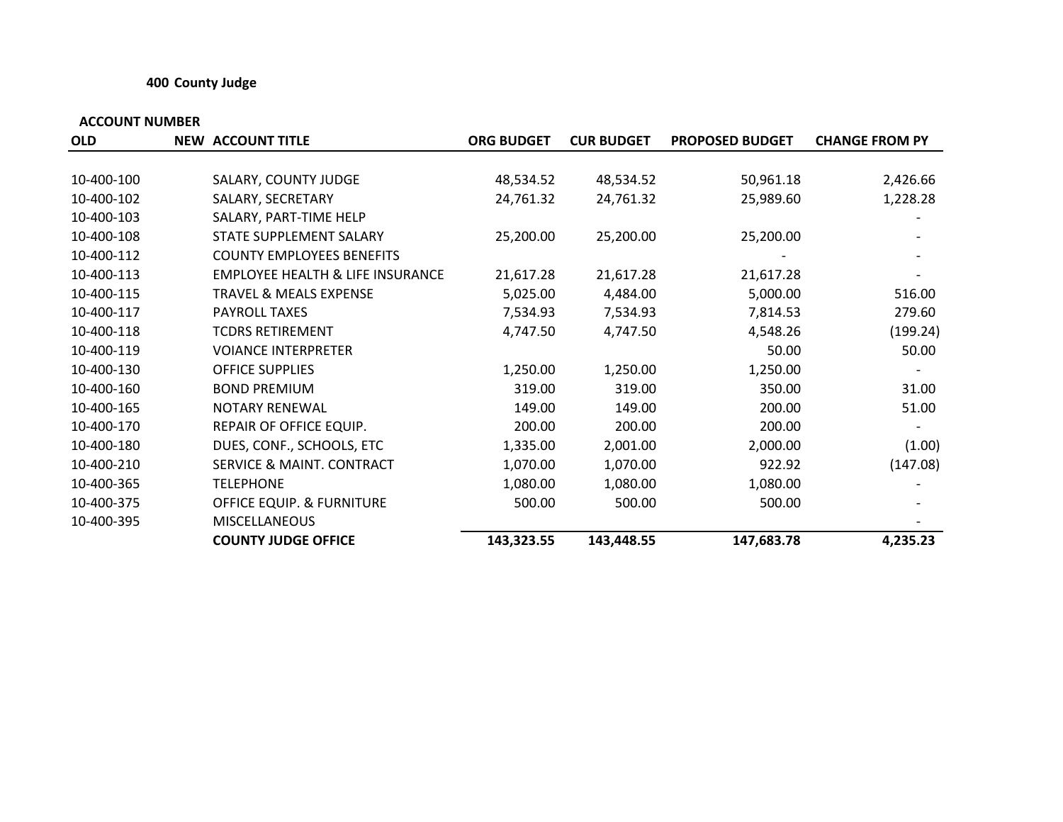**400 County Judge**

| ACCOUNT NUMBER | | | | | | |
|---|---|---|---|---|---|---|
| **OLD** | **NEW** | **ACCOUNT TITLE** | **ORG BUDGET** | **CUR BUDGET** | **PROPOSED BUDGET** | **CHANGE FROM PY** |
| 10-400-100 | | SALARY, COUNTY JUDGE | 48,534.52 | 48,534.52 | 50,961.18 | 2,426.66 |
| 10-400-102 | | SALARY, SECRETARY | 24,761.32 | 24,761.32 | 25,989.60 | 1,228.28 |
| 10-400-103 | | SALARY, PART-TIME HELP | | | | - |
| 10-400-108 | | STATE SUPPLEMENT SALARY | 25,200.00 | 25,200.00 | 25,200.00 | - |
| 10-400-112 | | COUNTY EMPLOYEES BENEFITS | | | - | - |
| 10-400-113 | | EMPLOYEE HEALTH & LIFE INSURANCE | 21,617.28 | 21,617.28 | 21,617.28 | - |
| 10-400-115 | | TRAVEL & MEALS EXPENSE | 5,025.00 | 4,484.00 | 5,000.00 | 516.00 |
| 10-400-117 | | PAYROLL TAXES | 7,534.93 | 7,534.93 | 7,814.53 | 279.60 |
| 10-400-118 | | TCDRS RETIREMENT | 4,747.50 | 4,747.50 | 4,548.26 | (199.24) |
| 10-400-119 | | VOIANCE INTERPRETER | | | 50.00 | 50.00 |
| 10-400-130 | | OFFICE SUPPLIES | 1,250.00 | 1,250.00 | 1,250.00 | - |
| 10-400-160 | | BOND PREMIUM | 319.00 | 319.00 | 350.00 | 31.00 |
| 10-400-165 | | NOTARY RENEWAL | 149.00 | 149.00 | 200.00 | 51.00 |
| 10-400-170 | | REPAIR OF OFFICE EQUIP. | 200.00 | 200.00 | 200.00 | - |
| 10-400-180 | | DUES, CONF., SCHOOLS, ETC | 1,335.00 | 2,001.00 | 2,000.00 | (1.00) |
| 10-400-210 | | SERVICE & MAINT. CONTRACT | 1,070.00 | 1,070.00 | 922.92 | (147.08) |
| 10-400-365 | | TELEPHONE | 1,080.00 | 1,080.00 | 1,080.00 | - |
| 10-400-375 | | OFFICE EQUIP. & FURNITURE | 500.00 | 500.00 | 500.00 | - |
| 10-400-395 | | MISCELLANEOUS | | | | - |
| | | **COUNTY JUDGE OFFICE** | **143,323.55** | **143,448.55** | **147,683.78** | **4,235.23** |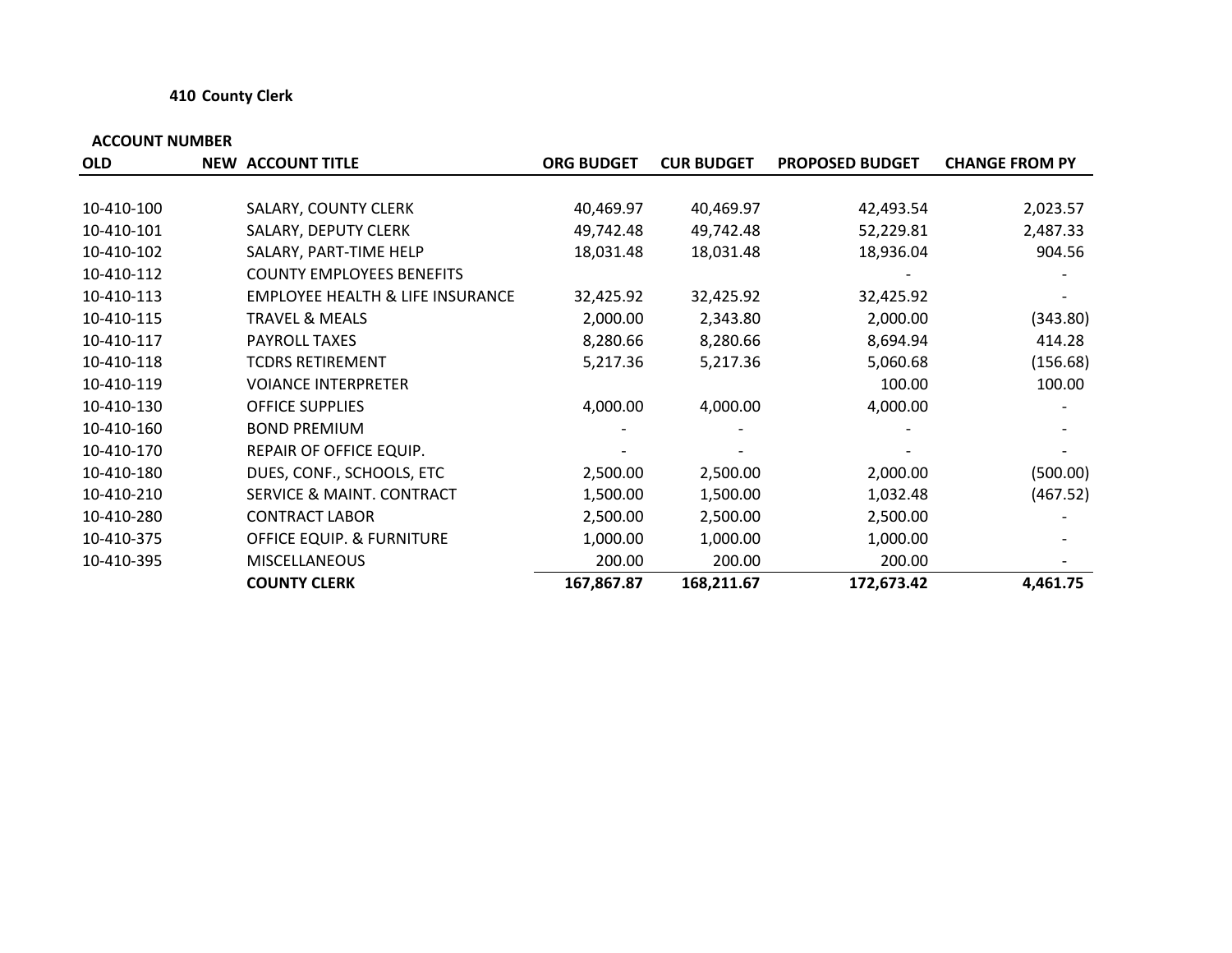### 410 County Clerk

| ACCOUNT NUMBER | | | | | | |
|---|---|---|---|---|---|---|
| **OLD** | **NEW** | **ACCOUNT TITLE** | **ORG BUDGET** | **CUR BUDGET** | **PROPOSED BUDGET** | **CHANGE FROM PY** |
| 10-410-100 | | SALARY, COUNTY CLERK | 40,469.97 | 40,469.97 | 42,493.54 | 2,023.57 |
| 10-410-101 | | SALARY, DEPUTY CLERK | 49,742.48 | 49,742.48 | 52,229.81 | 2,487.33 |
| 10-410-102 | | SALARY, PART-TIME HELP | 18,031.48 | 18,031.48 | 18,936.04 | 904.56 |
| 10-410-112 | | COUNTY EMPLOYEES BENEFITS | | | - | - |
| 10-410-113 | | EMPLOYEE HEALTH & LIFE INSURANCE | 32,425.92 | 32,425.92 | 32,425.92 | - |
| 10-410-115 | | TRAVEL & MEALS | 2,000.00 | 2,343.80 | 2,000.00 | (343.80) |
| 10-410-117 | | PAYROLL TAXES | 8,280.66 | 8,280.66 | 8,694.94 | 414.28 |
| 10-410-118 | | TCDRS RETIREMENT | 5,217.36 | 5,217.36 | 5,060.68 | (156.68) |
| 10-410-119 | | VOIANCE INTERPRETER | | | 100.00 | 100.00 |
| 10-410-130 | | OFFICE SUPPLIES | 4,000.00 | 4,000.00 | 4,000.00 | - |
| 10-410-160 | | BOND PREMIUM | - | - | - | - |
| 10-410-170 | | REPAIR OF OFFICE EQUIP. | - | - | - | - |
| 10-410-180 | | DUES, CONF., SCHOOLS, ETC | 2,500.00 | 2,500.00 | 2,000.00 | (500.00) |
| 10-410-210 | | SERVICE & MAINT. CONTRACT | 1,500.00 | 1,500.00 | 1,032.48 | (467.52) |
| 10-410-280 | | CONTRACT LABOR | 2,500.00 | 2,500.00 | 2,500.00 | - |
| 10-410-375 | | OFFICE EQUIP. & FURNITURE | 1,000.00 | 1,000.00 | 1,000.00 | - |
| 10-410-395 | | MISCELLANEOUS | 200.00 | 200.00 | 200.00 | - |
| | | **COUNTY CLERK** | **167,867.87** | **168,211.67** | **172,673.42** | **4,461.75** |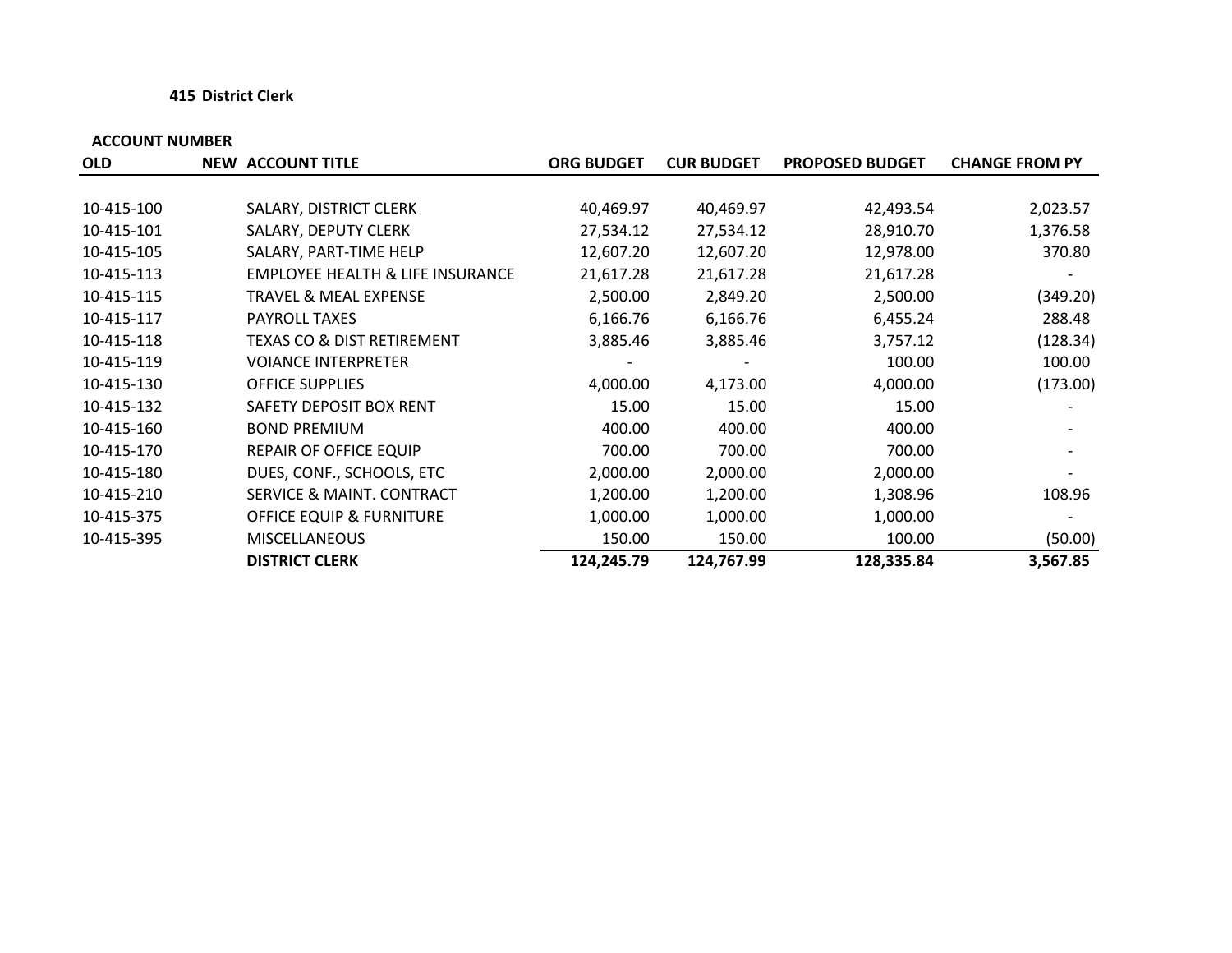**415 District Clerk**

| ACCOUNT NUMBER | | | | | | |
|---|---|---|---|---|---|---|
| **OLD** | **NEW** | **ACCOUNT TITLE** | **ORG BUDGET** | **CUR BUDGET** | **PROPOSED BUDGET** | **CHANGE FROM PY** |
| 10-415-100 | | SALARY, DISTRICT CLERK | 40,469.97 | 40,469.97 | 42,493.54 | 2,023.57 |
| 10-415-101 | | SALARY, DEPUTY CLERK | 27,534.12 | 27,534.12 | 28,910.70 | 1,376.58 |
| 10-415-105 | | SALARY, PART-TIME HELP | 12,607.20 | 12,607.20 | 12,978.00 | 370.80 |
| 10-415-113 | | EMPLOYEE HEALTH & LIFE INSURANCE | 21,617.28 | 21,617.28 | 21,617.28 | - |
| 10-415-115 | | TRAVEL & MEAL EXPENSE | 2,500.00 | 2,849.20 | 2,500.00 | (349.20) |
| 10-415-117 | | PAYROLL TAXES | 6,166.76 | 6,166.76 | 6,455.24 | 288.48 |
| 10-415-118 | | TEXAS CO & DIST RETIREMENT | 3,885.46 | 3,885.46 | 3,757.12 | (128.34) |
| 10-415-119 | | VOIANCE INTERPRETER | - | - | 100.00 | 100.00 |
| 10-415-130 | | OFFICE SUPPLIES | 4,000.00 | 4,173.00 | 4,000.00 | (173.00) |
| 10-415-132 | | SAFETY DEPOSIT BOX RENT | 15.00 | 15.00 | 15.00 | - |
| 10-415-160 | | BOND PREMIUM | 400.00 | 400.00 | 400.00 | - |
| 10-415-170 | | REPAIR OF OFFICE EQUIP | 700.00 | 700.00 | 700.00 | - |
| 10-415-180 | | DUES, CONF., SCHOOLS, ETC | 2,000.00 | 2,000.00 | 2,000.00 | - |
| 10-415-210 | | SERVICE & MAINT. CONTRACT | 1,200.00 | 1,200.00 | 1,308.96 | 108.96 |
| 10-415-375 | | OFFICE EQUIP & FURNITURE | 1,000.00 | 1,000.00 | 1,000.00 | - |
| 10-415-395 | | MISCELLANEOUS | 150.00 | 150.00 | 100.00 | (50.00) |
| | | **DISTRICT CLERK** | **124,245.79** | **124,767.99** | **128,335.84** | **3,567.85** |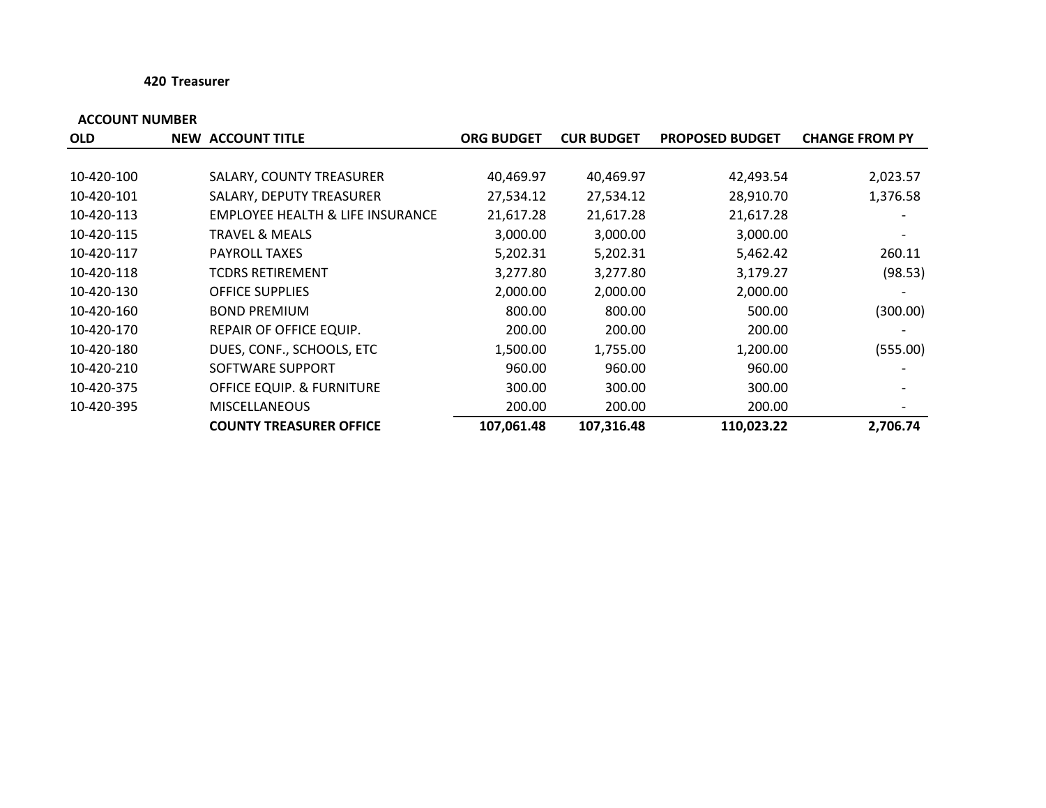**420 Treasurer**

| ACCOUNT NUMBER | | | | | | |
|---|---|---|---|---|---|---|
| **OLD** | **NEW** | **ACCOUNT TITLE** | **ORG BUDGET** | **CUR BUDGET** | **PROPOSED BUDGET** | **CHANGE FROM PY** |
| 10-420-100 | | SALARY, COUNTY TREASURER | 40,469.97 | 40,469.97 | 42,493.54 | 2,023.57 |
| 10-420-101 | | SALARY, DEPUTY TREASURER | 27,534.12 | 27,534.12 | 28,910.70 | 1,376.58 |
| 10-420-113 | | EMPLOYEE HEALTH & LIFE INSURANCE | 21,617.28 | 21,617.28 | 21,617.28 | - |
| 10-420-115 | | TRAVEL & MEALS | 3,000.00 | 3,000.00 | 3,000.00 | - |
| 10-420-117 | | PAYROLL TAXES | 5,202.31 | 5,202.31 | 5,462.42 | 260.11 |
| 10-420-118 | | TCDRS RETIREMENT | 3,277.80 | 3,277.80 | 3,179.27 | (98.53) |
| 10-420-130 | | OFFICE SUPPLIES | 2,000.00 | 2,000.00 | 2,000.00 | - |
| 10-420-160 | | BOND PREMIUM | 800.00 | 800.00 | 500.00 | (300.00) |
| 10-420-170 | | REPAIR OF OFFICE EQUIP. | 200.00 | 200.00 | 200.00 | - |
| 10-420-180 | | DUES, CONF., SCHOOLS, ETC | 1,500.00 | 1,755.00 | 1,200.00 | (555.00) |
| 10-420-210 | | SOFTWARE SUPPORT | 960.00 | 960.00 | 960.00 | - |
| 10-420-375 | | OFFICE EQUIP. & FURNITURE | 300.00 | 300.00 | 300.00 | - |
| 10-420-395 | | MISCELLANEOUS | 200.00 | 200.00 | 200.00 | - |
| | | **COUNTY TREASURER OFFICE** | **107,061.48** | **107,316.48** | **110,023.22** | **2,706.74** |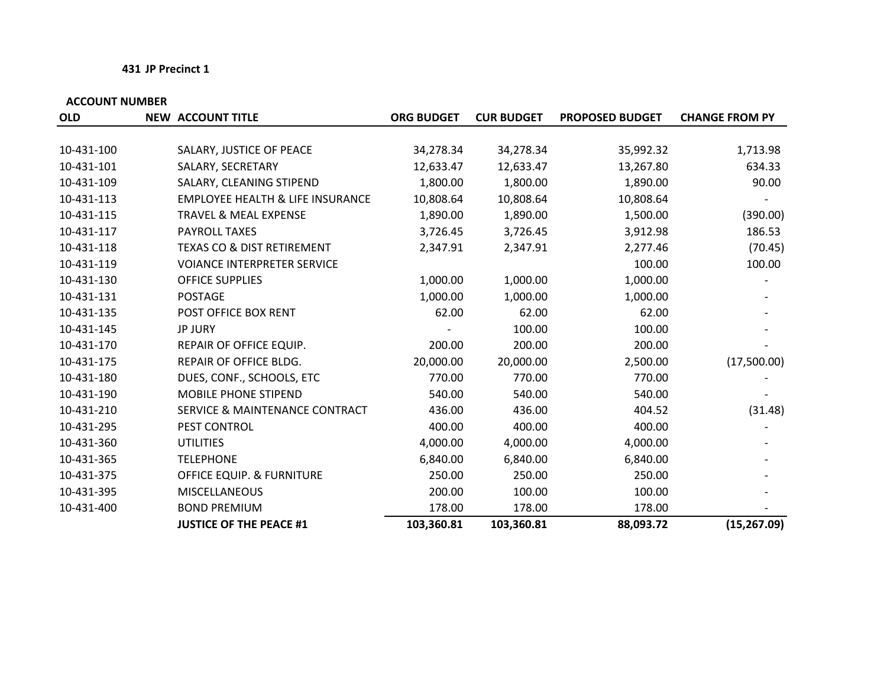**431 JP Precinct 1**

| ACCOUNT NUMBER | | | | | | |
|---|---|---|---|---|---|---|
| **OLD** | **NEW** | **ACCOUNT TITLE** | **ORG BUDGET** | **CUR BUDGET** | **PROPOSED BUDGET** | **CHANGE FROM PY** |
| 10-431-100 | | SALARY, JUSTICE OF PEACE | 34,278.34 | 34,278.34 | 35,992.32 | 1,713.98 |
| 10-431-101 | | SALARY, SECRETARY | 12,633.47 | 12,633.47 | 13,267.80 | 634.33 |
| 10-431-109 | | SALARY, CLEANING STIPEND | 1,800.00 | 1,800.00 | 1,890.00 | 90.00 |
| 10-431-113 | | EMPLOYEE HEALTH & LIFE INSURANCE | 10,808.64 | 10,808.64 | 10,808.64 | - |
| 10-431-115 | | TRAVEL & MEAL EXPENSE | 1,890.00 | 1,890.00 | 1,500.00 | (390.00) |
| 10-431-117 | | PAYROLL TAXES | 3,726.45 | 3,726.45 | 3,912.98 | 186.53 |
| 10-431-118 | | TEXAS CO & DIST RETIREMENT | 2,347.91 | 2,347.91 | 2,277.46 | (70.45) |
| 10-431-119 | | VOIANCE INTERPRETER SERVICE | | | 100.00 | 100.00 |
| 10-431-130 | | OFFICE SUPPLIES | 1,000.00 | 1,000.00 | 1,000.00 | - |
| 10-431-131 | | POSTAGE | 1,000.00 | 1,000.00 | 1,000.00 | - |
| 10-431-135 | | POST OFFICE BOX RENT | 62.00 | 62.00 | 62.00 | - |
| 10-431-145 | | JP JURY | - | 100.00 | 100.00 | - |
| 10-431-170 | | REPAIR OF OFFICE EQUIP. | 200.00 | 200.00 | 200.00 | - |
| 10-431-175 | | REPAIR OF OFFICE BLDG. | 20,000.00 | 20,000.00 | 2,500.00 | (17,500.00) |
| 10-431-180 | | DUES, CONF., SCHOOLS, ETC | 770.00 | 770.00 | 770.00 | - |
| 10-431-190 | | MOBILE PHONE STIPEND | 540.00 | 540.00 | 540.00 | - |
| 10-431-210 | | SERVICE & MAINTENANCE CONTRACT | 436.00 | 436.00 | 404.52 | (31.48) |
| 10-431-295 | | PEST CONTROL | 400.00 | 400.00 | 400.00 | - |
| 10-431-360 | | UTILITIES | 4,000.00 | 4,000.00 | 4,000.00 | - |
| 10-431-365 | | TELEPHONE | 6,840.00 | 6,840.00 | 6,840.00 | - |
| 10-431-375 | | OFFICE EQUIP. & FURNITURE | 250.00 | 250.00 | 250.00 | - |
| 10-431-395 | | MISCELLANEOUS | 200.00 | 100.00 | 100.00 | - |
| 10-431-400 | | BOND PREMIUM | 178.00 | 178.00 | 178.00 | - |
| | | **JUSTICE OF THE PEACE #1** | **103,360.81** | **103,360.81** | **88,093.72** | **(15,267.09)** |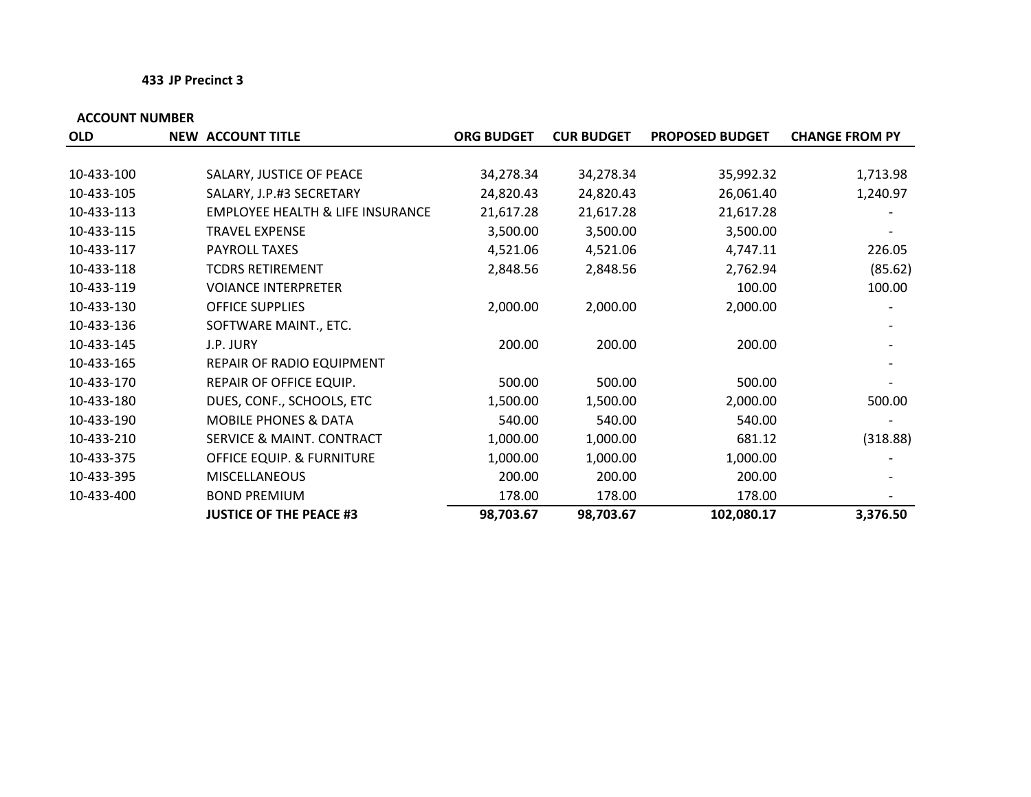**433 JP Precinct 3**

| ACCOUNT NUMBER OLD | NEW | ACCOUNT TITLE | ORG BUDGET | CUR BUDGET | PROPOSED BUDGET | CHANGE FROM PY |
|---|---|---|---|---|---|---|
| 10-433-100 | | SALARY, JUSTICE OF PEACE | 34,278.34 | 34,278.34 | 35,992.32 | 1,713.98 |
| 10-433-105 | | SALARY, J.P.#3 SECRETARY | 24,820.43 | 24,820.43 | 26,061.40 | 1,240.97 |
| 10-433-113 | | EMPLOYEE HEALTH & LIFE INSURANCE | 21,617.28 | 21,617.28 | 21,617.28 | - |
| 10-433-115 | | TRAVEL EXPENSE | 3,500.00 | 3,500.00 | 3,500.00 | - |
| 10-433-117 | | PAYROLL TAXES | 4,521.06 | 4,521.06 | 4,747.11 | 226.05 |
| 10-433-118 | | TCDRS RETIREMENT | 2,848.56 | 2,848.56 | 2,762.94 | (85.62) |
| 10-433-119 | | VOIANCE INTERPRETER | | | 100.00 | 100.00 |
| 10-433-130 | | OFFICE SUPPLIES | 2,000.00 | 2,000.00 | 2,000.00 | - |
| 10-433-136 | | SOFTWARE MAINT., ETC. | | | | - |
| 10-433-145 | | J.P. JURY | 200.00 | 200.00 | 200.00 | - |
| 10-433-165 | | REPAIR OF RADIO EQUIPMENT | | | | - |
| 10-433-170 | | REPAIR OF OFFICE EQUIP. | 500.00 | 500.00 | 500.00 | - |
| 10-433-180 | | DUES, CONF., SCHOOLS, ETC | 1,500.00 | 1,500.00 | 2,000.00 | 500.00 |
| 10-433-190 | | MOBILE PHONES & DATA | 540.00 | 540.00 | 540.00 | - |
| 10-433-210 | | SERVICE & MAINT. CONTRACT | 1,000.00 | 1,000.00 | 681.12 | (318.88) |
| 10-433-375 | | OFFICE EQUIP. & FURNITURE | 1,000.00 | 1,000.00 | 1,000.00 | - |
| 10-433-395 | | MISCELLANEOUS | 200.00 | 200.00 | 200.00 | - |
| 10-433-400 | | BOND PREMIUM | 178.00 | 178.00 | 178.00 | - |
| | | **JUSTICE OF THE PEACE #3** | **98,703.67** | **98,703.67** | **102,080.17** | **3,376.50** |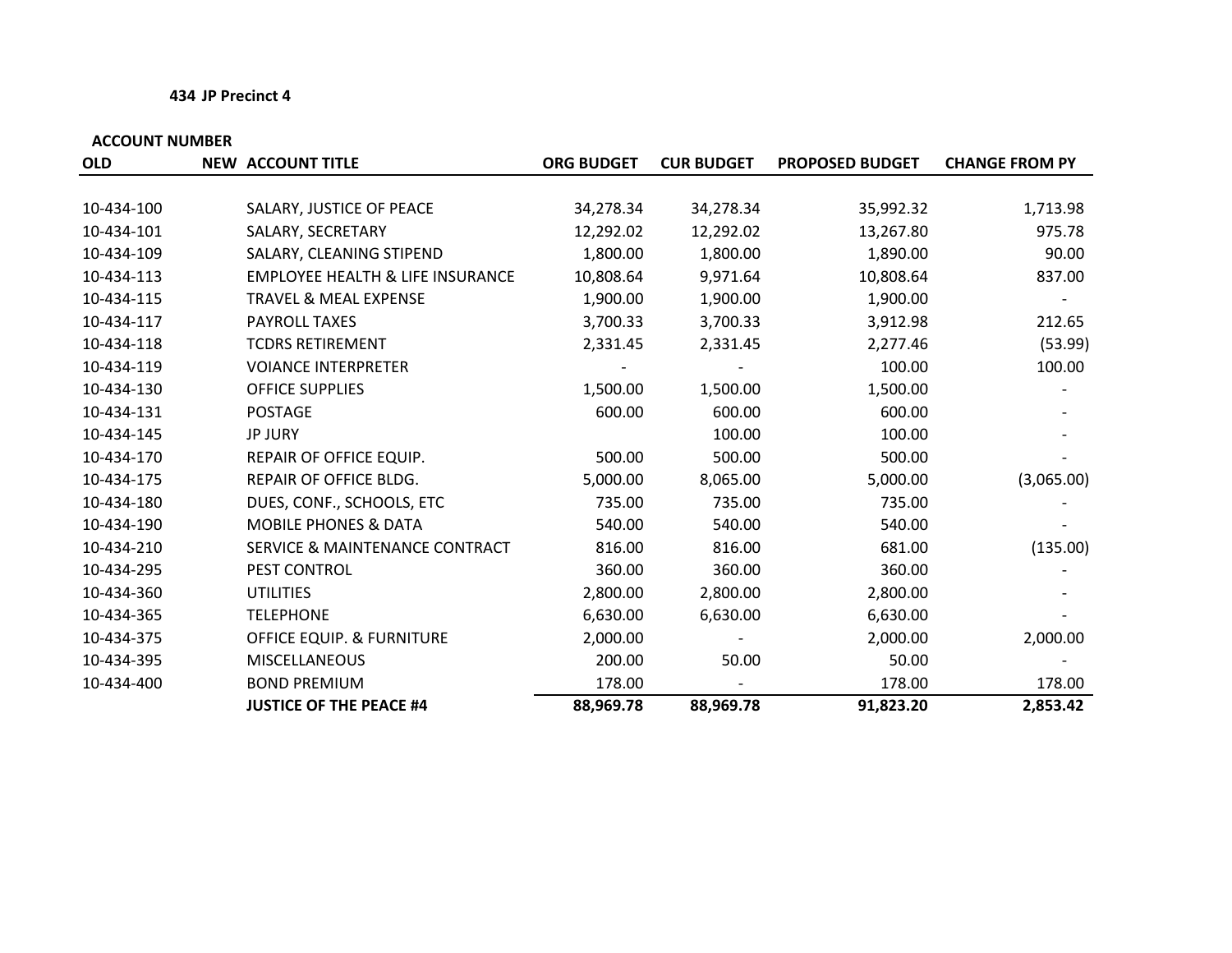**434 JP Precinct 4**

| ACCOUNT NUMBER | | | | | | |
|---|---|---|---|---|---|---|
| **OLD** | **NEW** | **ACCOUNT TITLE** | **ORG BUDGET** | **CUR BUDGET** | **PROPOSED BUDGET** | **CHANGE FROM PY** |
| 10-434-100 | | SALARY, JUSTICE OF PEACE | 34,278.34 | 34,278.34 | 35,992.32 | 1,713.98 |
| 10-434-101 | | SALARY, SECRETARY | 12,292.02 | 12,292.02 | 13,267.80 | 975.78 |
| 10-434-109 | | SALARY, CLEANING STIPEND | 1,800.00 | 1,800.00 | 1,890.00 | 90.00 |
| 10-434-113 | | EMPLOYEE HEALTH & LIFE INSURANCE | 10,808.64 | 9,971.64 | 10,808.64 | 837.00 |
| 10-434-115 | | TRAVEL & MEAL EXPENSE | 1,900.00 | 1,900.00 | 1,900.00 | - |
| 10-434-117 | | PAYROLL TAXES | 3,700.33 | 3,700.33 | 3,912.98 | 212.65 |
| 10-434-118 | | TCDRS RETIREMENT | 2,331.45 | 2,331.45 | 2,277.46 | (53.99) |
| 10-434-119 | | VOIANCE INTERPRETER | - | - | 100.00 | 100.00 |
| 10-434-130 | | OFFICE SUPPLIES | 1,500.00 | 1,500.00 | 1,500.00 | - |
| 10-434-131 | | POSTAGE | 600.00 | 600.00 | 600.00 | - |
| 10-434-145 | | JP JURY | | 100.00 | 100.00 | - |
| 10-434-170 | | REPAIR OF OFFICE EQUIP. | 500.00 | 500.00 | 500.00 | - |
| 10-434-175 | | REPAIR OF OFFICE BLDG. | 5,000.00 | 8,065.00 | 5,000.00 | (3,065.00) |
| 10-434-180 | | DUES, CONF., SCHOOLS, ETC | 735.00 | 735.00 | 735.00 | - |
| 10-434-190 | | MOBILE PHONES & DATA | 540.00 | 540.00 | 540.00 | - |
| 10-434-210 | | SERVICE & MAINTENANCE CONTRACT | 816.00 | 816.00 | 681.00 | (135.00) |
| 10-434-295 | | PEST CONTROL | 360.00 | 360.00 | 360.00 | - |
| 10-434-360 | | UTILITIES | 2,800.00 | 2,800.00 | 2,800.00 | - |
| 10-434-365 | | TELEPHONE | 6,630.00 | 6,630.00 | 6,630.00 | - |
| 10-434-375 | | OFFICE EQUIP. & FURNITURE | 2,000.00 | - | 2,000.00 | 2,000.00 |
| 10-434-395 | | MISCELLANEOUS | 200.00 | 50.00 | 50.00 | - |
| 10-434-400 | | BOND PREMIUM | 178.00 | - | 178.00 | 178.00 |
| | | **JUSTICE OF THE PEACE #4** | **88,969.78** | **88,969.78** | **91,823.20** | **2,853.42** |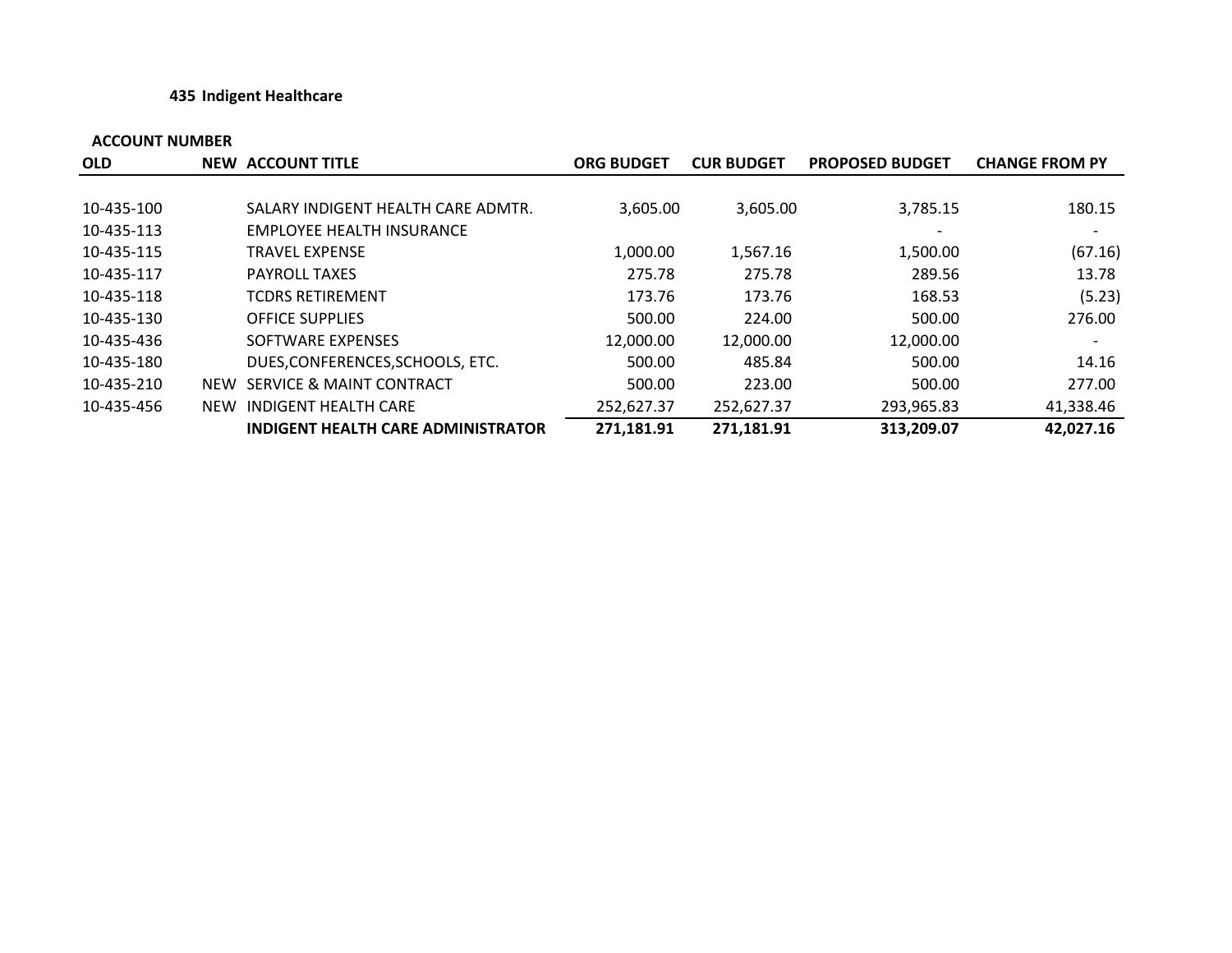**435 Indigent Healthcare**

| ACCOUNT NUMBER | | | | | | |
|---|---|---|---|---|---|---|
| **OLD** | **NEW** | **ACCOUNT TITLE** | **ORG BUDGET** | **CUR BUDGET** | **PROPOSED BUDGET** | **CHANGE FROM PY** |
| 10-435-100 | | SALARY INDIGENT HEALTH CARE ADMTR. | 3,605.00 | 3,605.00 | 3,785.15 | 180.15 |
| 10-435-113 | | EMPLOYEE HEALTH INSURANCE | | | - | - |
| 10-435-115 | | TRAVEL EXPENSE | 1,000.00 | 1,567.16 | 1,500.00 | (67.16) |
| 10-435-117 | | PAYROLL TAXES | 275.78 | 275.78 | 289.56 | 13.78 |
| 10-435-118 | | TCDRS RETIREMENT | 173.76 | 173.76 | 168.53 | (5.23) |
| 10-435-130 | | OFFICE SUPPLIES | 500.00 | 224.00 | 500.00 | 276.00 |
| 10-435-436 | | SOFTWARE EXPENSES | 12,000.00 | 12,000.00 | 12,000.00 | - |
| 10-435-180 | | DUES,CONFERENCES,SCHOOLS, ETC. | 500.00 | 485.84 | 500.00 | 14.16 |
| 10-435-210 | NEW | SERVICE & MAINT CONTRACT | 500.00 | 223.00 | 500.00 | 277.00 |
| 10-435-456 | NEW | INDIGENT HEALTH CARE | 252,627.37 | 252,627.37 | 293,965.83 | 41,338.46 |
| | | **INDIGENT HEALTH CARE ADMINISTRATOR** | **271,181.91** | **271,181.91** | **313,209.07** | **42,027.16** |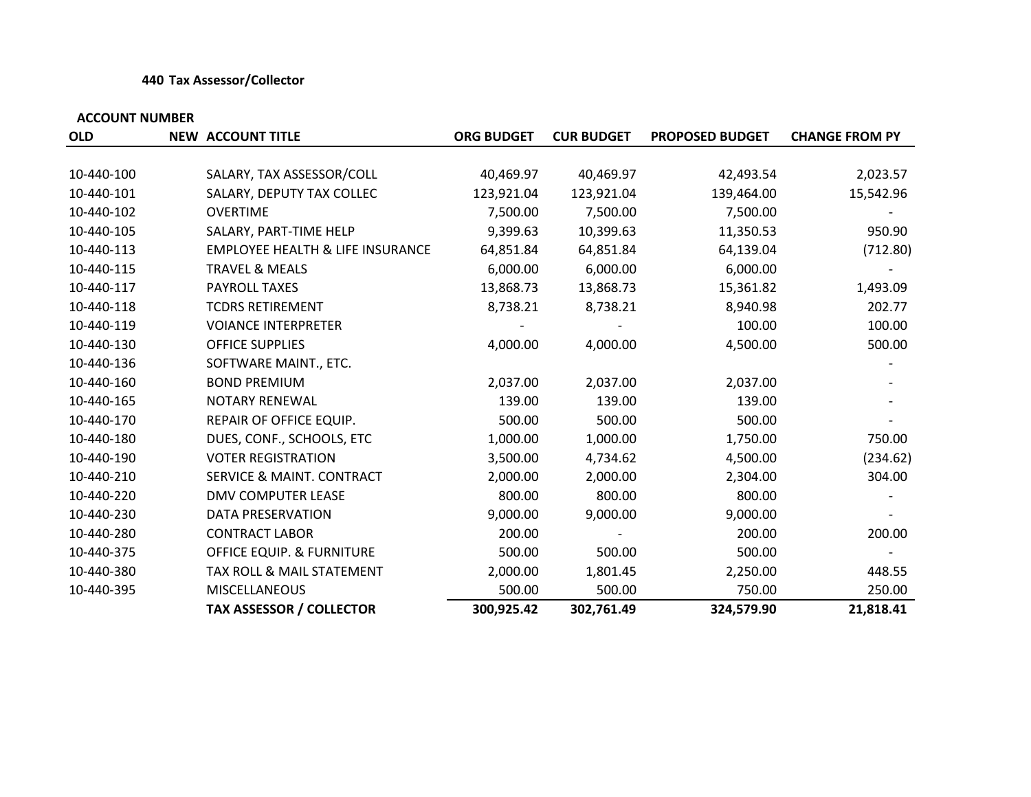**440 Tax Assessor/Collector**

| ACCOUNT NUMBER OLD | NEW | ACCOUNT TITLE | ORG BUDGET | CUR BUDGET | PROPOSED BUDGET | CHANGE FROM PY |
|---|---|---|---|---|---|---|
| 10-440-100 | | SALARY, TAX ASSESSOR/COLL | 40,469.97 | 40,469.97 | 42,493.54 | 2,023.57 |
| 10-440-101 | | SALARY, DEPUTY TAX COLLEC | 123,921.04 | 123,921.04 | 139,464.00 | 15,542.96 |
| 10-440-102 | | OVERTIME | 7,500.00 | 7,500.00 | 7,500.00 | - |
| 10-440-105 | | SALARY, PART-TIME HELP | 9,399.63 | 10,399.63 | 11,350.53 | 950.90 |
| 10-440-113 | | EMPLOYEE HEALTH & LIFE INSURANCE | 64,851.84 | 64,851.84 | 64,139.04 | (712.80) |
| 10-440-115 | | TRAVEL & MEALS | 6,000.00 | 6,000.00 | 6,000.00 | - |
| 10-440-117 | | PAYROLL TAXES | 13,868.73 | 13,868.73 | 15,361.82 | 1,493.09 |
| 10-440-118 | | TCDRS RETIREMENT | 8,738.21 | 8,738.21 | 8,940.98 | 202.77 |
| 10-440-119 | | VOIANCE INTERPRETER | - | - | 100.00 | 100.00 |
| 10-440-130 | | OFFICE SUPPLIES | 4,000.00 | 4,000.00 | 4,500.00 | 500.00 |
| 10-440-136 | | SOFTWARE MAINT., ETC. | | | | - |
| 10-440-160 | | BOND PREMIUM | 2,037.00 | 2,037.00 | 2,037.00 | - |
| 10-440-165 | | NOTARY RENEWAL | 139.00 | 139.00 | 139.00 | - |
| 10-440-170 | | REPAIR OF OFFICE EQUIP. | 500.00 | 500.00 | 500.00 | - |
| 10-440-180 | | DUES, CONF., SCHOOLS, ETC | 1,000.00 | 1,000.00 | 1,750.00 | 750.00 |
| 10-440-190 | | VOTER REGISTRATION | 3,500.00 | 4,734.62 | 4,500.00 | (234.62) |
| 10-440-210 | | SERVICE & MAINT. CONTRACT | 2,000.00 | 2,000.00 | 2,304.00 | 304.00 |
| 10-440-220 | | DMV COMPUTER LEASE | 800.00 | 800.00 | 800.00 | - |
| 10-440-230 | | DATA PRESERVATION | 9,000.00 | 9,000.00 | 9,000.00 | - |
| 10-440-280 | | CONTRACT LABOR | 200.00 | - | 200.00 | 200.00 |
| 10-440-375 | | OFFICE EQUIP. & FURNITURE | 500.00 | 500.00 | 500.00 | - |
| 10-440-380 | | TAX ROLL & MAIL STATEMENT | 2,000.00 | 1,801.45 | 2,250.00 | 448.55 |
| 10-440-395 | | MISCELLANEOUS | 500.00 | 500.00 | 750.00 | 250.00 |
| | | **TAX ASSESSOR / COLLECTOR** | **300,925.42** | **302,761.49** | **324,579.90** | **21,818.41** |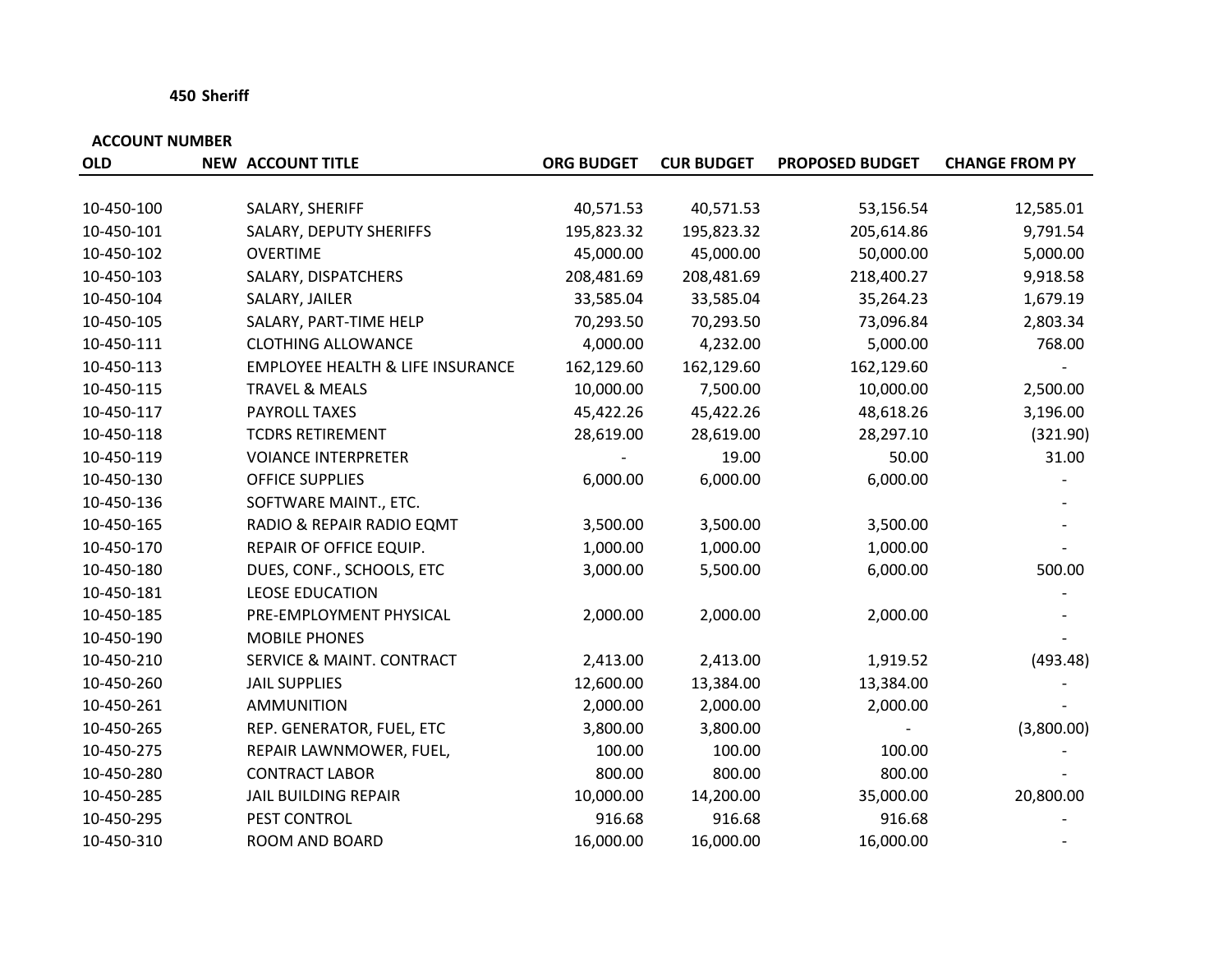**450 Sheriff**

| ACCOUNT NUMBER | | | | | | |
|---|---|---|---|---|---|---|
| **OLD** | **NEW** | **ACCOUNT TITLE** | **ORG BUDGET** | **CUR BUDGET** | **PROPOSED BUDGET** | **CHANGE FROM PY** |
| 10-450-100 | | SALARY, SHERIFF | 40,571.53 | 40,571.53 | 53,156.54 | 12,585.01 |
| 10-450-101 | | SALARY, DEPUTY SHERIFFS | 195,823.32 | 195,823.32 | 205,614.86 | 9,791.54 |
| 10-450-102 | | OVERTIME | 45,000.00 | 45,000.00 | 50,000.00 | 5,000.00 |
| 10-450-103 | | SALARY, DISPATCHERS | 208,481.69 | 208,481.69 | 218,400.27 | 9,918.58 |
| 10-450-104 | | SALARY, JAILER | 33,585.04 | 33,585.04 | 35,264.23 | 1,679.19 |
| 10-450-105 | | SALARY, PART-TIME HELP | 70,293.50 | 70,293.50 | 73,096.84 | 2,803.34 |
| 10-450-111 | | CLOTHING ALLOWANCE | 4,000.00 | 4,232.00 | 5,000.00 | 768.00 |
| 10-450-113 | | EMPLOYEE HEALTH & LIFE INSURANCE | 162,129.60 | 162,129.60 | 162,129.60 | - |
| 10-450-115 | | TRAVEL & MEALS | 10,000.00 | 7,500.00 | 10,000.00 | 2,500.00 |
| 10-450-117 | | PAYROLL TAXES | 45,422.26 | 45,422.26 | 48,618.26 | 3,196.00 |
| 10-450-118 | | TCDRS RETIREMENT | 28,619.00 | 28,619.00 | 28,297.10 | (321.90) |
| 10-450-119 | | VOIANCE INTERPRETER | - | 19.00 | 50.00 | 31.00 |
| 10-450-130 | | OFFICE SUPPLIES | 6,000.00 | 6,000.00 | 6,000.00 | - |
| 10-450-136 | | SOFTWARE MAINT., ETC. | | | | - |
| 10-450-165 | | RADIO & REPAIR RADIO EQMT | 3,500.00 | 3,500.00 | 3,500.00 | - |
| 10-450-170 | | REPAIR OF OFFICE EQUIP. | 1,000.00 | 1,000.00 | 1,000.00 | - |
| 10-450-180 | | DUES, CONF., SCHOOLS, ETC | 3,000.00 | 5,500.00 | 6,000.00 | 500.00 |
| 10-450-181 | | LEOSE EDUCATION | | | | - |
| 10-450-185 | | PRE-EMPLOYMENT PHYSICAL | 2,000.00 | 2,000.00 | 2,000.00 | - |
| 10-450-190 | | MOBILE PHONES | | | | - |
| 10-450-210 | | SERVICE & MAINT. CONTRACT | 2,413.00 | 2,413.00 | 1,919.52 | (493.48) |
| 10-450-260 | | JAIL SUPPLIES | 12,600.00 | 13,384.00 | 13,384.00 | - |
| 10-450-261 | | AMMUNITION | 2,000.00 | 2,000.00 | 2,000.00 | - |
| 10-450-265 | | REP. GENERATOR, FUEL, ETC | 3,800.00 | 3,800.00 | - | (3,800.00) |
| 10-450-275 | | REPAIR LAWNMOWER, FUEL, | 100.00 | 100.00 | 100.00 | - |
| 10-450-280 | | CONTRACT LABOR | 800.00 | 800.00 | 800.00 | - |
| 10-450-285 | | JAIL BUILDING REPAIR | 10,000.00 | 14,200.00 | 35,000.00 | 20,800.00 |
| 10-450-295 | | PEST CONTROL | 916.68 | 916.68 | 916.68 | - |
| 10-450-310 | | ROOM AND BOARD | 16,000.00 | 16,000.00 | 16,000.00 | - |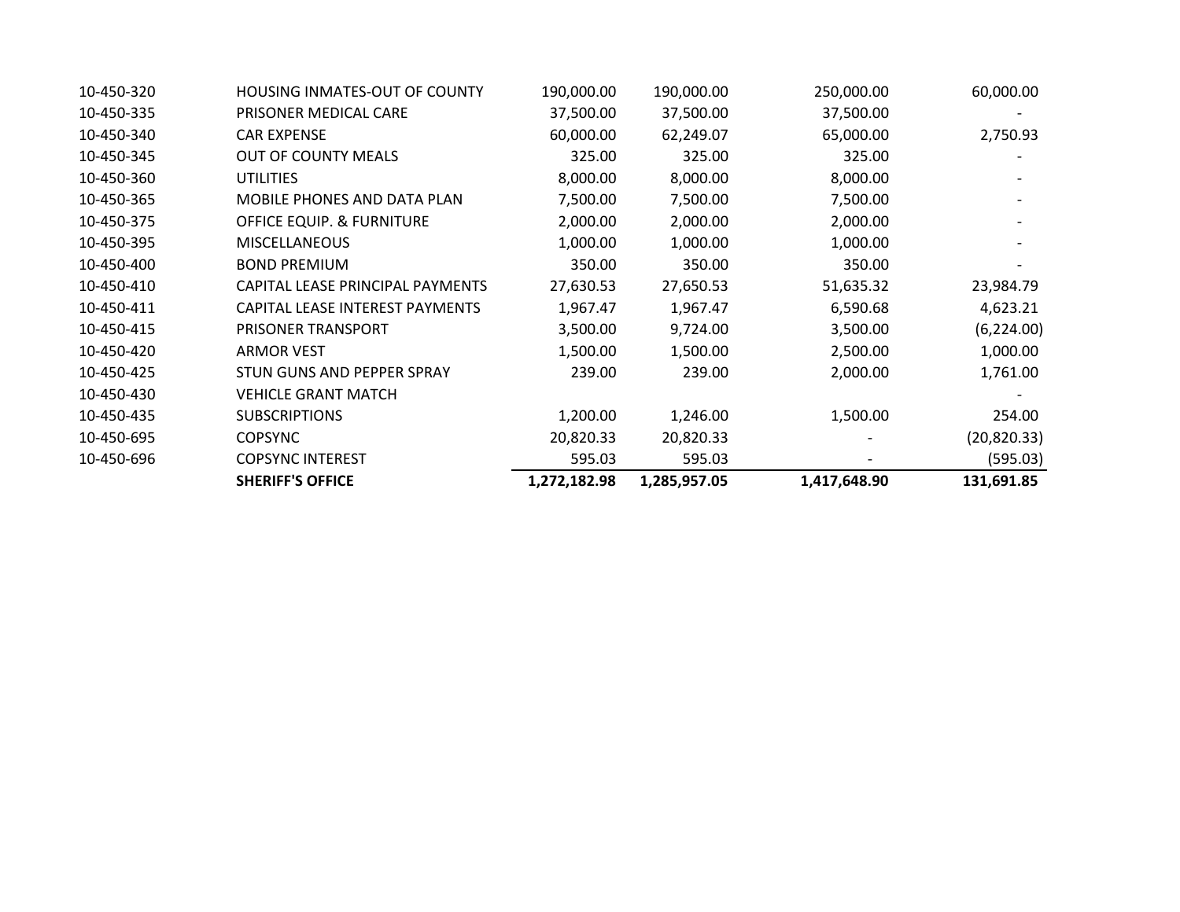| | | | | | |
|---|---|---|---|---|---|
| 10-450-320 | HOUSING INMATES-OUT OF COUNTY | 190,000.00 | 190,000.00 | 250,000.00 | 60,000.00 |
| 10-450-335 | PRISONER MEDICAL CARE | 37,500.00 | 37,500.00 | 37,500.00 | - |
| 10-450-340 | CAR EXPENSE | 60,000.00 | 62,249.07 | 65,000.00 | 2,750.93 |
| 10-450-345 | OUT OF COUNTY MEALS | 325.00 | 325.00 | 325.00 | - |
| 10-450-360 | UTILITIES | 8,000.00 | 8,000.00 | 8,000.00 | - |
| 10-450-365 | MOBILE PHONES AND DATA PLAN | 7,500.00 | 7,500.00 | 7,500.00 | - |
| 10-450-375 | OFFICE EQUIP. & FURNITURE | 2,000.00 | 2,000.00 | 2,000.00 | - |
| 10-450-395 | MISCELLANEOUS | 1,000.00 | 1,000.00 | 1,000.00 | - |
| 10-450-400 | BOND PREMIUM | 350.00 | 350.00 | 350.00 | - |
| 10-450-410 | CAPITAL LEASE PRINCIPAL PAYMENTS | 27,630.53 | 27,650.53 | 51,635.32 | 23,984.79 |
| 10-450-411 | CAPITAL LEASE INTEREST PAYMENTS | 1,967.47 | 1,967.47 | 6,590.68 | 4,623.21 |
| 10-450-415 | PRISONER TRANSPORT | 3,500.00 | 9,724.00 | 3,500.00 | (6,224.00) |
| 10-450-420 | ARMOR VEST | 1,500.00 | 1,500.00 | 2,500.00 | 1,000.00 |
| 10-450-425 | STUN GUNS AND PEPPER SPRAY | 239.00 | 239.00 | 2,000.00 | 1,761.00 |
| 10-450-430 | VEHICLE GRANT MATCH | | | | - |
| 10-450-435 | SUBSCRIPTIONS | 1,200.00 | 1,246.00 | 1,500.00 | 254.00 |
| 10-450-695 | COPSYNC | 20,820.33 | 20,820.33 | - | (20,820.33) |
| 10-450-696 | COPSYNC INTEREST | 595.03 | 595.03 | - | (595.03) |
| | **SHERIFF'S OFFICE** | **1,272,182.98** | **1,285,957.05** | **1,417,648.90** | **131,691.85** |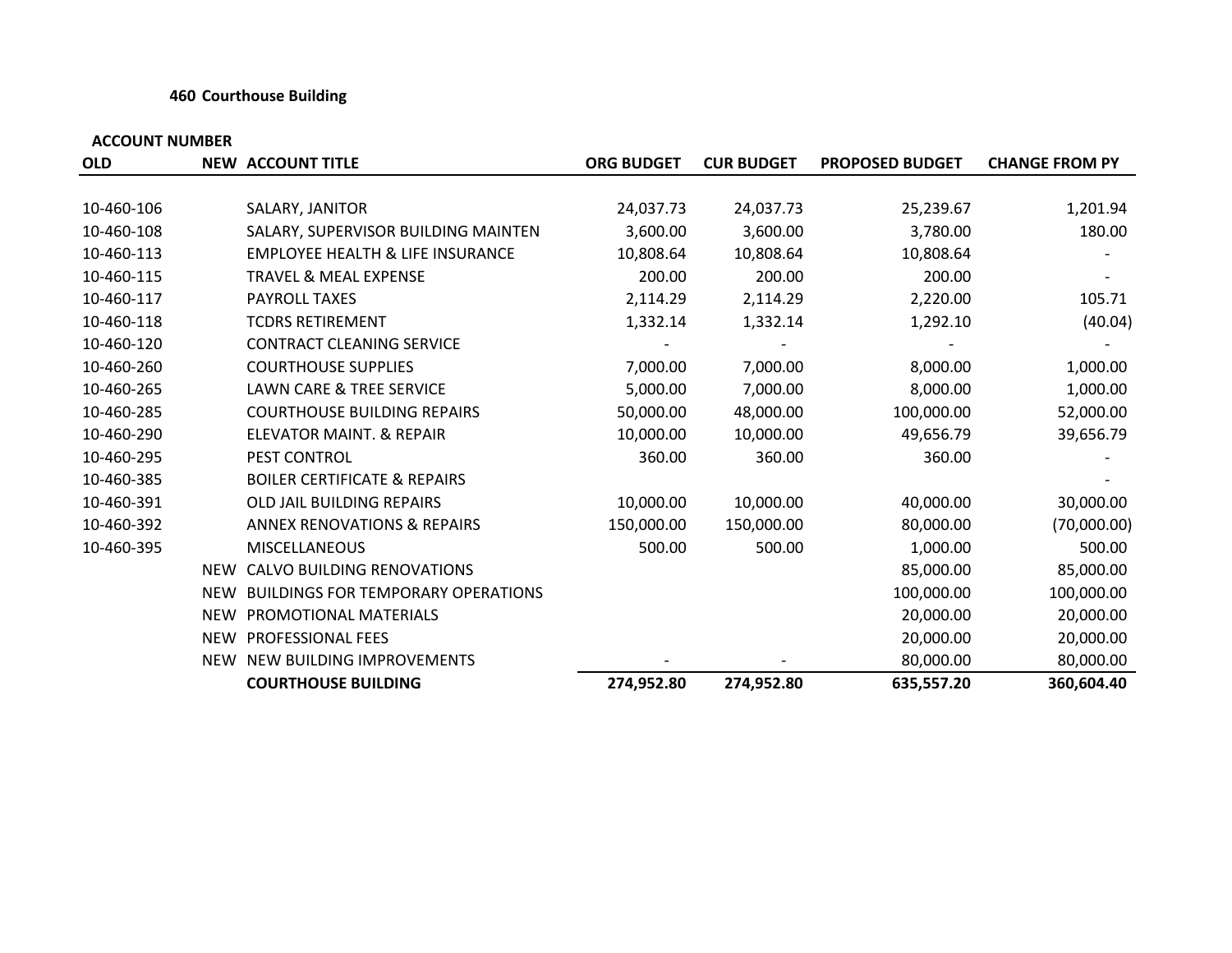## 460 Courthouse Building

| ACCOUNT NUMBER | | | | | | |
|---|---|---|---|---|---|---|
| **OLD** | **NEW** | **ACCOUNT TITLE** | **ORG BUDGET** | **CUR BUDGET** | **PROPOSED BUDGET** | **CHANGE FROM PY** |
| 10-460-106 | | SALARY, JANITOR | 24,037.73 | 24,037.73 | 25,239.67 | 1,201.94 |
| 10-460-108 | | SALARY, SUPERVISOR BUILDING MAINTEN | 3,600.00 | 3,600.00 | 3,780.00 | 180.00 |
| 10-460-113 | | EMPLOYEE HEALTH & LIFE INSURANCE | 10,808.64 | 10,808.64 | 10,808.64 | - |
| 10-460-115 | | TRAVEL & MEAL EXPENSE | 200.00 | 200.00 | 200.00 | - |
| 10-460-117 | | PAYROLL TAXES | 2,114.29 | 2,114.29 | 2,220.00 | 105.71 |
| 10-460-118 | | TCDRS RETIREMENT | 1,332.14 | 1,332.14 | 1,292.10 | (40.04) |
| 10-460-120 | | CONTRACT CLEANING SERVICE | - | - | - | - |
| 10-460-260 | | COURTHOUSE SUPPLIES | 7,000.00 | 7,000.00 | 8,000.00 | 1,000.00 |
| 10-460-265 | | LAWN CARE & TREE SERVICE | 5,000.00 | 7,000.00 | 8,000.00 | 1,000.00 |
| 10-460-285 | | COURTHOUSE BUILDING REPAIRS | 50,000.00 | 48,000.00 | 100,000.00 | 52,000.00 |
| 10-460-290 | | ELEVATOR MAINT. & REPAIR | 10,000.00 | 10,000.00 | 49,656.79 | 39,656.79 |
| 10-460-295 | | PEST CONTROL | 360.00 | 360.00 | 360.00 | - |
| 10-460-385 | | BOILER CERTIFICATE & REPAIRS | | | | - |
| 10-460-391 | | OLD JAIL BUILDING REPAIRS | 10,000.00 | 10,000.00 | 40,000.00 | 30,000.00 |
| 10-460-392 | | ANNEX RENOVATIONS & REPAIRS | 150,000.00 | 150,000.00 | 80,000.00 | (70,000.00) |
| 10-460-395 | | MISCELLANEOUS | 500.00 | 500.00 | 1,000.00 | 500.00 |
| | NEW | CALVO BUILDING RENOVATIONS | | | 85,000.00 | 85,000.00 |
| | NEW | BUILDINGS FOR TEMPORARY OPERATIONS | | | 100,000.00 | 100,000.00 |
| | NEW | PROMOTIONAL MATERIALS | | | 20,000.00 | 20,000.00 |
| | NEW | PROFESSIONAL FEES | | | 20,000.00 | 20,000.00 |
| | NEW | NEW BUILDING IMPROVEMENTS | - | - | 80,000.00 | 80,000.00 |
| | | **COURTHOUSE BUILDING** | **274,952.80** | **274,952.80** | **635,557.20** | **360,604.40** |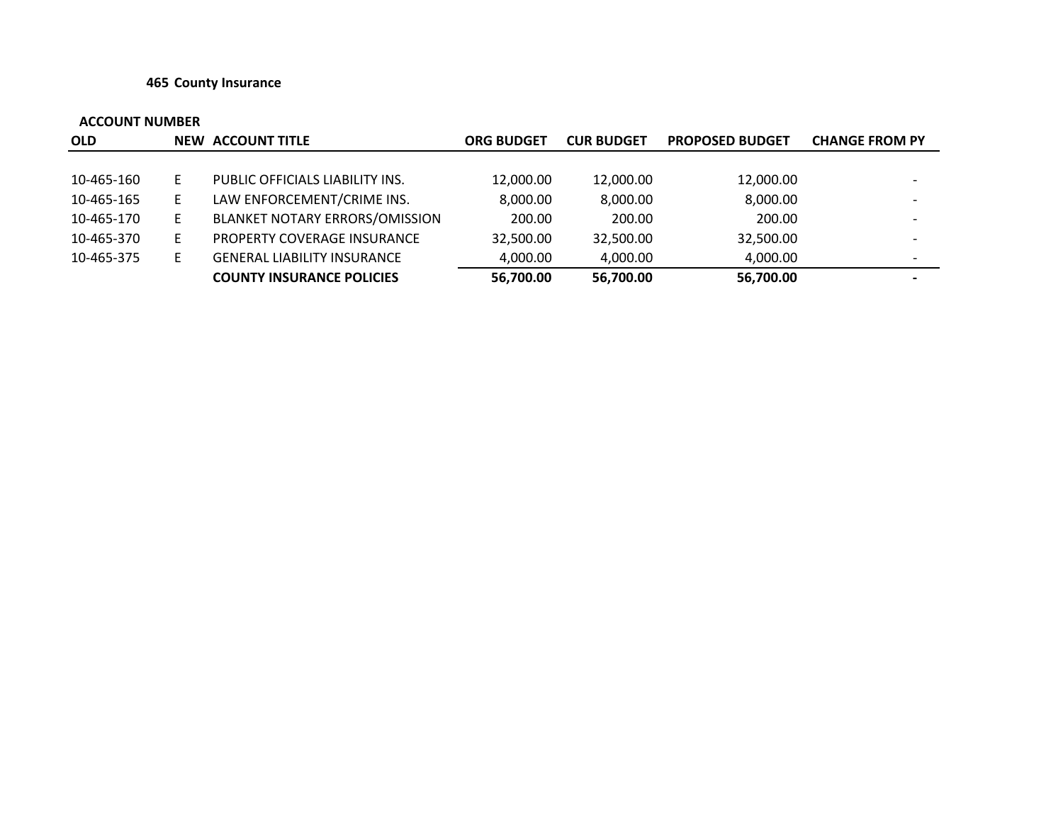### 465 County Insurance

| ACCOUNT NUMBER | | | | | | |
|---|---|---|---|---|---|---|
| **OLD** | **NEW** | **ACCOUNT TITLE** | **ORG BUDGET** | **CUR BUDGET** | **PROPOSED BUDGET** | **CHANGE FROM PY** |
| 10-465-160 | E | PUBLIC OFFICIALS LIABILITY INS. | 12,000.00 | 12,000.00 | 12,000.00 | - |
| 10-465-165 | E | LAW ENFORCEMENT/CRIME INS. | 8,000.00 | 8,000.00 | 8,000.00 | - |
| 10-465-170 | E | BLANKET NOTARY ERRORS/OMISSION | 200.00 | 200.00 | 200.00 | - |
| 10-465-370 | E | PROPERTY COVERAGE INSURANCE | 32,500.00 | 32,500.00 | 32,500.00 | - |
| 10-465-375 | E | GENERAL LIABILITY INSURANCE | 4,000.00 | 4,000.00 | 4,000.00 | - |
| | | **COUNTY INSURANCE POLICIES** | **56,700.00** | **56,700.00** | **56,700.00** | **-** |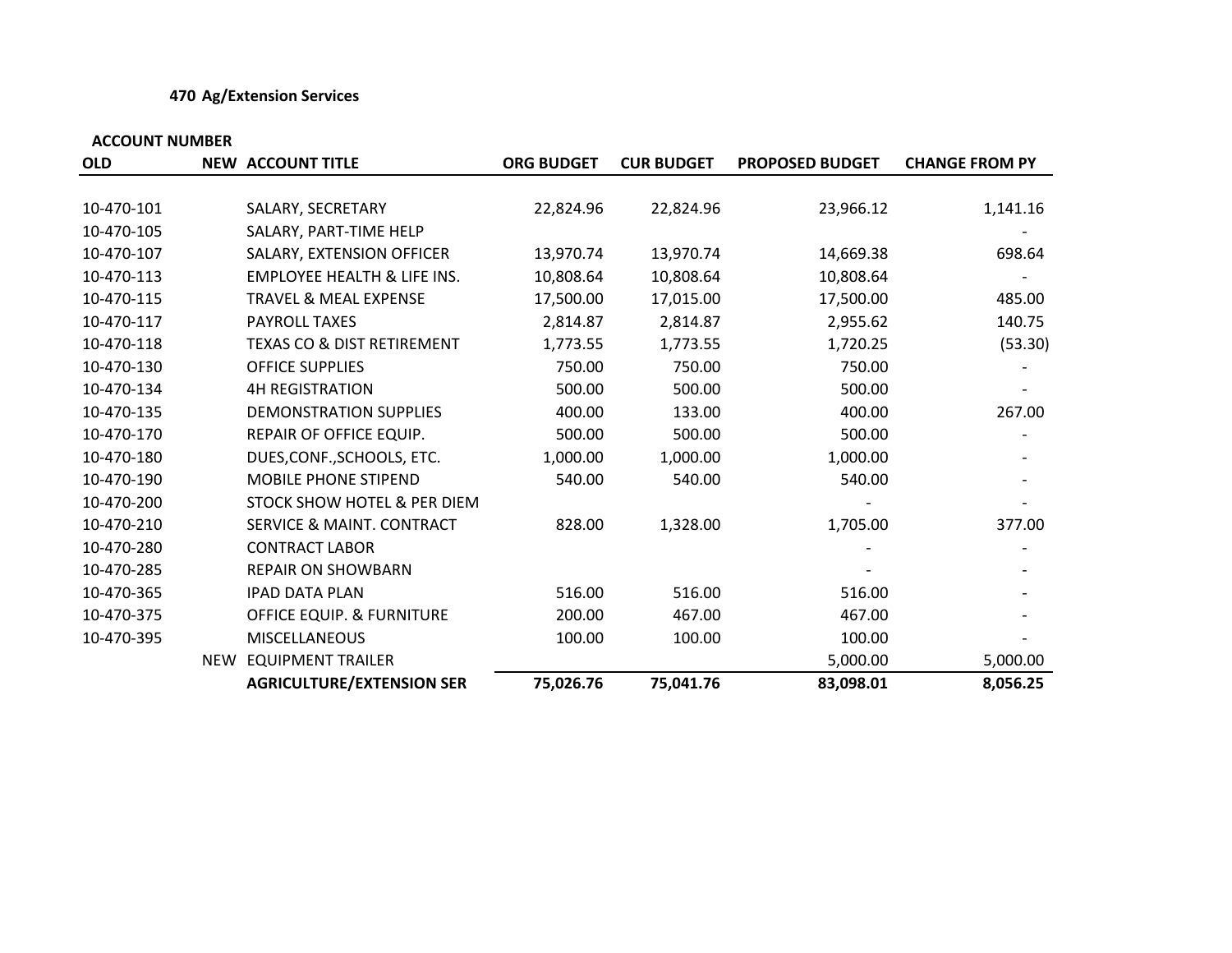**470 Ag/Extension Services**

| ACCOUNT NUMBER | | | | | | |
|---|---|---|---|---|---|---|
| OLD | NEW | ACCOUNT TITLE | ORG BUDGET | CUR BUDGET | PROPOSED BUDGET | CHANGE FROM PY |
| 10-470-101 | | SALARY, SECRETARY | 22,824.96 | 22,824.96 | 23,966.12 | 1,141.16 |
| 10-470-105 | | SALARY, PART-TIME HELP | | | | - |
| 10-470-107 | | SALARY, EXTENSION OFFICER | 13,970.74 | 13,970.74 | 14,669.38 | 698.64 |
| 10-470-113 | | EMPLOYEE HEALTH & LIFE INS. | 10,808.64 | 10,808.64 | 10,808.64 | - |
| 10-470-115 | | TRAVEL & MEAL EXPENSE | 17,500.00 | 17,015.00 | 17,500.00 | 485.00 |
| 10-470-117 | | PAYROLL TAXES | 2,814.87 | 2,814.87 | 2,955.62 | 140.75 |
| 10-470-118 | | TEXAS CO & DIST RETIREMENT | 1,773.55 | 1,773.55 | 1,720.25 | (53.30) |
| 10-470-130 | | OFFICE SUPPLIES | 750.00 | 750.00 | 750.00 | - |
| 10-470-134 | | 4H REGISTRATION | 500.00 | 500.00 | 500.00 | - |
| 10-470-135 | | DEMONSTRATION SUPPLIES | 400.00 | 133.00 | 400.00 | 267.00 |
| 10-470-170 | | REPAIR OF OFFICE EQUIP. | 500.00 | 500.00 | 500.00 | - |
| 10-470-180 | | DUES,CONF.,SCHOOLS, ETC. | 1,000.00 | 1,000.00 | 1,000.00 | - |
| 10-470-190 | | MOBILE PHONE STIPEND | 540.00 | 540.00 | 540.00 | - |
| 10-470-200 | | STOCK SHOW HOTEL & PER DIEM | | | - | - |
| 10-470-210 | | SERVICE & MAINT. CONTRACT | 828.00 | 1,328.00 | 1,705.00 | 377.00 |
| 10-470-280 | | CONTRACT LABOR | | | - | - |
| 10-470-285 | | REPAIR ON SHOWBARN | | | - | - |
| 10-470-365 | | IPAD DATA PLAN | 516.00 | 516.00 | 516.00 | - |
| 10-470-375 | | OFFICE EQUIP. & FURNITURE | 200.00 | 467.00 | 467.00 | - |
| 10-470-395 | | MISCELLANEOUS | 100.00 | 100.00 | 100.00 | - |
| | NEW | EQUIPMENT TRAILER | | | 5,000.00 | 5,000.00 |
| | | **AGRICULTURE/EXTENSION SER** | **75,026.76** | **75,041.76** | **83,098.01** | **8,056.25** |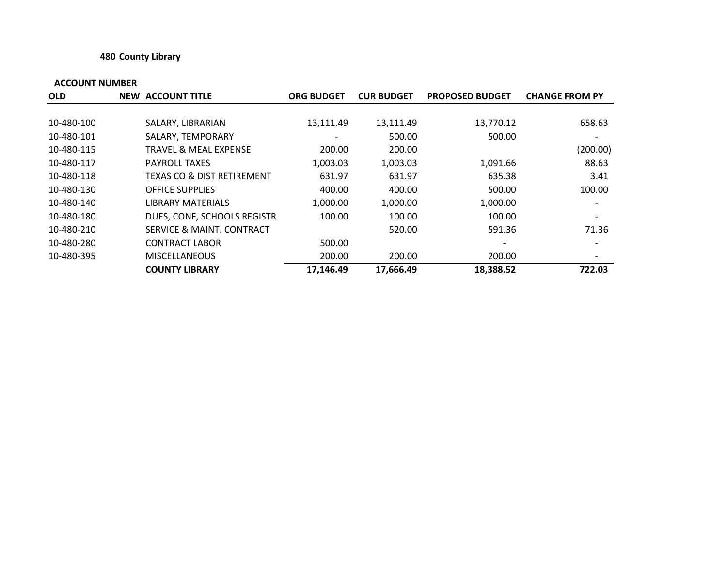**480 County Library**

| ACCOUNT NUMBER | | | | | | |
|---|---|---|---|---|---|---|
| **OLD** | **NEW** | **ACCOUNT TITLE** | **ORG BUDGET** | **CUR BUDGET** | **PROPOSED BUDGET** | **CHANGE FROM PY** |
| 10-480-100 | | SALARY, LIBRARIAN | 13,111.49 | 13,111.49 | 13,770.12 | 658.63 |
| 10-480-101 | | SALARY, TEMPORARY | - | 500.00 | 500.00 | - |
| 10-480-115 | | TRAVEL & MEAL EXPENSE | 200.00 | 200.00 | | (200.00) |
| 10-480-117 | | PAYROLL TAXES | 1,003.03 | 1,003.03 | 1,091.66 | 88.63 |
| 10-480-118 | | TEXAS CO & DIST RETIREMENT | 631.97 | 631.97 | 635.38 | 3.41 |
| 10-480-130 | | OFFICE SUPPLIES | 400.00 | 400.00 | 500.00 | 100.00 |
| 10-480-140 | | LIBRARY MATERIALS | 1,000.00 | 1,000.00 | 1,000.00 | - |
| 10-480-180 | | DUES, CONF, SCHOOLS REGISTR | 100.00 | 100.00 | 100.00 | - |
| 10-480-210 | | SERVICE & MAINT. CONTRACT | | 520.00 | 591.36 | 71.36 |
| 10-480-280 | | CONTRACT LABOR | 500.00 | | - | - |
| 10-480-395 | | MISCELLANEOUS | 200.00 | 200.00 | 200.00 | - |
| | | **COUNTY LIBRARY** | **17,146.49** | **17,666.49** | **18,388.52** | **722.03** |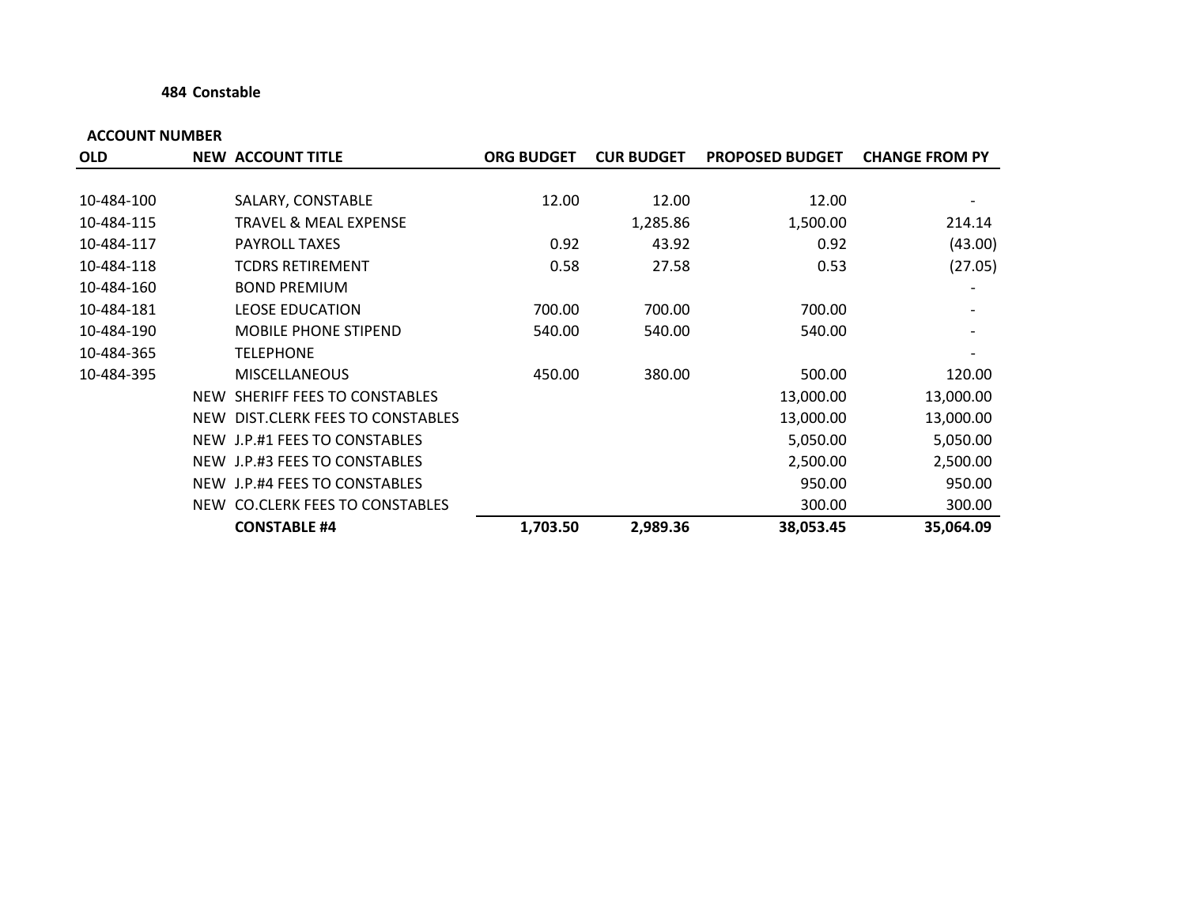**484 Constable**

| ACCOUNT NUMBER | | | | | | |
|---|---|---|---|---|---|---|
| OLD | NEW | ACCOUNT TITLE | ORG BUDGET | CUR BUDGET | PROPOSED BUDGET | CHANGE FROM PY |
| 10-484-100 | | SALARY, CONSTABLE | 12.00 | 12.00 | 12.00 | - |
| 10-484-115 | | TRAVEL & MEAL EXPENSE | | 1,285.86 | 1,500.00 | 214.14 |
| 10-484-117 | | PAYROLL TAXES | 0.92 | 43.92 | 0.92 | (43.00) |
| 10-484-118 | | TCDRS RETIREMENT | 0.58 | 27.58 | 0.53 | (27.05) |
| 10-484-160 | | BOND PREMIUM | | | | - |
| 10-484-181 | | LEOSE EDUCATION | 700.00 | 700.00 | 700.00 | - |
| 10-484-190 | | MOBILE PHONE STIPEND | 540.00 | 540.00 | 540.00 | - |
| 10-484-365 | | TELEPHONE | | | | - |
| 10-484-395 | | MISCELLANEOUS | 450.00 | 380.00 | 500.00 | 120.00 |
| | NEW | SHERIFF FEES TO CONSTABLES | | | 13,000.00 | 13,000.00 |
| | NEW | DIST.CLERK FEES TO CONSTABLES | | | 13,000.00 | 13,000.00 |
| | NEW | J.P.#1 FEES TO CONSTABLES | | | 5,050.00 | 5,050.00 |
| | NEW | J.P.#3 FEES TO CONSTABLES | | | 2,500.00 | 2,500.00 |
| | NEW | J.P.#4 FEES TO CONSTABLES | | | 950.00 | 950.00 |
| | NEW | CO.CLERK FEES TO CONSTABLES | | | 300.00 | 300.00 |
| | | **CONSTABLE #4** | **1,703.50** | **2,989.36** | **38,053.45** | **35,064.09** |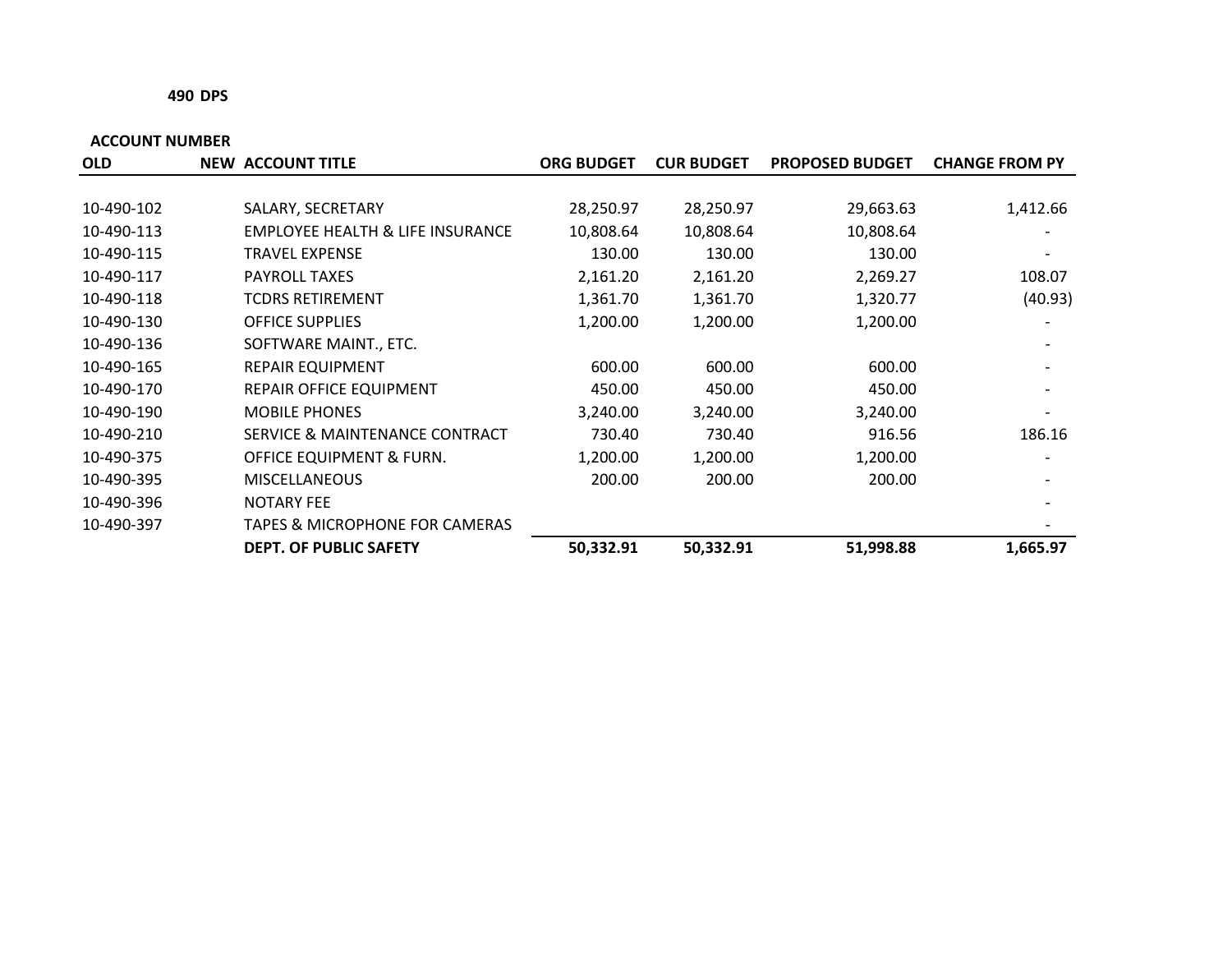**490 DPS**

| ACCOUNT NUMBER | | | | | | |
|---|---|---|---|---|---|---|
| **OLD** | **NEW** | **ACCOUNT TITLE** | **ORG BUDGET** | **CUR BUDGET** | **PROPOSED BUDGET** | **CHANGE FROM PY** |
| 10-490-102 | | SALARY, SECRETARY | 28,250.97 | 28,250.97 | 29,663.63 | 1,412.66 |
| 10-490-113 | | EMPLOYEE HEALTH & LIFE INSURANCE | 10,808.64 | 10,808.64 | 10,808.64 | - |
| 10-490-115 | | TRAVEL EXPENSE | 130.00 | 130.00 | 130.00 | - |
| 10-490-117 | | PAYROLL TAXES | 2,161.20 | 2,161.20 | 2,269.27 | 108.07 |
| 10-490-118 | | TCDRS RETIREMENT | 1,361.70 | 1,361.70 | 1,320.77 | (40.93) |
| 10-490-130 | | OFFICE SUPPLIES | 1,200.00 | 1,200.00 | 1,200.00 | - |
| 10-490-136 | | SOFTWARE MAINT., ETC. | | | | - |
| 10-490-165 | | REPAIR EQUIPMENT | 600.00 | 600.00 | 600.00 | - |
| 10-490-170 | | REPAIR OFFICE EQUIPMENT | 450.00 | 450.00 | 450.00 | - |
| 10-490-190 | | MOBILE PHONES | 3,240.00 | 3,240.00 | 3,240.00 | - |
| 10-490-210 | | SERVICE & MAINTENANCE CONTRACT | 730.40 | 730.40 | 916.56 | 186.16 |
| 10-490-375 | | OFFICE EQUIPMENT & FURN. | 1,200.00 | 1,200.00 | 1,200.00 | - |
| 10-490-395 | | MISCELLANEOUS | 200.00 | 200.00 | 200.00 | - |
| 10-490-396 | | NOTARY FEE | | | | - |
| 10-490-397 | | TAPES & MICROPHONE FOR CAMERAS | | | | - |
| | | **DEPT. OF PUBLIC SAFETY** | **50,332.91** | **50,332.91** | **51,998.88** | **1,665.97** |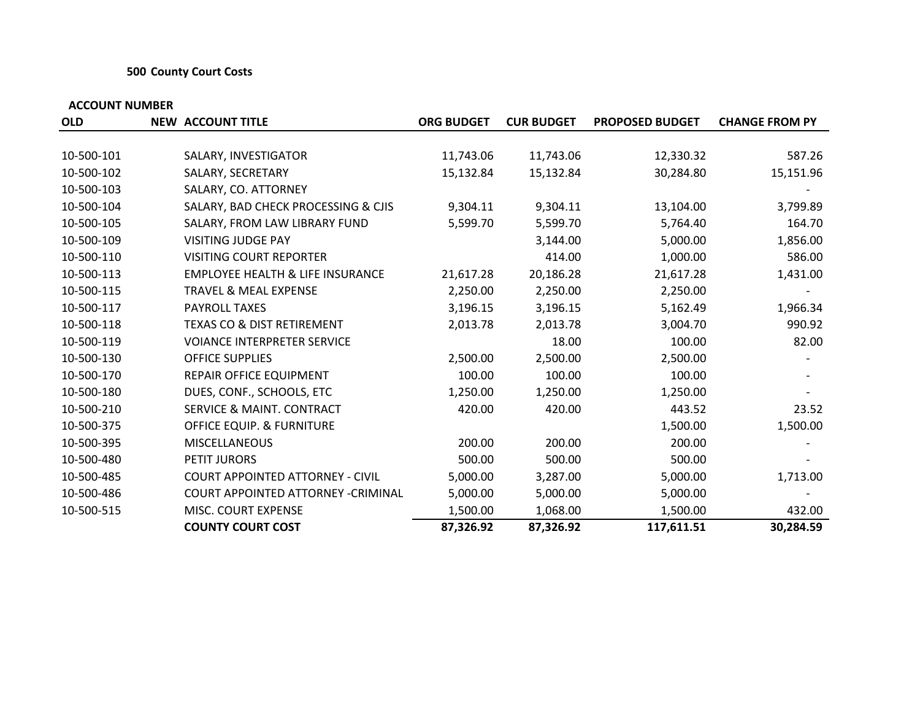**500 County Court Costs**

| ACCOUNT NUMBER | | | | | | |
|---|---|---|---|---|---|---|
| OLD | NEW | ACCOUNT TITLE | ORG BUDGET | CUR BUDGET | PROPOSED BUDGET | CHANGE FROM PY |
| 10-500-101 | | SALARY, INVESTIGATOR | 11,743.06 | 11,743.06 | 12,330.32 | 587.26 |
| 10-500-102 | | SALARY, SECRETARY | 15,132.84 | 15,132.84 | 30,284.80 | 15,151.96 |
| 10-500-103 | | SALARY, CO. ATTORNEY | | | | - |
| 10-500-104 | | SALARY, BAD CHECK PROCESSING & CJIS | 9,304.11 | 9,304.11 | 13,104.00 | 3,799.89 |
| 10-500-105 | | SALARY, FROM LAW LIBRARY FUND | 5,599.70 | 5,599.70 | 5,764.40 | 164.70 |
| 10-500-109 | | VISITING JUDGE PAY | | 3,144.00 | 5,000.00 | 1,856.00 |
| 10-500-110 | | VISITING COURT REPORTER | | 414.00 | 1,000.00 | 586.00 |
| 10-500-113 | | EMPLOYEE HEALTH & LIFE INSURANCE | 21,617.28 | 20,186.28 | 21,617.28 | 1,431.00 |
| 10-500-115 | | TRAVEL & MEAL EXPENSE | 2,250.00 | 2,250.00 | 2,250.00 | - |
| 10-500-117 | | PAYROLL TAXES | 3,196.15 | 3,196.15 | 5,162.49 | 1,966.34 |
| 10-500-118 | | TEXAS CO & DIST RETIREMENT | 2,013.78 | 2,013.78 | 3,004.70 | 990.92 |
| 10-500-119 | | VOIANCE INTERPRETER SERVICE | | 18.00 | 100.00 | 82.00 |
| 10-500-130 | | OFFICE SUPPLIES | 2,500.00 | 2,500.00 | 2,500.00 | - |
| 10-500-170 | | REPAIR OFFICE EQUIPMENT | 100.00 | 100.00 | 100.00 | - |
| 10-500-180 | | DUES, CONF., SCHOOLS, ETC | 1,250.00 | 1,250.00 | 1,250.00 | - |
| 10-500-210 | | SERVICE & MAINT. CONTRACT | 420.00 | 420.00 | 443.52 | 23.52 |
| 10-500-375 | | OFFICE EQUIP. & FURNITURE | | | 1,500.00 | 1,500.00 |
| 10-500-395 | | MISCELLANEOUS | 200.00 | 200.00 | 200.00 | - |
| 10-500-480 | | PETIT JURORS | 500.00 | 500.00 | 500.00 | - |
| 10-500-485 | | COURT APPOINTED ATTORNEY - CIVIL | 5,000.00 | 3,287.00 | 5,000.00 | 1,713.00 |
| 10-500-486 | | COURT APPOINTED ATTORNEY -CRIMINAL | 5,000.00 | 5,000.00 | 5,000.00 | - |
| 10-500-515 | | MISC. COURT EXPENSE | 1,500.00 | 1,068.00 | 1,500.00 | 432.00 |
| | | **COUNTY COURT COST** | **87,326.92** | **87,326.92** | **117,611.51** | **30,284.59** |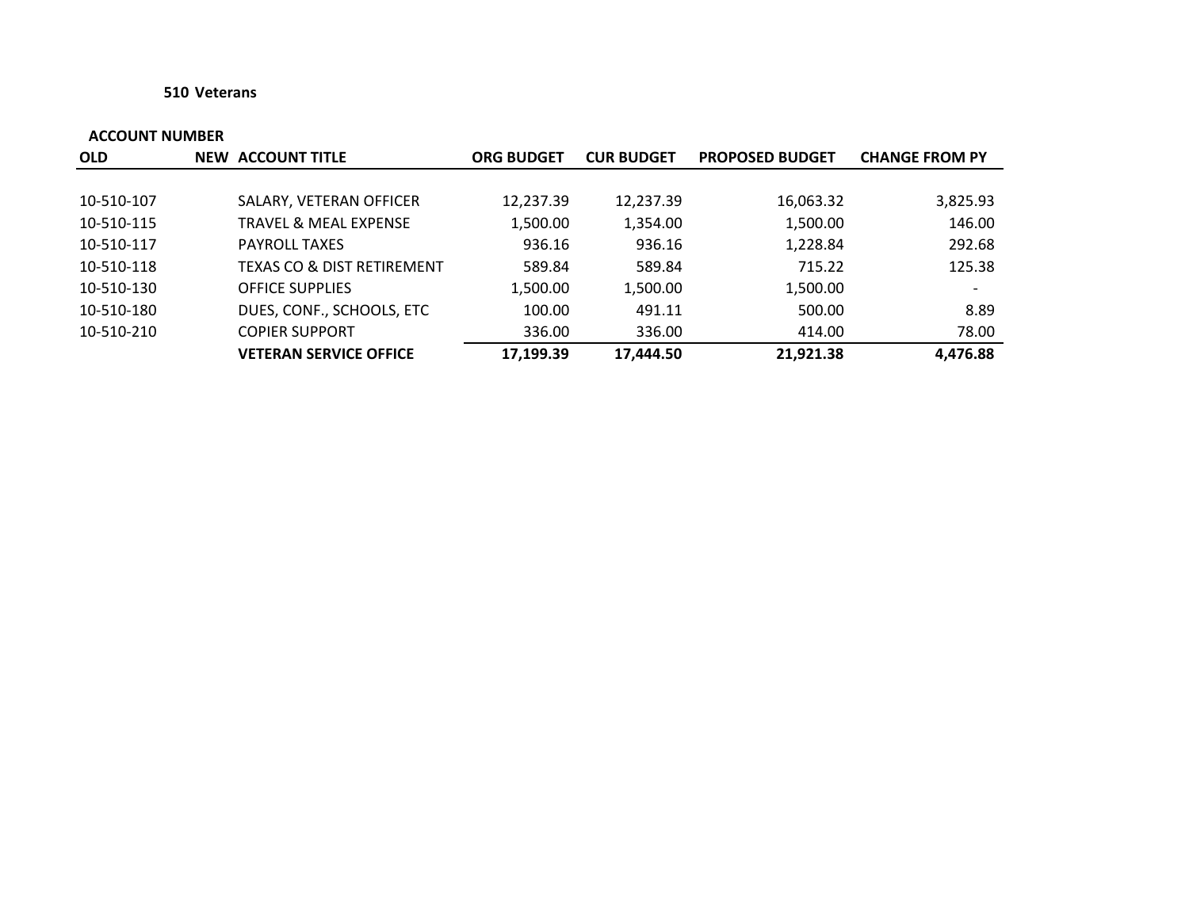**510 Veterans**

| ACCOUNT NUMBER | | | | | | |
|---|---|---|---|---|---|---|
| **OLD** | **NEW** | **ACCOUNT TITLE** | **ORG BUDGET** | **CUR BUDGET** | **PROPOSED BUDGET** | **CHANGE FROM PY** |
| 10-510-107 | | SALARY, VETERAN OFFICER | 12,237.39 | 12,237.39 | 16,063.32 | 3,825.93 |
| 10-510-115 | | TRAVEL & MEAL EXPENSE | 1,500.00 | 1,354.00 | 1,500.00 | 146.00 |
| 10-510-117 | | PAYROLL TAXES | 936.16 | 936.16 | 1,228.84 | 292.68 |
| 10-510-118 | | TEXAS CO & DIST RETIREMENT | 589.84 | 589.84 | 715.22 | 125.38 |
| 10-510-130 | | OFFICE SUPPLIES | 1,500.00 | 1,500.00 | 1,500.00 | - |
| 10-510-180 | | DUES, CONF., SCHOOLS, ETC | 100.00 | 491.11 | 500.00 | 8.89 |
| 10-510-210 | | COPIER SUPPORT | 336.00 | 336.00 | 414.00 | 78.00 |
| | | **VETERAN SERVICE OFFICE** | **17,199.39** | **17,444.50** | **21,921.38** | **4,476.88** |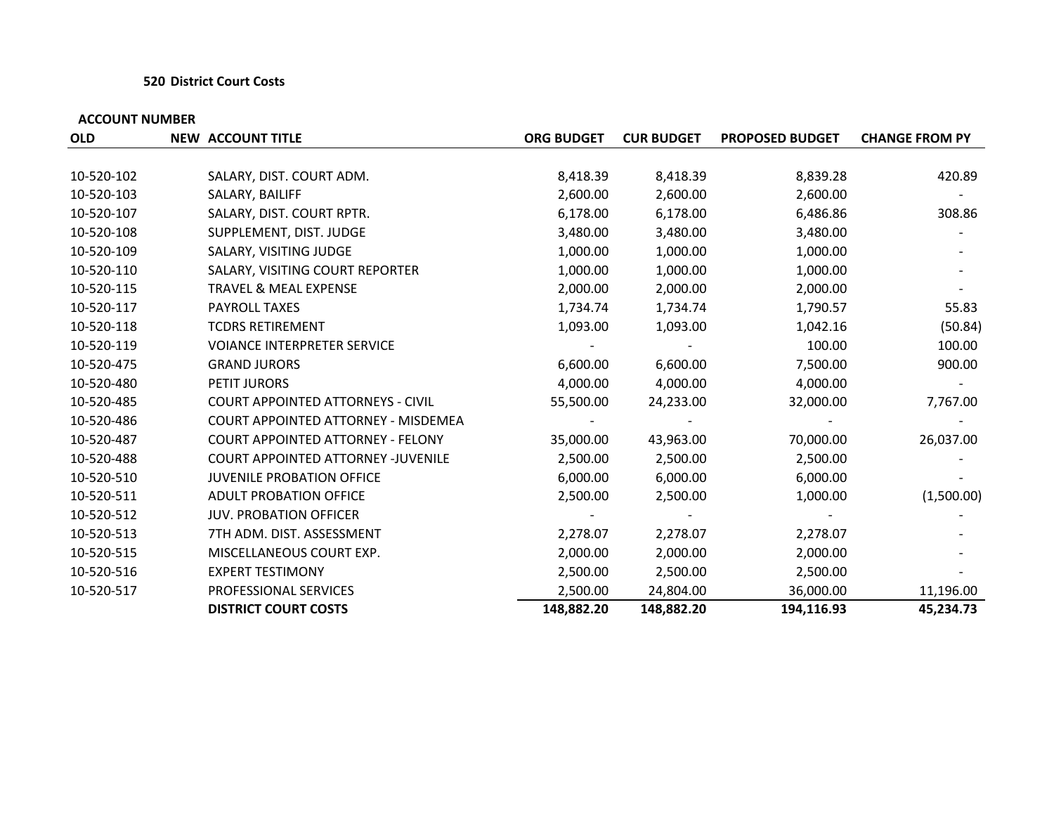### 520 District Court Costs

| ACCOUNT NUMBER | | | | | | |
|---|---|---|---|---|---|---|
| **OLD** | **NEW** | **ACCOUNT TITLE** | **ORG BUDGET** | **CUR BUDGET** | **PROPOSED BUDGET** | **CHANGE FROM PY** |
| 10-520-102 | | SALARY, DIST. COURT ADM. | 8,418.39 | 8,418.39 | 8,839.28 | 420.89 |
| 10-520-103 | | SALARY, BAILIFF | 2,600.00 | 2,600.00 | 2,600.00 | - |
| 10-520-107 | | SALARY, DIST. COURT RPTR. | 6,178.00 | 6,178.00 | 6,486.86 | 308.86 |
| 10-520-108 | | SUPPLEMENT, DIST. JUDGE | 3,480.00 | 3,480.00 | 3,480.00 | - |
| 10-520-109 | | SALARY, VISITING JUDGE | 1,000.00 | 1,000.00 | 1,000.00 | - |
| 10-520-110 | | SALARY, VISITING COURT REPORTER | 1,000.00 | 1,000.00 | 1,000.00 | - |
| 10-520-115 | | TRAVEL & MEAL EXPENSE | 2,000.00 | 2,000.00 | 2,000.00 | - |
| 10-520-117 | | PAYROLL TAXES | 1,734.74 | 1,734.74 | 1,790.57 | 55.83 |
| 10-520-118 | | TCDRS RETIREMENT | 1,093.00 | 1,093.00 | 1,042.16 | (50.84) |
| 10-520-119 | | VOIANCE INTERPRETER SERVICE | - | - | 100.00 | 100.00 |
| 10-520-475 | | GRAND JURORS | 6,600.00 | 6,600.00 | 7,500.00 | 900.00 |
| 10-520-480 | | PETIT JURORS | 4,000.00 | 4,000.00 | 4,000.00 | - |
| 10-520-485 | | COURT APPOINTED ATTORNEYS - CIVIL | 55,500.00 | 24,233.00 | 32,000.00 | 7,767.00 |
| 10-520-486 | | COURT APPOINTED ATTORNEY - MISDEMEA | - | - | - | - |
| 10-520-487 | | COURT APPOINTED ATTORNEY - FELONY | 35,000.00 | 43,963.00 | 70,000.00 | 26,037.00 |
| 10-520-488 | | COURT APPOINTED ATTORNEY -JUVENILE | 2,500.00 | 2,500.00 | 2,500.00 | - |
| 10-520-510 | | JUVENILE PROBATION OFFICE | 6,000.00 | 6,000.00 | 6,000.00 | - |
| 10-520-511 | | ADULT PROBATION OFFICE | 2,500.00 | 2,500.00 | 1,000.00 | (1,500.00) |
| 10-520-512 | | JUV. PROBATION OFFICER | - | - | - | - |
| 10-520-513 | | 7TH ADM. DIST. ASSESSMENT | 2,278.07 | 2,278.07 | 2,278.07 | - |
| 10-520-515 | | MISCELLANEOUS COURT EXP. | 2,000.00 | 2,000.00 | 2,000.00 | - |
| 10-520-516 | | EXPERT TESTIMONY | 2,500.00 | 2,500.00 | 2,500.00 | - |
| 10-520-517 | | PROFESSIONAL SERVICES | 2,500.00 | 24,804.00 | 36,000.00 | 11,196.00 |
| | | **DISTRICT COURT COSTS** | **148,882.20** | **148,882.20** | **194,116.93** | **45,234.73** |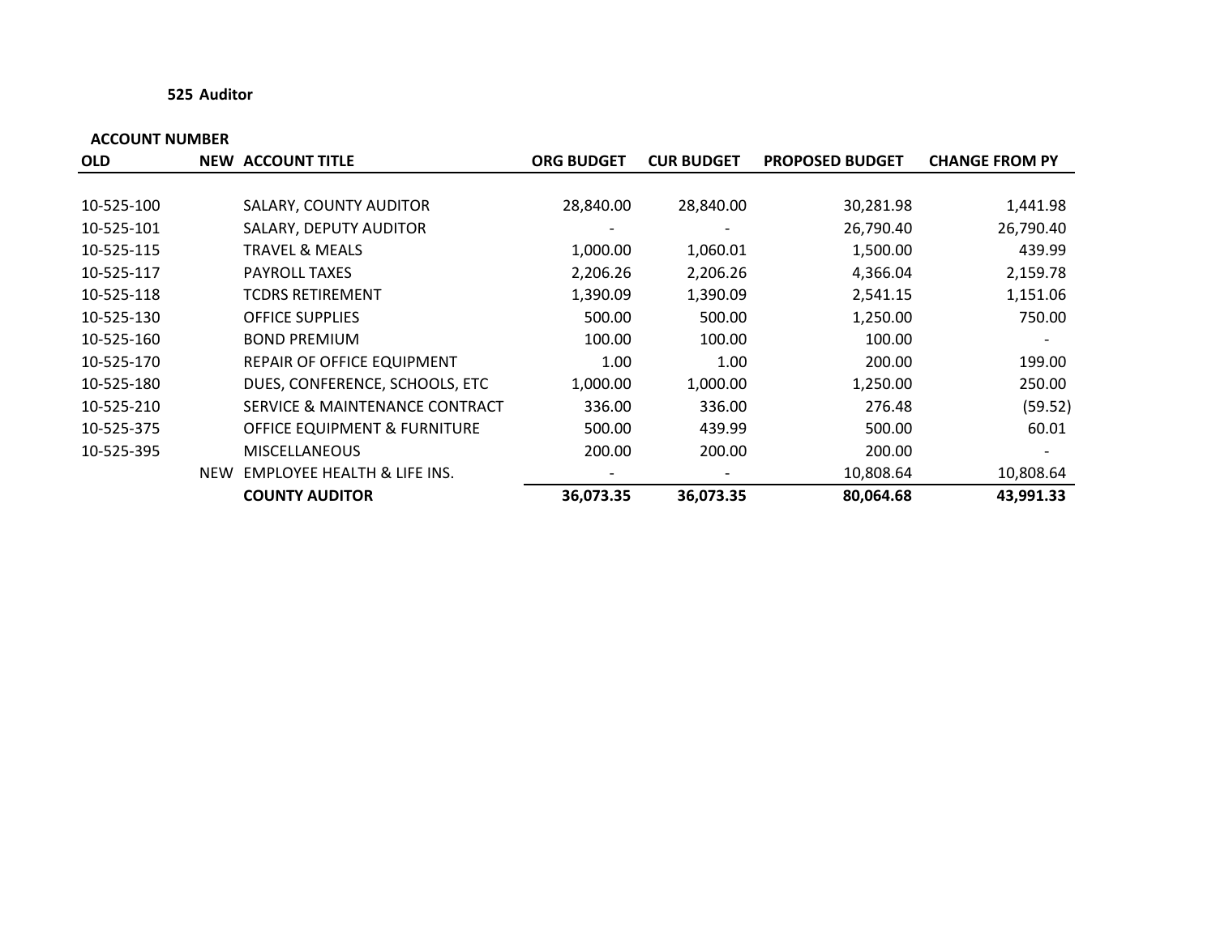**525 Auditor**

| ACCOUNT NUMBER | | | | | | |
|---|---|---|---|---|---|---|
| **OLD** | **NEW** | **ACCOUNT TITLE** | **ORG BUDGET** | **CUR BUDGET** | **PROPOSED BUDGET** | **CHANGE FROM PY** |
| 10-525-100 | | SALARY, COUNTY AUDITOR | 28,840.00 | 28,840.00 | 30,281.98 | 1,441.98 |
| 10-525-101 | | SALARY, DEPUTY AUDITOR | - | - | 26,790.40 | 26,790.40 |
| 10-525-115 | | TRAVEL & MEALS | 1,000.00 | 1,060.01 | 1,500.00 | 439.99 |
| 10-525-117 | | PAYROLL TAXES | 2,206.26 | 2,206.26 | 4,366.04 | 2,159.78 |
| 10-525-118 | | TCDRS RETIREMENT | 1,390.09 | 1,390.09 | 2,541.15 | 1,151.06 |
| 10-525-130 | | OFFICE SUPPLIES | 500.00 | 500.00 | 1,250.00 | 750.00 |
| 10-525-160 | | BOND PREMIUM | 100.00 | 100.00 | 100.00 | - |
| 10-525-170 | | REPAIR OF OFFICE EQUIPMENT | 1.00 | 1.00 | 200.00 | 199.00 |
| 10-525-180 | | DUES, CONFERENCE, SCHOOLS, ETC | 1,000.00 | 1,000.00 | 1,250.00 | 250.00 |
| 10-525-210 | | SERVICE & MAINTENANCE CONTRACT | 336.00 | 336.00 | 276.48 | (59.52) |
| 10-525-375 | | OFFICE EQUIPMENT & FURNITURE | 500.00 | 439.99 | 500.00 | 60.01 |
| 10-525-395 | | MISCELLANEOUS | 200.00 | 200.00 | 200.00 | - |
| | NEW | EMPLOYEE HEALTH & LIFE INS. | - | - | 10,808.64 | 10,808.64 |
| | | **COUNTY AUDITOR** | **36,073.35** | **36,073.35** | **80,064.68** | **43,991.33** |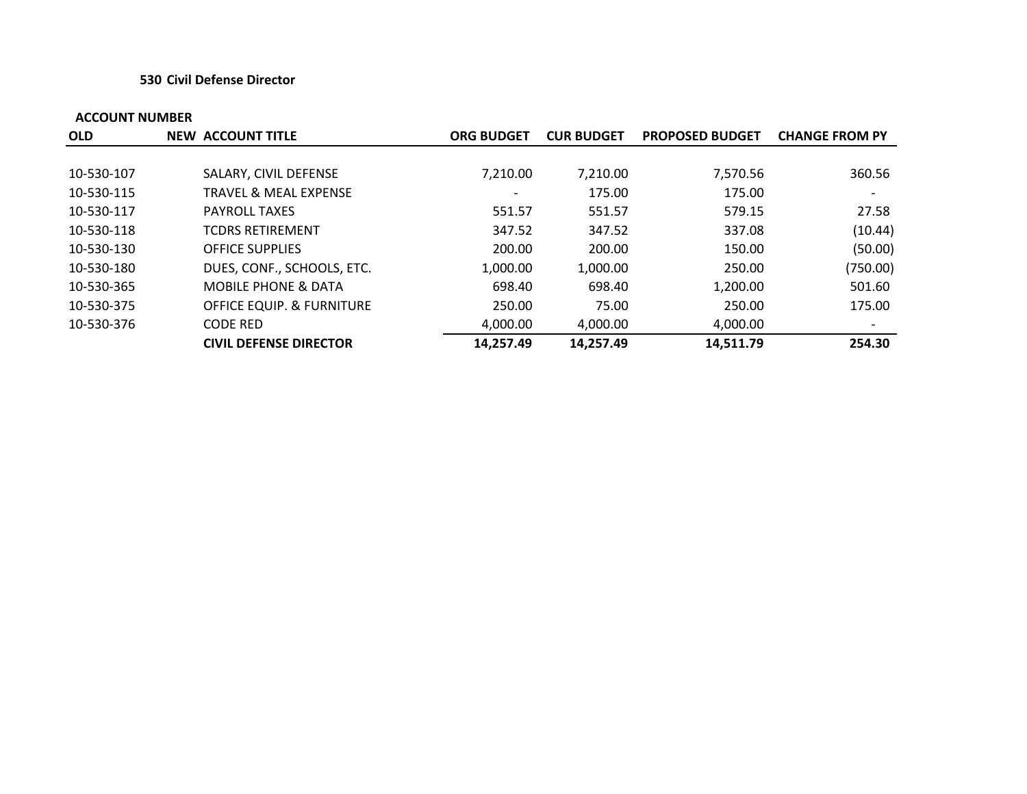**530 Civil Defense Director**

| ACCOUNT NUMBER | | | | | | |
|---|---|---|---|---|---|---|
| OLD | NEW | ACCOUNT TITLE | ORG BUDGET | CUR BUDGET | PROPOSED BUDGET | CHANGE FROM PY |
| 10-530-107 | | SALARY, CIVIL DEFENSE | 7,210.00 | 7,210.00 | 7,570.56 | 360.56 |
| 10-530-115 | | TRAVEL & MEAL EXPENSE | - | 175.00 | 175.00 | - |
| 10-530-117 | | PAYROLL TAXES | 551.57 | 551.57 | 579.15 | 27.58 |
| 10-530-118 | | TCDRS RETIREMENT | 347.52 | 347.52 | 337.08 | (10.44) |
| 10-530-130 | | OFFICE SUPPLIES | 200.00 | 200.00 | 150.00 | (50.00) |
| 10-530-180 | | DUES, CONF., SCHOOLS, ETC. | 1,000.00 | 1,000.00 | 250.00 | (750.00) |
| 10-530-365 | | MOBILE PHONE & DATA | 698.40 | 698.40 | 1,200.00 | 501.60 |
| 10-530-375 | | OFFICE EQUIP. & FURNITURE | 250.00 | 75.00 | 250.00 | 175.00 |
| 10-530-376 | | CODE RED | 4,000.00 | 4,000.00 | 4,000.00 | - |
| | | **CIVIL DEFENSE DIRECTOR** | **14,257.49** | **14,257.49** | **14,511.79** | **254.30** |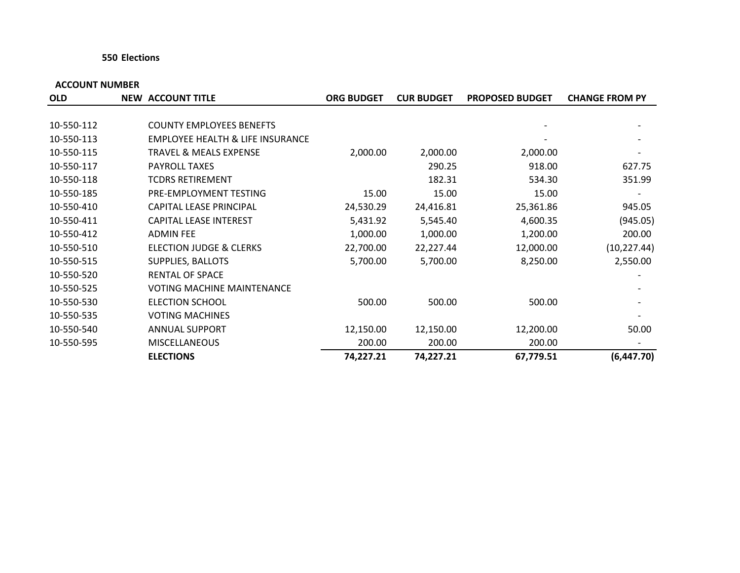**550 Elections**

| ACCOUNT NUMBER | | | | | | |
|---|---|---|---|---|---|---|
| **OLD** | **NEW** | **ACCOUNT TITLE** | **ORG BUDGET** | **CUR BUDGET** | **PROPOSED BUDGET** | **CHANGE FROM PY** |
| 10-550-112 | | COUNTY EMPLOYEES BENEFTS | | | - | - |
| 10-550-113 | | EMPLOYEE HEALTH & LIFE INSURANCE | | | - | - |
| 10-550-115 | | TRAVEL & MEALS EXPENSE | 2,000.00 | 2,000.00 | 2,000.00 | - |
| 10-550-117 | | PAYROLL TAXES | | 290.25 | 918.00 | 627.75 |
| 10-550-118 | | TCDRS RETIREMENT | | 182.31 | 534.30 | 351.99 |
| 10-550-185 | | PRE-EMPLOYMENT TESTING | 15.00 | 15.00 | 15.00 | - |
| 10-550-410 | | CAPITAL LEASE PRINCIPAL | 24,530.29 | 24,416.81 | 25,361.86 | 945.05 |
| 10-550-411 | | CAPITAL LEASE INTEREST | 5,431.92 | 5,545.40 | 4,600.35 | (945.05) |
| 10-550-412 | | ADMIN FEE | 1,000.00 | 1,000.00 | 1,200.00 | 200.00 |
| 10-550-510 | | ELECTION JUDGE & CLERKS | 22,700.00 | 22,227.44 | 12,000.00 | (10,227.44) |
| 10-550-515 | | SUPPLIES, BALLOTS | 5,700.00 | 5,700.00 | 8,250.00 | 2,550.00 |
| 10-550-520 | | RENTAL OF SPACE | | | | - |
| 10-550-525 | | VOTING MACHINE MAINTENANCE | | | | - |
| 10-550-530 | | ELECTION SCHOOL | 500.00 | 500.00 | 500.00 | - |
| 10-550-535 | | VOTING MACHINES | | | | - |
| 10-550-540 | | ANNUAL SUPPORT | 12,150.00 | 12,150.00 | 12,200.00 | 50.00 |
| 10-550-595 | | MISCELLANEOUS | 200.00 | 200.00 | 200.00 | - |
| | | **ELECTIONS** | **74,227.21** | **74,227.21** | **67,779.51** | **(6,447.70)** |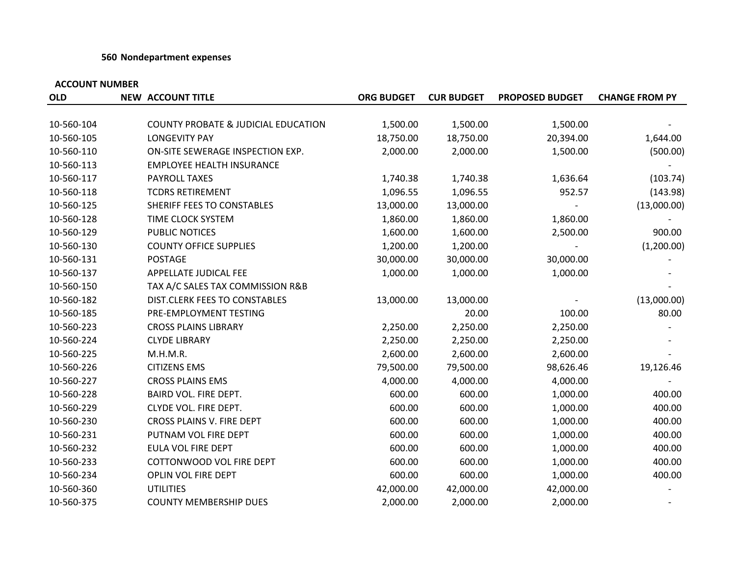### 560 Nondepartment expenses

| ACCOUNT NUMBER | | | | | | |
|---|---|---|---|---|---|---|
| OLD | NEW | ACCOUNT TITLE | ORG BUDGET | CUR BUDGET | PROPOSED BUDGET | CHANGE FROM PY |
| 10-560-104 | | COUNTY PROBATE & JUDICIAL EDUCATION | 1,500.00 | 1,500.00 | 1,500.00 | - |
| 10-560-105 | | LONGEVITY PAY | 18,750.00 | 18,750.00 | 20,394.00 | 1,644.00 |
| 10-560-110 | | ON-SITE SEWERAGE INSPECTION EXP. | 2,000.00 | 2,000.00 | 1,500.00 | (500.00) |
| 10-560-113 | | EMPLOYEE HEALTH INSURANCE | | | | - |
| 10-560-117 | | PAYROLL TAXES | 1,740.38 | 1,740.38 | 1,636.64 | (103.74) |
| 10-560-118 | | TCDRS RETIREMENT | 1,096.55 | 1,096.55 | 952.57 | (143.98) |
| 10-560-125 | | SHERIFF FEES TO CONSTABLES | 13,000.00 | 13,000.00 | - | (13,000.00) |
| 10-560-128 | | TIME CLOCK SYSTEM | 1,860.00 | 1,860.00 | 1,860.00 | - |
| 10-560-129 | | PUBLIC NOTICES | 1,600.00 | 1,600.00 | 2,500.00 | 900.00 |
| 10-560-130 | | COUNTY OFFICE SUPPLIES | 1,200.00 | 1,200.00 | - | (1,200.00) |
| 10-560-131 | | POSTAGE | 30,000.00 | 30,000.00 | 30,000.00 | - |
| 10-560-137 | | APPELLATE JUDICAL FEE | 1,000.00 | 1,000.00 | 1,000.00 | - |
| 10-560-150 | | TAX A/C SALES TAX COMMISSION R&B | | | | - |
| 10-560-182 | | DIST.CLERK FEES TO CONSTABLES | 13,000.00 | 13,000.00 | - | (13,000.00) |
| 10-560-185 | | PRE-EMPLOYMENT TESTING | | 20.00 | 100.00 | 80.00 |
| 10-560-223 | | CROSS PLAINS LIBRARY | 2,250.00 | 2,250.00 | 2,250.00 | - |
| 10-560-224 | | CLYDE LIBRARY | 2,250.00 | 2,250.00 | 2,250.00 | - |
| 10-560-225 | | M.H.M.R. | 2,600.00 | 2,600.00 | 2,600.00 | - |
| 10-560-226 | | CITIZENS EMS | 79,500.00 | 79,500.00 | 98,626.46 | 19,126.46 |
| 10-560-227 | | CROSS PLAINS EMS | 4,000.00 | 4,000.00 | 4,000.00 | - |
| 10-560-228 | | BAIRD VOL. FIRE DEPT. | 600.00 | 600.00 | 1,000.00 | 400.00 |
| 10-560-229 | | CLYDE VOL. FIRE DEPT. | 600.00 | 600.00 | 1,000.00 | 400.00 |
| 10-560-230 | | CROSS PLAINS V. FIRE DEPT | 600.00 | 600.00 | 1,000.00 | 400.00 |
| 10-560-231 | | PUTNAM VOL FIRE DEPT | 600.00 | 600.00 | 1,000.00 | 400.00 |
| 10-560-232 | | EULA VOL FIRE DEPT | 600.00 | 600.00 | 1,000.00 | 400.00 |
| 10-560-233 | | COTTONWOOD VOL FIRE DEPT | 600.00 | 600.00 | 1,000.00 | 400.00 |
| 10-560-234 | | OPLIN VOL FIRE DEPT | 600.00 | 600.00 | 1,000.00 | 400.00 |
| 10-560-360 | | UTILITIES | 42,000.00 | 42,000.00 | 42,000.00 | - |
| 10-560-375 | | COUNTY MEMBERSHIP DUES | 2,000.00 | 2,000.00 | 2,000.00 | - |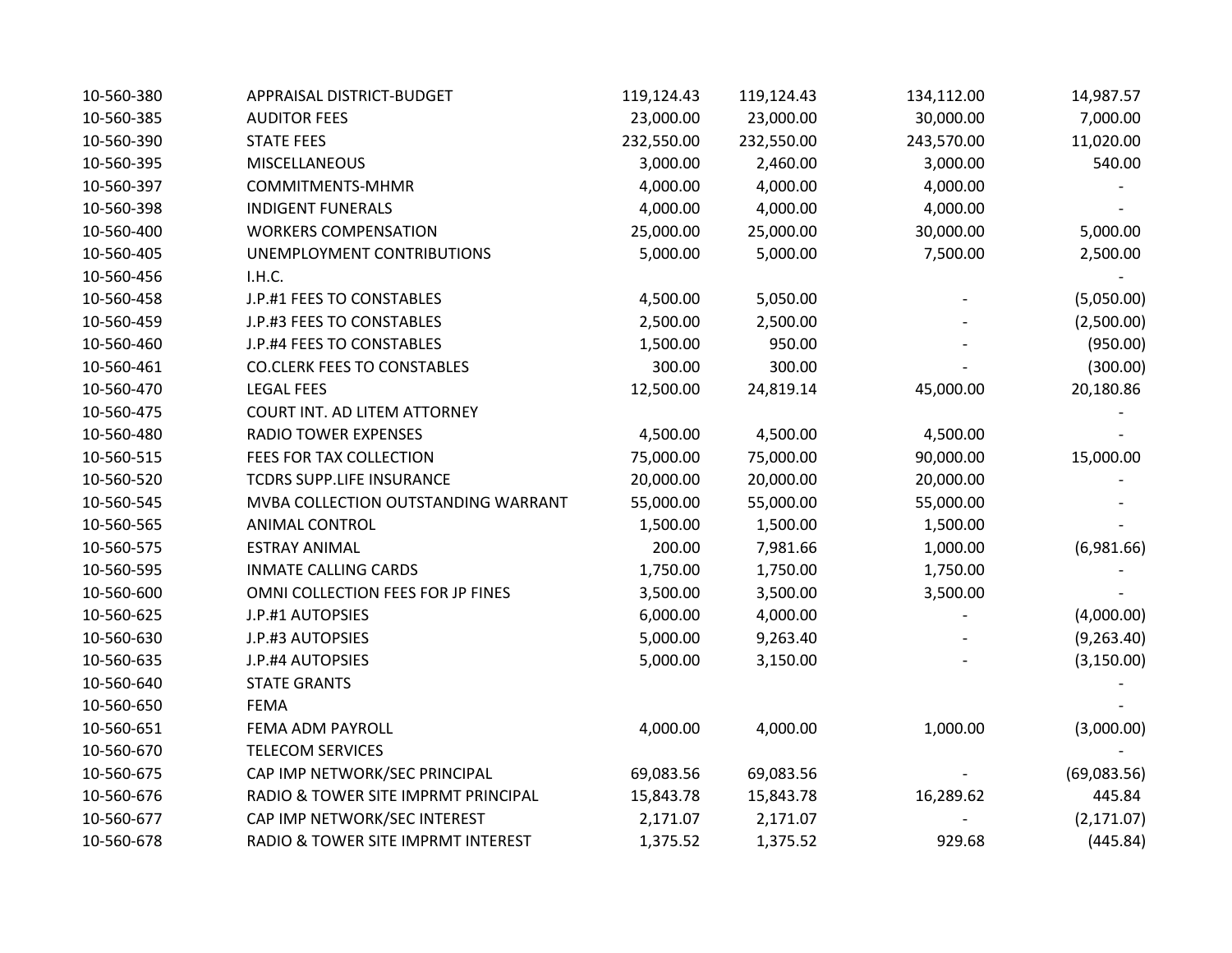| | | | | | |
|---|---|---|---|---|---|
| 10-560-380 | APPRAISAL DISTRICT-BUDGET | 119,124.43 | 119,124.43 | 134,112.00 | 14,987.57 |
| 10-560-385 | AUDITOR FEES | 23,000.00 | 23,000.00 | 30,000.00 | 7,000.00 |
| 10-560-390 | STATE FEES | 232,550.00 | 232,550.00 | 243,570.00 | 11,020.00 |
| 10-560-395 | MISCELLANEOUS | 3,000.00 | 2,460.00 | 3,000.00 | 540.00 |
| 10-560-397 | COMMITMENTS-MHMR | 4,000.00 | 4,000.00 | 4,000.00 | - |
| 10-560-398 | INDIGENT FUNERALS | 4,000.00 | 4,000.00 | 4,000.00 | - |
| 10-560-400 | WORKERS COMPENSATION | 25,000.00 | 25,000.00 | 30,000.00 | 5,000.00 |
| 10-560-405 | UNEMPLOYMENT CONTRIBUTIONS | 5,000.00 | 5,000.00 | 7,500.00 | 2,500.00 |
| 10-560-456 | I.H.C. | | | | - |
| 10-560-458 | J.P.#1 FEES TO CONSTABLES | 4,500.00 | 5,050.00 | - | (5,050.00) |
| 10-560-459 | J.P.#3 FEES TO CONSTABLES | 2,500.00 | 2,500.00 | - | (2,500.00) |
| 10-560-460 | J.P.#4 FEES TO CONSTABLES | 1,500.00 | 950.00 | - | (950.00) |
| 10-560-461 | CO.CLERK FEES TO CONSTABLES | 300.00 | 300.00 | - | (300.00) |
| 10-560-470 | LEGAL FEES | 12,500.00 | 24,819.14 | 45,000.00 | 20,180.86 |
| 10-560-475 | COURT INT. AD LITEM ATTORNEY | | | | - |
| 10-560-480 | RADIO TOWER EXPENSES | 4,500.00 | 4,500.00 | 4,500.00 | - |
| 10-560-515 | FEES FOR TAX COLLECTION | 75,000.00 | 75,000.00 | 90,000.00 | 15,000.00 |
| 10-560-520 | TCDRS SUPP.LIFE INSURANCE | 20,000.00 | 20,000.00 | 20,000.00 | - |
| 10-560-545 | MVBA COLLECTION OUTSTANDING WARRANT | 55,000.00 | 55,000.00 | 55,000.00 | - |
| 10-560-565 | ANIMAL CONTROL | 1,500.00 | 1,500.00 | 1,500.00 | - |
| 10-560-575 | ESTRAY ANIMAL | 200.00 | 7,981.66 | 1,000.00 | (6,981.66) |
| 10-560-595 | INMATE CALLING CARDS | 1,750.00 | 1,750.00 | 1,750.00 | - |
| 10-560-600 | OMNI COLLECTION FEES FOR JP FINES | 3,500.00 | 3,500.00 | 3,500.00 | - |
| 10-560-625 | J.P.#1 AUTOPSIES | 6,000.00 | 4,000.00 | - | (4,000.00) |
| 10-560-630 | J.P.#3 AUTOPSIES | 5,000.00 | 9,263.40 | - | (9,263.40) |
| 10-560-635 | J.P.#4 AUTOPSIES | 5,000.00 | 3,150.00 | - | (3,150.00) |
| 10-560-640 | STATE GRANTS | | | | - |
| 10-560-650 | FEMA | | | | - |
| 10-560-651 | FEMA ADM PAYROLL | 4,000.00 | 4,000.00 | 1,000.00 | (3,000.00) |
| 10-560-670 | TELECOM SERVICES | | | | - |
| 10-560-675 | CAP IMP NETWORK/SEC PRINCIPAL | 69,083.56 | 69,083.56 | - | (69,083.56) |
| 10-560-676 | RADIO & TOWER SITE IMPRMT PRINCIPAL | 15,843.78 | 15,843.78 | 16,289.62 | 445.84 |
| 10-560-677 | CAP IMP NETWORK/SEC INTEREST | 2,171.07 | 2,171.07 | - | (2,171.07) |
| 10-560-678 | RADIO & TOWER SITE IMPRMT INTEREST | 1,375.52 | 1,375.52 | 929.68 | (445.84) |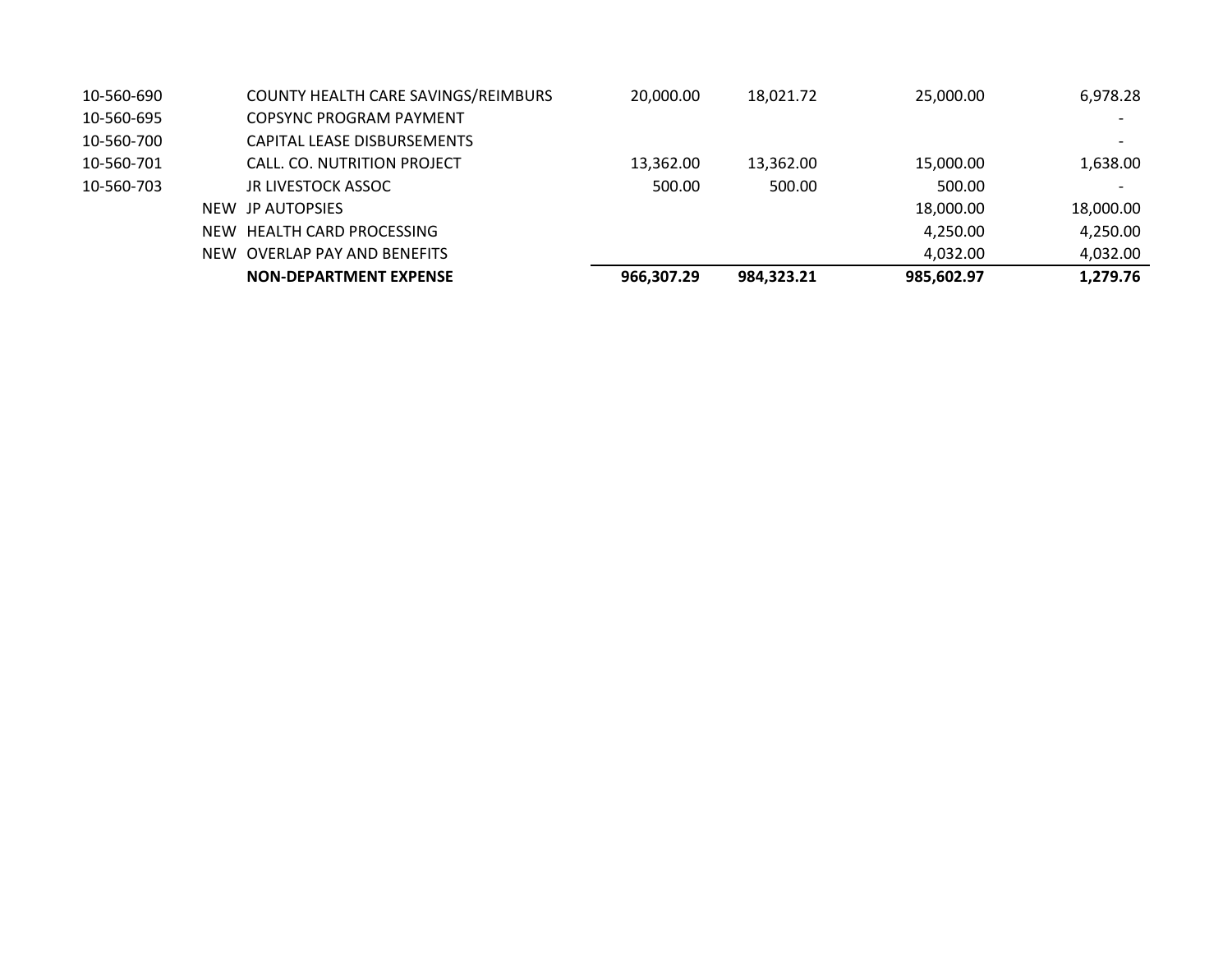| | | | | | | |
|---|---|---|---|---|---|---|
| 10-560-690 | | COUNTY HEALTH CARE SAVINGS/REIMBURS | 20,000.00 | 18,021.72 | 25,000.00 | 6,978.28 |
| 10-560-695 | | COPSYNC PROGRAM PAYMENT | | | | - |
| 10-560-700 | | CAPITAL LEASE DISBURSEMENTS | | | | - |
| 10-560-701 | | CALL. CO. NUTRITION PROJECT | 13,362.00 | 13,362.00 | 15,000.00 | 1,638.00 |
| 10-560-703 | | JR LIVESTOCK ASSOC | 500.00 | 500.00 | 500.00 | - |
| | NEW | JP AUTOPSIES | | | 18,000.00 | 18,000.00 |
| | NEW | HEALTH CARD PROCESSING | | | 4,250.00 | 4,250.00 |
| | NEW | OVERLAP PAY AND BENEFITS | | | 4,032.00 | 4,032.00 |
| | | **NON-DEPARTMENT EXPENSE** | **966,307.29** | **984,323.21** | **985,602.97** | **1,279.76** |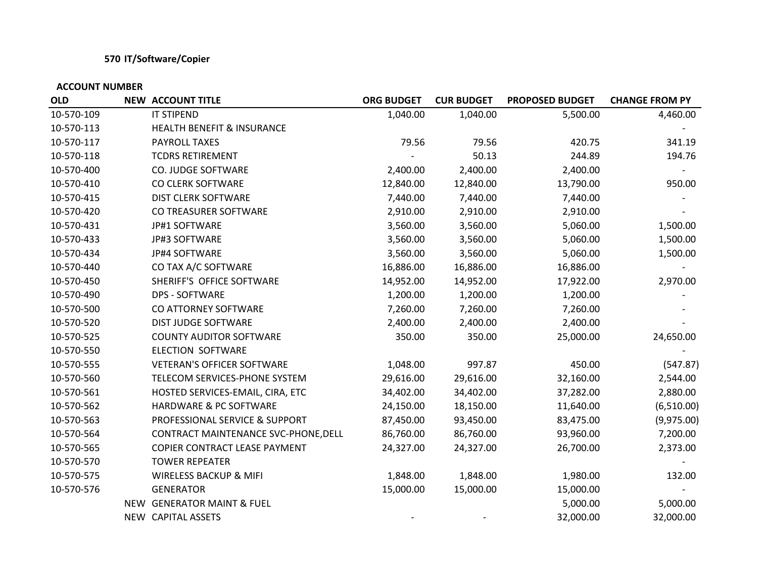## 570 IT/Software/Copier

| ACCOUNT NUMBER | | | | | | |
|---|---|---|---|---|---|---|
| OLD | NEW | ACCOUNT TITLE | ORG BUDGET | CUR BUDGET | PROPOSED BUDGET | CHANGE FROM PY |
| 10-570-109 | | IT STIPEND | 1,040.00 | 1,040.00 | 5,500.00 | 4,460.00 |
| 10-570-113 | | HEALTH BENEFIT & INSURANCE | | | | - |
| 10-570-117 | | PAYROLL TAXES | 79.56 | 79.56 | 420.75 | 341.19 |
| 10-570-118 | | TCDRS RETIREMENT | - | 50.13 | 244.89 | 194.76 |
| 10-570-400 | | CO. JUDGE SOFTWARE | 2,400.00 | 2,400.00 | 2,400.00 | - |
| 10-570-410 | | CO CLERK SOFTWARE | 12,840.00 | 12,840.00 | 13,790.00 | 950.00 |
| 10-570-415 | | DIST CLERK SOFTWARE | 7,440.00 | 7,440.00 | 7,440.00 | - |
| 10-570-420 | | CO TREASURER SOFTWARE | 2,910.00 | 2,910.00 | 2,910.00 | - |
| 10-570-431 | | JP#1 SOFTWARE | 3,560.00 | 3,560.00 | 5,060.00 | 1,500.00 |
| 10-570-433 | | JP#3 SOFTWARE | 3,560.00 | 3,560.00 | 5,060.00 | 1,500.00 |
| 10-570-434 | | JP#4 SOFTWARE | 3,560.00 | 3,560.00 | 5,060.00 | 1,500.00 |
| 10-570-440 | | CO TAX A/C SOFTWARE | 16,886.00 | 16,886.00 | 16,886.00 | - |
| 10-570-450 | | SHERIFF'S OFFICE SOFTWARE | 14,952.00 | 14,952.00 | 17,922.00 | 2,970.00 |
| 10-570-490 | | DPS - SOFTWARE | 1,200.00 | 1,200.00 | 1,200.00 | - |
| 10-570-500 | | CO ATTORNEY SOFTWARE | 7,260.00 | 7,260.00 | 7,260.00 | - |
| 10-570-520 | | DIST JUDGE SOFTWARE | 2,400.00 | 2,400.00 | 2,400.00 | - |
| 10-570-525 | | COUNTY AUDITOR SOFTWARE | 350.00 | 350.00 | 25,000.00 | 24,650.00 |
| 10-570-550 | | ELECTION SOFTWARE | | | | - |
| 10-570-555 | | VETERAN'S OFFICER SOFTWARE | 1,048.00 | 997.87 | 450.00 | (547.87) |
| 10-570-560 | | TELECOM SERVICES-PHONE SYSTEM | 29,616.00 | 29,616.00 | 32,160.00 | 2,544.00 |
| 10-570-561 | | HOSTED SERVICES-EMAIL, CIRA, ETC | 34,402.00 | 34,402.00 | 37,282.00 | 2,880.00 |
| 10-570-562 | | HARDWARE & PC SOFTWARE | 24,150.00 | 18,150.00 | 11,640.00 | (6,510.00) |
| 10-570-563 | | PROFESSIONAL SERVICE & SUPPORT | 87,450.00 | 93,450.00 | 83,475.00 | (9,975.00) |
| 10-570-564 | | CONTRACT MAINTENANCE SVC-PHONE,DELL | 86,760.00 | 86,760.00 | 93,960.00 | 7,200.00 |
| 10-570-565 | | COPIER CONTRACT LEASE PAYMENT | 24,327.00 | 24,327.00 | 26,700.00 | 2,373.00 |
| 10-570-570 | | TOWER REPEATER | | | | - |
| 10-570-575 | | WIRELESS BACKUP & MIFI | 1,848.00 | 1,848.00 | 1,980.00 | 132.00 |
| 10-570-576 | | GENERATOR | 15,000.00 | 15,000.00 | 15,000.00 | - |
| | NEW | GENERATOR MAINT & FUEL | | | 5,000.00 | 5,000.00 |
| | NEW | CAPITAL ASSETS | - | - | 32,000.00 | 32,000.00 |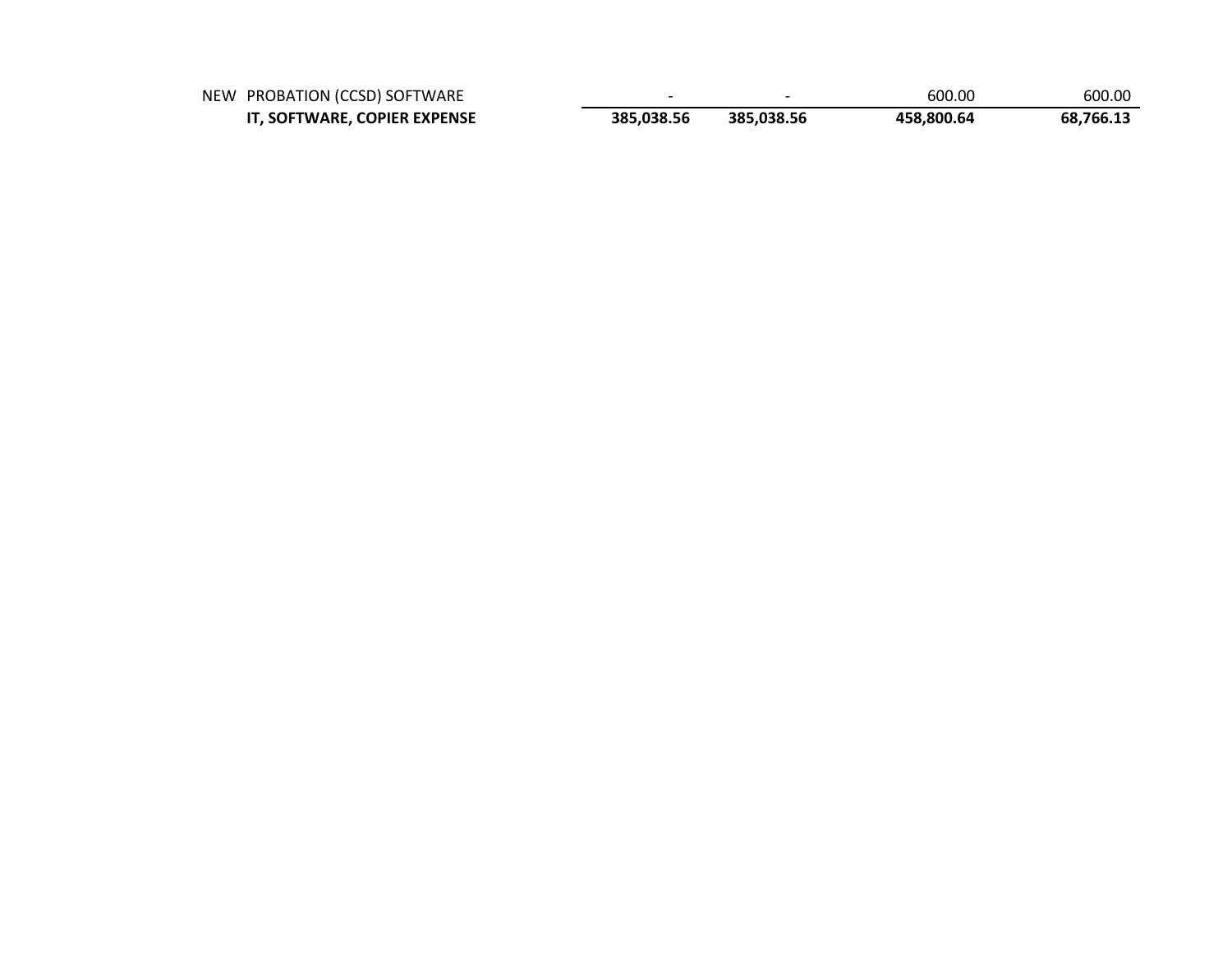| | | | | | |
|---|---|---|---|---|---|
| NEW | PROBATION (CCSD) SOFTWARE | - | - | 600.00 | 600.00 |
| | **IT, SOFTWARE, COPIER EXPENSE** | **385,038.56** | **385,038.56** | **458,800.64** | **68,766.13** |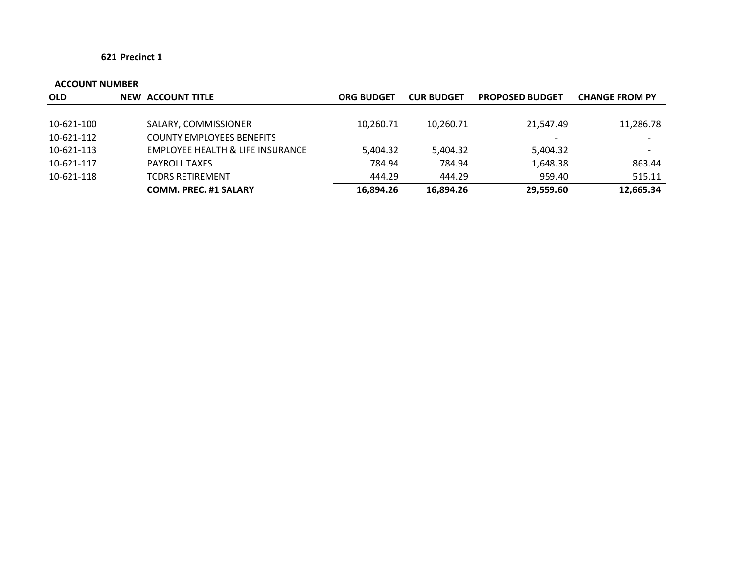**621 Precinct 1**

| ACCOUNT NUMBER | | | | | | |
|---|---|---|---|---|---|---|
| **OLD** | **NEW** | **ACCOUNT TITLE** | **ORG BUDGET** | **CUR BUDGET** | **PROPOSED BUDGET** | **CHANGE FROM PY** |
| 10-621-100 | | SALARY, COMMISSIONER | 10,260.71 | 10,260.71 | 21,547.49 | 11,286.78 |
| 10-621-112 | | COUNTY EMPLOYEES BENEFITS | | | - | - |
| 10-621-113 | | EMPLOYEE HEALTH & LIFE INSURANCE | 5,404.32 | 5,404.32 | 5,404.32 | - |
| 10-621-117 | | PAYROLL TAXES | 784.94 | 784.94 | 1,648.38 | 863.44 |
| 10-621-118 | | TCDRS RETIREMENT | 444.29 | 444.29 | 959.40 | 515.11 |
| | | **COMM. PREC. #1 SALARY** | **16,894.26** | **16,894.26** | **29,559.60** | **12,665.34** |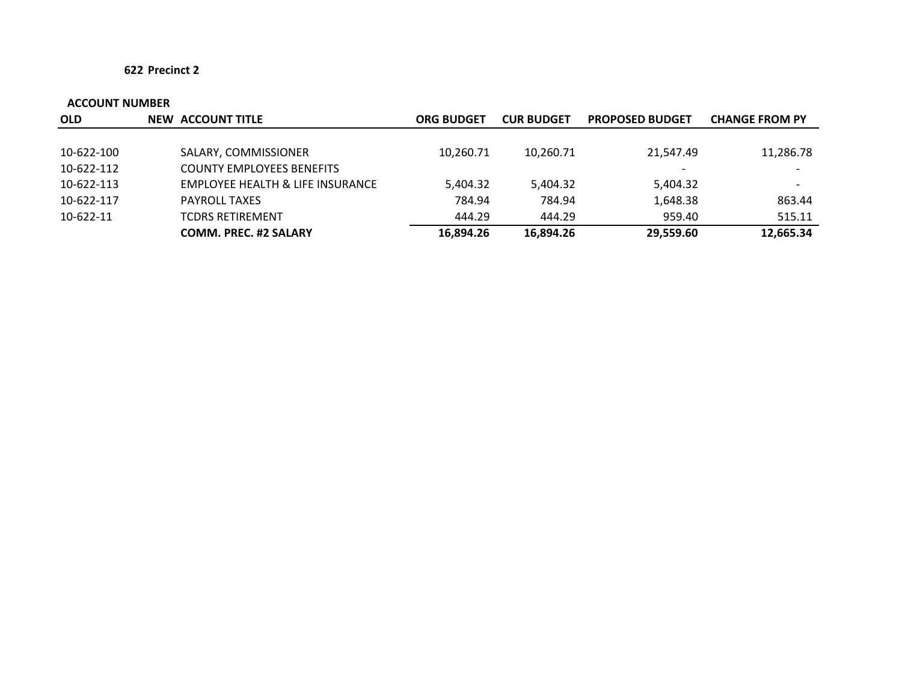**622 Precinct 2**

| ACCOUNT NUMBER | | | | | | |
|---|---|---|---|---|---|---|
| **OLD** | **NEW** | **ACCOUNT TITLE** | **ORG BUDGET** | **CUR BUDGET** | **PROPOSED BUDGET** | **CHANGE FROM PY** |
| 10-622-100 | | SALARY, COMMISSIONER | 10,260.71 | 10,260.71 | 21,547.49 | 11,286.78 |
| 10-622-112 | | COUNTY EMPLOYEES BENEFITS | | | - | - |
| 10-622-113 | | EMPLOYEE HEALTH & LIFE INSURANCE | 5,404.32 | 5,404.32 | 5,404.32 | - |
| 10-622-117 | | PAYROLL TAXES | 784.94 | 784.94 | 1,648.38 | 863.44 |
| 10-622-11 | | TCDRS RETIREMENT | 444.29 | 444.29 | 959.40 | 515.11 |
| | | **COMM. PREC. #2 SALARY** | **16,894.26** | **16,894.26** | **29,559.60** | **12,665.34** |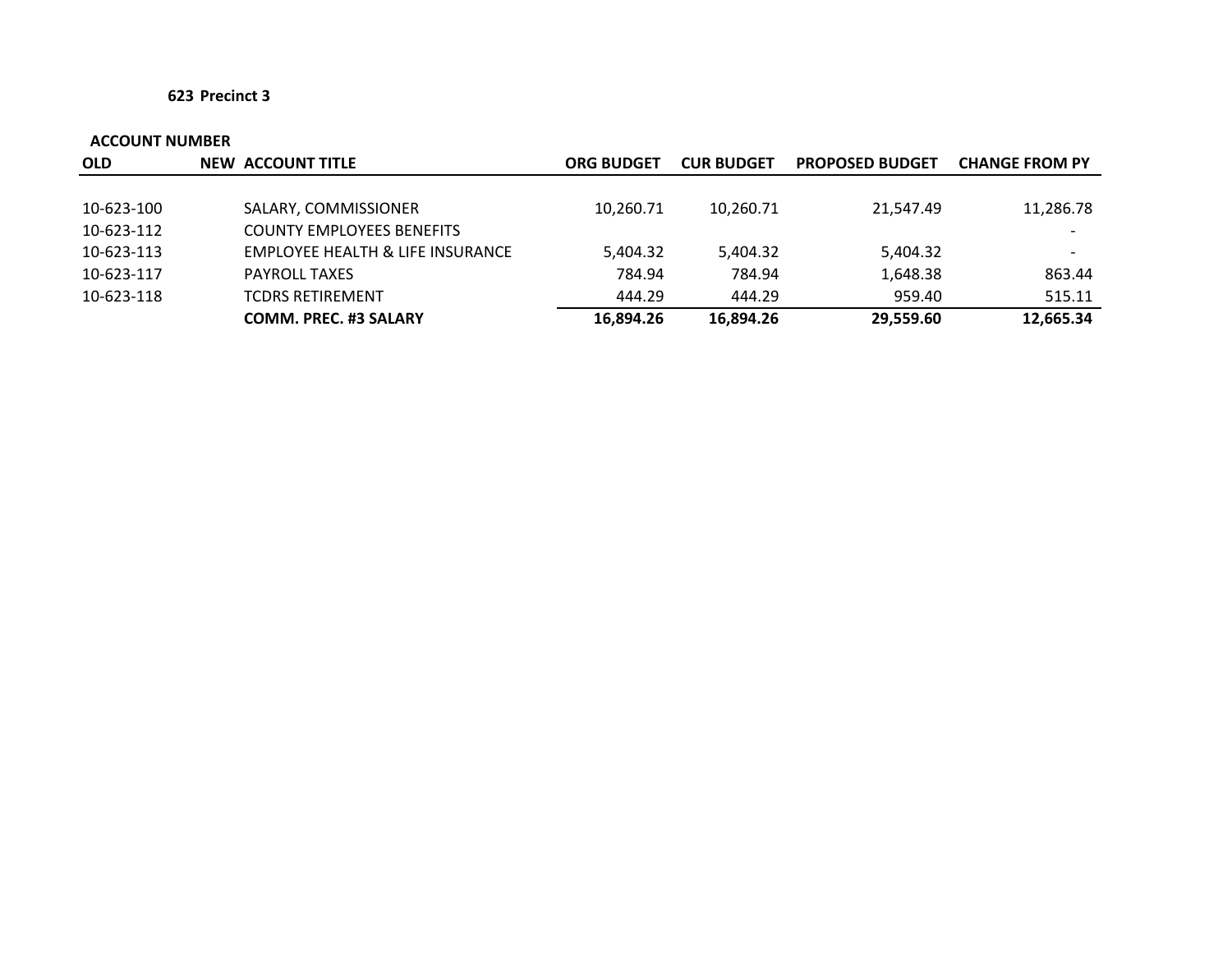**623 Precinct 3**

| ACCOUNT NUMBER | | | | | | |
|---|---|---|---|---|---|---|
| **OLD** | **NEW** | **ACCOUNT TITLE** | **ORG BUDGET** | **CUR BUDGET** | **PROPOSED BUDGET** | **CHANGE FROM PY** |
| 10-623-100 | | SALARY, COMMISSIONER | 10,260.71 | 10,260.71 | 21,547.49 | 11,286.78 |
| 10-623-112 | | COUNTY EMPLOYEES BENEFITS | | | | - |
| 10-623-113 | | EMPLOYEE HEALTH & LIFE INSURANCE | 5,404.32 | 5,404.32 | 5,404.32 | - |
| 10-623-117 | | PAYROLL TAXES | 784.94 | 784.94 | 1,648.38 | 863.44 |
| 10-623-118 | | TCDRS RETIREMENT | 444.29 | 444.29 | 959.40 | 515.11 |
| | | **COMM. PREC. #3 SALARY** | **16,894.26** | **16,894.26** | **29,559.60** | **12,665.34** |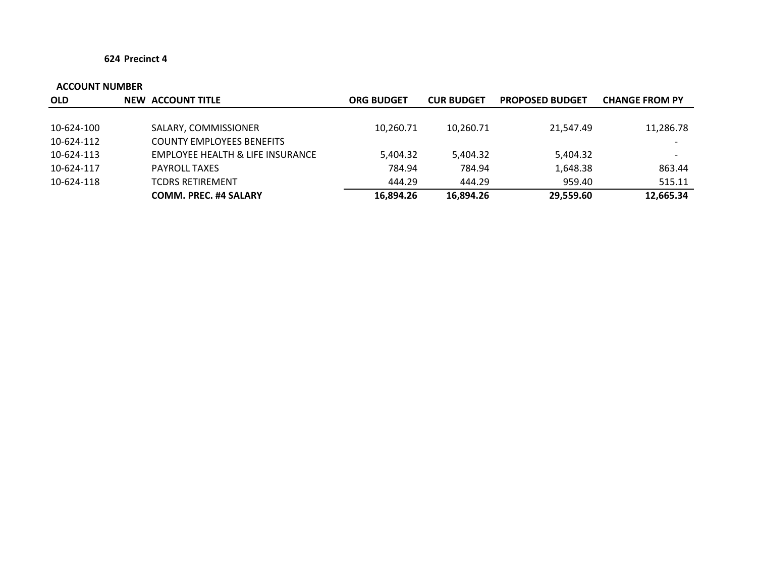**624 Precinct 4**

| ACCOUNT NUMBER | | | | | | |
|---|---|---|---|---|---|---|
| **OLD** | **NEW** | **ACCOUNT TITLE** | **ORG BUDGET** | **CUR BUDGET** | **PROPOSED BUDGET** | **CHANGE FROM PY** |
| 10-624-100 | | SALARY, COMMISSIONER | 10,260.71 | 10,260.71 | 21,547.49 | 11,286.78 |
| 10-624-112 | | COUNTY EMPLOYEES BENEFITS | | | | - |
| 10-624-113 | | EMPLOYEE HEALTH & LIFE INSURANCE | 5,404.32 | 5,404.32 | 5,404.32 | - |
| 10-624-117 | | PAYROLL TAXES | 784.94 | 784.94 | 1,648.38 | 863.44 |
| 10-624-118 | | TCDRS RETIREMENT | 444.29 | 444.29 | 959.40 | 515.11 |
| | | **COMM. PREC. #4 SALARY** | **16,894.26** | **16,894.26** | **29,559.60** | **12,665.34** |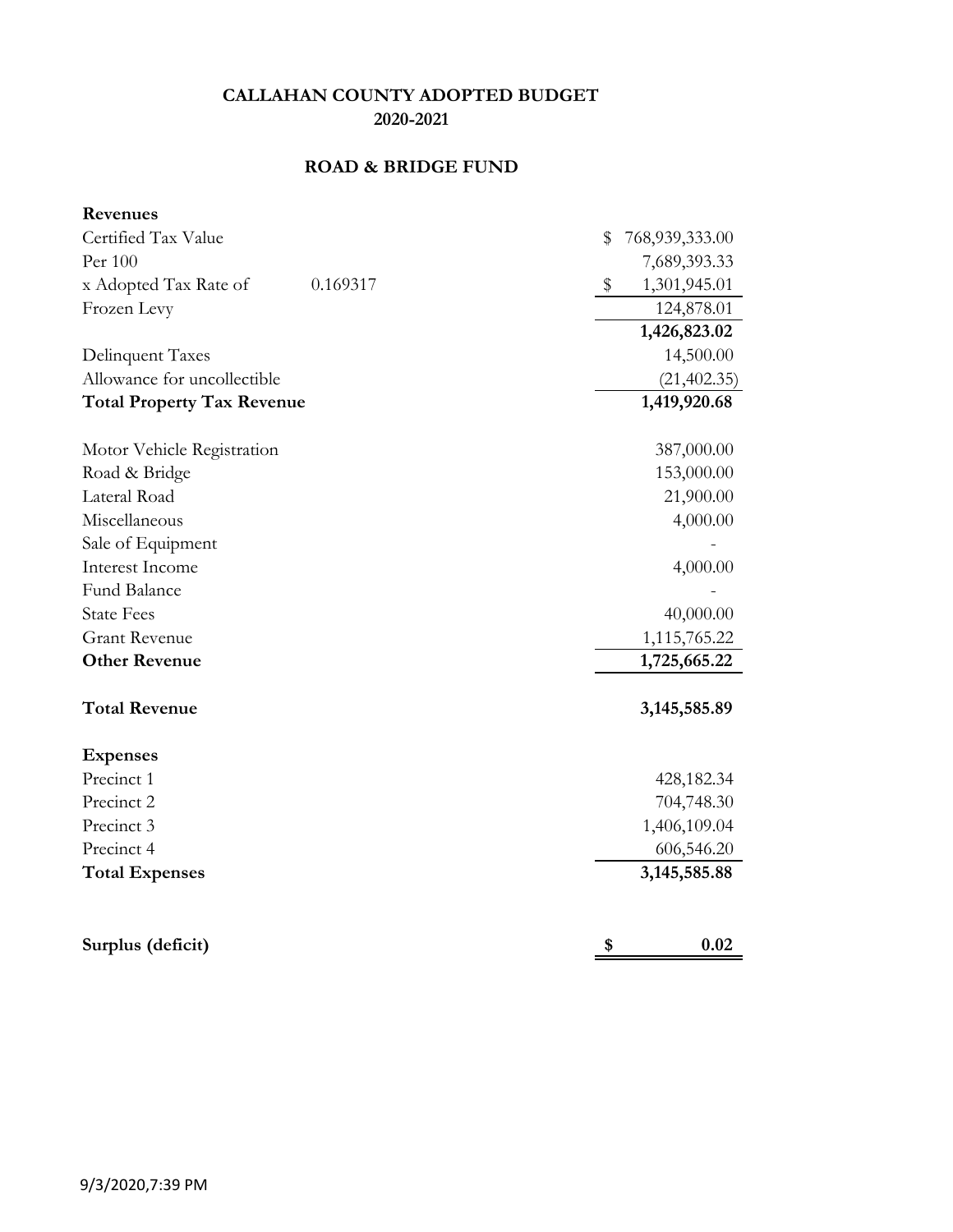# CALLAHAN COUNTY ADOPTED BUDGET
## 2020-2021

## ROAD & BRIDGE FUND

| | | |
|---|---|---|
| **Revenues** | | |
| Certified Tax Value | | $ 768,939,333.00 |
| Per 100 | | 7,689,393.33 |
| x Adopted Tax Rate of | 0.169317 | $ 1,301,945.01 |
| Frozen Levy | | 124,878.01 |
| | | **1,426,823.02** |
| Delinquent Taxes | | 14,500.00 |
| Allowance for uncollectible | | (21,402.35) |
| **Total Property Tax Revenue** | | **1,419,920.68** |
| | | |
| Motor Vehicle Registration | | 387,000.00 |
| Road & Bridge | | 153,000.00 |
| Lateral Road | | 21,900.00 |
| Miscellaneous | | 4,000.00 |
| Sale of Equipment | | - |
| Interest Income | | 4,000.00 |
| Fund Balance | | - |
| State Fees | | 40,000.00 |
| Grant Revenue | | 1,115,765.22 |
| **Other Revenue** | | **1,725,665.22** |
| | | |
| **Total Revenue** | | **3,145,585.89** |
| | | |
| **Expenses** | | |
| Precinct 1 | | 428,182.34 |
| Precinct 2 | | 704,748.30 |
| Precinct 3 | | 1,406,109.04 |
| Precinct 4 | | 606,546.20 |
| **Total Expenses** | | **3,145,585.88** |
| | | |
| **Surplus (deficit)** | | **$ 0.02** |

9/3/2020,7:39 PM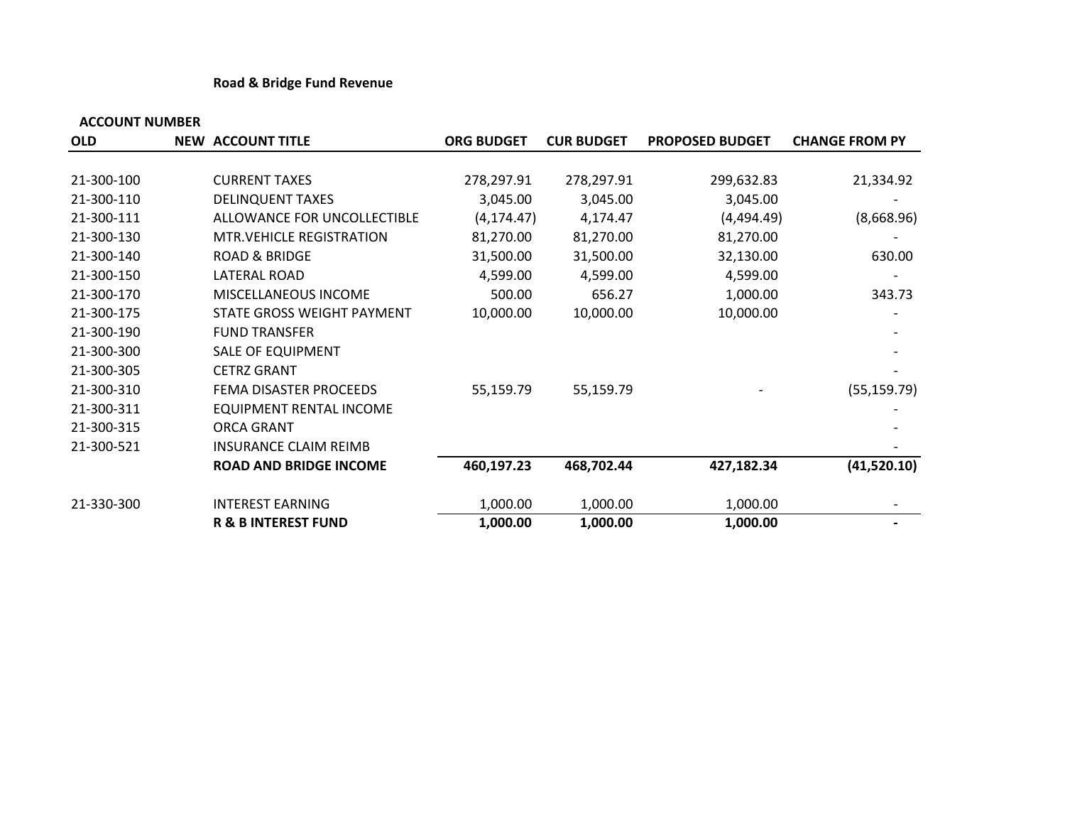## Road & Bridge Fund Revenue

| ACCOUNT NUMBER | | | | | | |
|---|---|---|---|---|---|---|
| OLD | NEW | ACCOUNT TITLE | ORG BUDGET | CUR BUDGET | PROPOSED BUDGET | CHANGE FROM PY |
| 21-300-100 | | CURRENT TAXES | 278,297.91 | 278,297.91 | 299,632.83 | 21,334.92 |
| 21-300-110 | | DELINQUENT TAXES | 3,045.00 | 3,045.00 | 3,045.00 | - |
| 21-300-111 | | ALLOWANCE FOR UNCOLLECTIBLE | (4,174.47) | 4,174.47 | (4,494.49) | (8,668.96) |
| 21-300-130 | | MTR.VEHICLE REGISTRATION | 81,270.00 | 81,270.00 | 81,270.00 | - |
| 21-300-140 | | ROAD & BRIDGE | 31,500.00 | 31,500.00 | 32,130.00 | 630.00 |
| 21-300-150 | | LATERAL ROAD | 4,599.00 | 4,599.00 | 4,599.00 | - |
| 21-300-170 | | MISCELLANEOUS INCOME | 500.00 | 656.27 | 1,000.00 | 343.73 |
| 21-300-175 | | STATE GROSS WEIGHT PAYMENT | 10,000.00 | 10,000.00 | 10,000.00 | - |
| 21-300-190 | | FUND TRANSFER | | | | - |
| 21-300-300 | | SALE OF EQUIPMENT | | | | - |
| 21-300-305 | | CETRZ GRANT | | | | - |
| 21-300-310 | | FEMA DISASTER PROCEEDS | 55,159.79 | 55,159.79 | - | (55,159.79) |
| 21-300-311 | | EQUIPMENT RENTAL INCOME | | | | - |
| 21-300-315 | | ORCA GRANT | | | | - |
| 21-300-521 | | INSURANCE CLAIM REIMB | | | | - |
| | | **ROAD AND BRIDGE INCOME** | **460,197.23** | **468,702.44** | **427,182.34** | **(41,520.10)** |
| 21-330-300 | | INTEREST EARNING | 1,000.00 | 1,000.00 | 1,000.00 | - |
| | | **R & B INTEREST FUND** | **1,000.00** | **1,000.00** | **1,000.00** | **-** |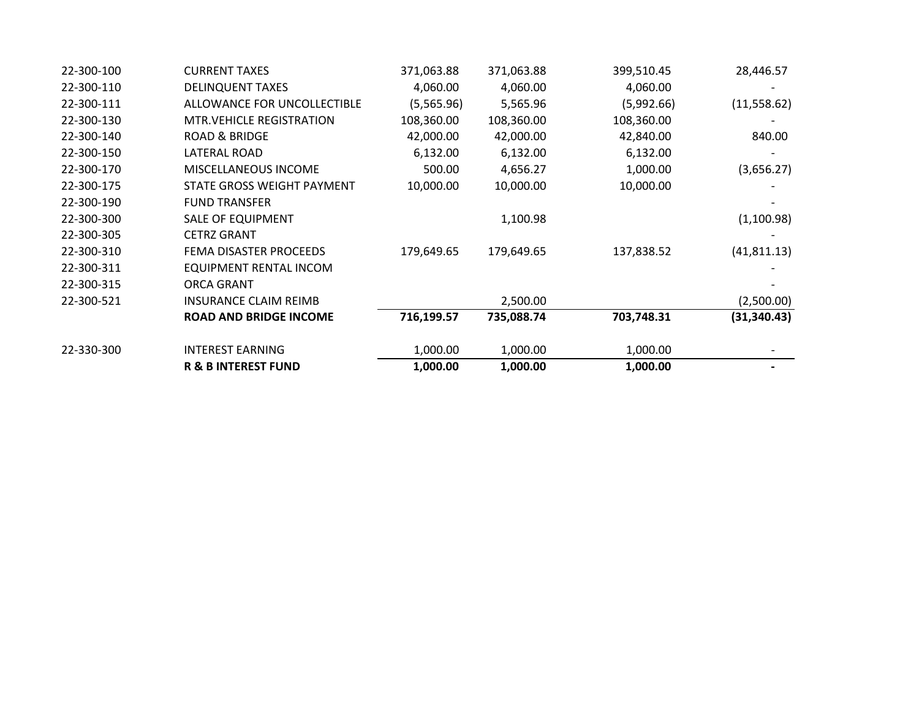| | | | | | |
|---|---|---|---|---|---|
| 22-300-100 | CURRENT TAXES | 371,063.88 | 371,063.88 | 399,510.45 | 28,446.57 |
| 22-300-110 | DELINQUENT TAXES | 4,060.00 | 4,060.00 | 4,060.00 | - |
| 22-300-111 | ALLOWANCE FOR UNCOLLECTIBLE | (5,565.96) | 5,565.96 | (5,992.66) | (11,558.62) |
| 22-300-130 | MTR.VEHICLE REGISTRATION | 108,360.00 | 108,360.00 | 108,360.00 | - |
| 22-300-140 | ROAD & BRIDGE | 42,000.00 | 42,000.00 | 42,840.00 | 840.00 |
| 22-300-150 | LATERAL ROAD | 6,132.00 | 6,132.00 | 6,132.00 | - |
| 22-300-170 | MISCELLANEOUS INCOME | 500.00 | 4,656.27 | 1,000.00 | (3,656.27) |
| 22-300-175 | STATE GROSS WEIGHT PAYMENT | 10,000.00 | 10,000.00 | 10,000.00 | - |
| 22-300-190 | FUND TRANSFER | | | | - |
| 22-300-300 | SALE OF EQUIPMENT | | 1,100.98 | | (1,100.98) |
| 22-300-305 | CETRZ GRANT | | | | - |
| 22-300-310 | FEMA DISASTER PROCEEDS | 179,649.65 | 179,649.65 | 137,838.52 | (41,811.13) |
| 22-300-311 | EQUIPMENT RENTAL INCOM | | | | - |
| 22-300-315 | ORCA GRANT | | | | - |
| 22-300-521 | INSURANCE CLAIM REIMB | | 2,500.00 | | (2,500.00) |
| | **ROAD AND BRIDGE INCOME** | **716,199.57** | **735,088.74** | **703,748.31** | **(31,340.43)** |
| | | | | | |
| 22-330-300 | INTEREST EARNING | 1,000.00 | 1,000.00 | 1,000.00 | - |
| | **R & B INTEREST FUND** | **1,000.00** | **1,000.00** | **1,000.00** | **-** |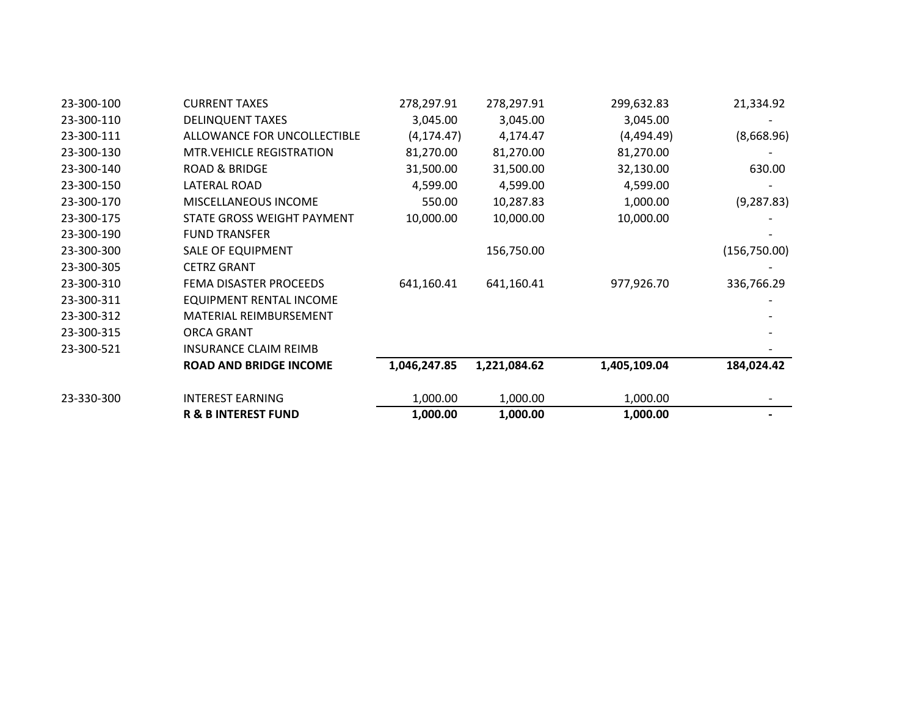| | | | | | |
|---|---|---|---|---|---|
| 23-300-100 | CURRENT TAXES | 278,297.91 | 278,297.91 | 299,632.83 | 21,334.92 |
| 23-300-110 | DELINQUENT TAXES | 3,045.00 | 3,045.00 | 3,045.00 | - |
| 23-300-111 | ALLOWANCE FOR UNCOLLECTIBLE | (4,174.47) | 4,174.47 | (4,494.49) | (8,668.96) |
| 23-300-130 | MTR.VEHICLE REGISTRATION | 81,270.00 | 81,270.00 | 81,270.00 | - |
| 23-300-140 | ROAD & BRIDGE | 31,500.00 | 31,500.00 | 32,130.00 | 630.00 |
| 23-300-150 | LATERAL ROAD | 4,599.00 | 4,599.00 | 4,599.00 | - |
| 23-300-170 | MISCELLANEOUS INCOME | 550.00 | 10,287.83 | 1,000.00 | (9,287.83) |
| 23-300-175 | STATE GROSS WEIGHT PAYMENT | 10,000.00 | 10,000.00 | 10,000.00 | - |
| 23-300-190 | FUND TRANSFER | | | | - |
| 23-300-300 | SALE OF EQUIPMENT | | 156,750.00 | | (156,750.00) |
| 23-300-305 | CETRZ GRANT | | | | - |
| 23-300-310 | FEMA DISASTER PROCEEDS | 641,160.41 | 641,160.41 | 977,926.70 | 336,766.29 |
| 23-300-311 | EQUIPMENT RENTAL INCOME | | | | - |
| 23-300-312 | MATERIAL REIMBURSEMENT | | | | - |
| 23-300-315 | ORCA GRANT | | | | - |
| 23-300-521 | INSURANCE CLAIM REIMB | | | | - |
| | **ROAD AND BRIDGE INCOME** | **1,046,247.85** | **1,221,084.62** | **1,405,109.04** | **184,024.42** |
| | | | | | |
| 23-330-300 | INTEREST EARNING | 1,000.00 | 1,000.00 | 1,000.00 | - |
| | **R & B INTEREST FUND** | **1,000.00** | **1,000.00** | **1,000.00** | **-** |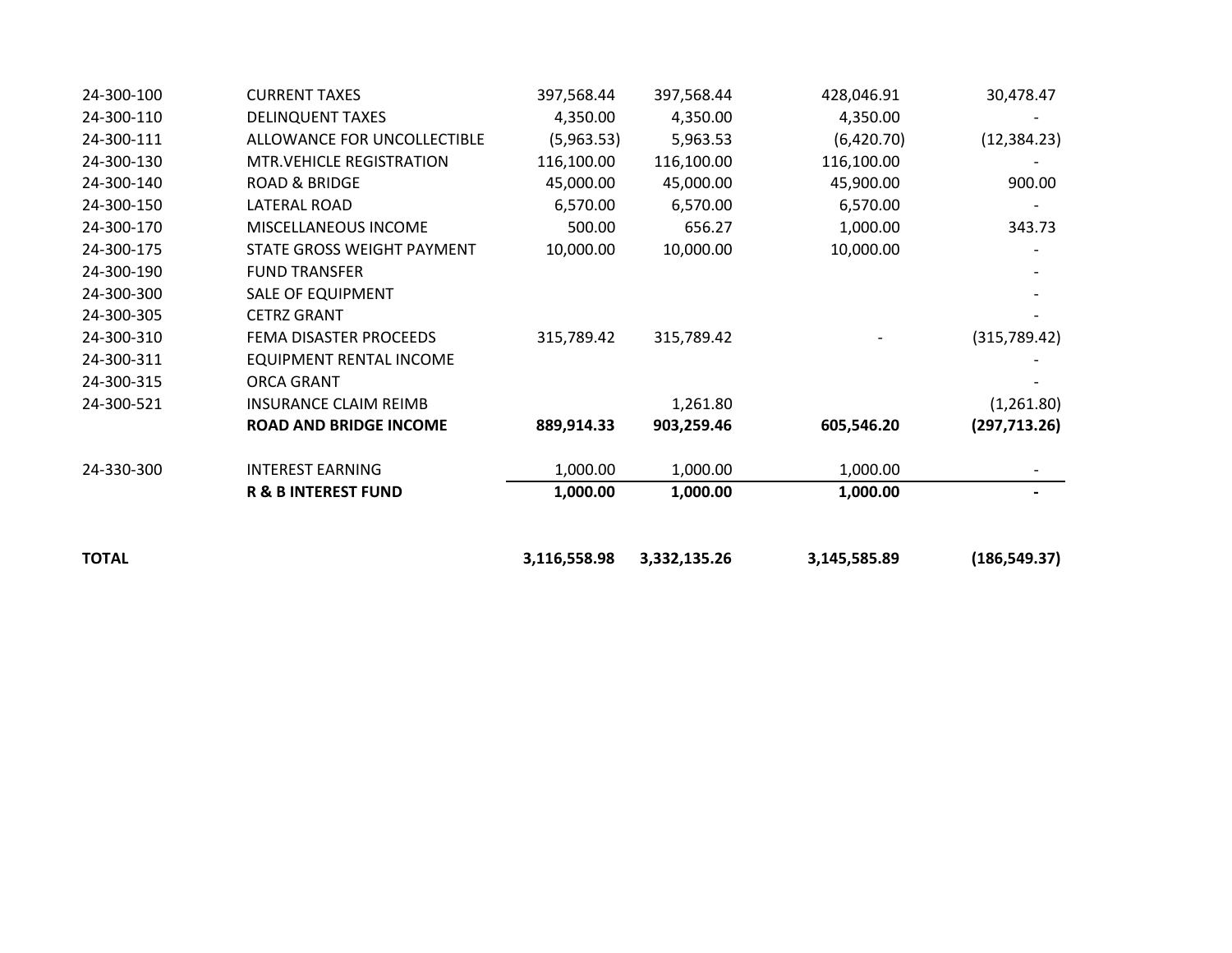| | | | | | |
|---|---|---|---|---|---|
| 24-300-100 | CURRENT TAXES | 397,568.44 | 397,568.44 | 428,046.91 | 30,478.47 |
| 24-300-110 | DELINQUENT TAXES | 4,350.00 | 4,350.00 | 4,350.00 | - |
| 24-300-111 | ALLOWANCE FOR UNCOLLECTIBLE | (5,963.53) | 5,963.53 | (6,420.70) | (12,384.23) |
| 24-300-130 | MTR.VEHICLE REGISTRATION | 116,100.00 | 116,100.00 | 116,100.00 | - |
| 24-300-140 | ROAD & BRIDGE | 45,000.00 | 45,000.00 | 45,900.00 | 900.00 |
| 24-300-150 | LATERAL ROAD | 6,570.00 | 6,570.00 | 6,570.00 | - |
| 24-300-170 | MISCELLANEOUS INCOME | 500.00 | 656.27 | 1,000.00 | 343.73 |
| 24-300-175 | STATE GROSS WEIGHT PAYMENT | 10,000.00 | 10,000.00 | 10,000.00 | - |
| 24-300-190 | FUND TRANSFER | | | | - |
| 24-300-300 | SALE OF EQUIPMENT | | | | - |
| 24-300-305 | CETRZ GRANT | | | | - |
| 24-300-310 | FEMA DISASTER PROCEEDS | 315,789.42 | 315,789.42 | - | (315,789.42) |
| 24-300-311 | EQUIPMENT RENTAL INCOME | | | | - |
| 24-300-315 | ORCA GRANT | | | | - |
| 24-300-521 | INSURANCE CLAIM REIMB | | 1,261.80 | | (1,261.80) |
| | **ROAD AND BRIDGE INCOME** | **889,914.33** | **903,259.46** | **605,546.20** | **(297,713.26)** |
| | | | | | |
| 24-330-300 | INTEREST EARNING | 1,000.00 | 1,000.00 | 1,000.00 | - |
| | **R & B INTEREST FUND** | **1,000.00** | **1,000.00** | **1,000.00** | **-** |
| | | | | | |
| **TOTAL** | | **3,116,558.98** | **3,332,135.26** | **3,145,585.89** | **(186,549.37)** |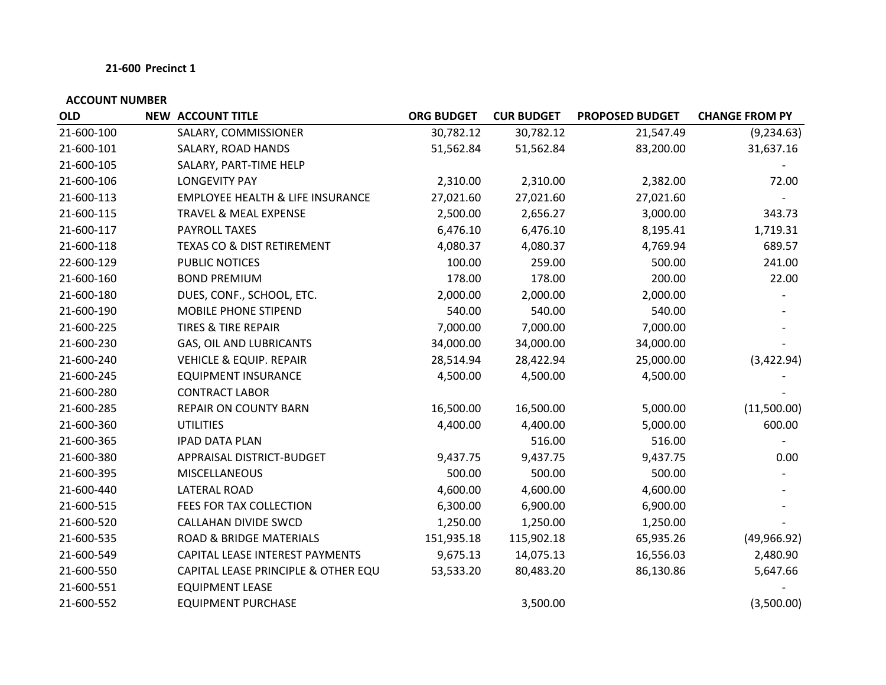**21-600 Precinct 1**

| ACCOUNT NUMBER | | | | | | |
|---|---|---|---|---|---|---|
| **OLD** | **NEW** | **ACCOUNT TITLE** | **ORG BUDGET** | **CUR BUDGET** | **PROPOSED BUDGET** | **CHANGE FROM PY** |
| 21-600-100 | | SALARY, COMMISSIONER | 30,782.12 | 30,782.12 | 21,547.49 | (9,234.63) |
| 21-600-101 | | SALARY, ROAD HANDS | 51,562.84 | 51,562.84 | 83,200.00 | 31,637.16 |
| 21-600-105 | | SALARY, PART-TIME HELP | | | | - |
| 21-600-106 | | LONGEVITY PAY | 2,310.00 | 2,310.00 | 2,382.00 | 72.00 |
| 21-600-113 | | EMPLOYEE HEALTH & LIFE INSURANCE | 27,021.60 | 27,021.60 | 27,021.60 | - |
| 21-600-115 | | TRAVEL & MEAL EXPENSE | 2,500.00 | 2,656.27 | 3,000.00 | 343.73 |
| 21-600-117 | | PAYROLL TAXES | 6,476.10 | 6,476.10 | 8,195.41 | 1,719.31 |
| 21-600-118 | | TEXAS CO & DIST RETIREMENT | 4,080.37 | 4,080.37 | 4,769.94 | 689.57 |
| 22-600-129 | | PUBLIC NOTICES | 100.00 | 259.00 | 500.00 | 241.00 |
| 21-600-160 | | BOND PREMIUM | 178.00 | 178.00 | 200.00 | 22.00 |
| 21-600-180 | | DUES, CONF., SCHOOL, ETC. | 2,000.00 | 2,000.00 | 2,000.00 | - |
| 21-600-190 | | MOBILE PHONE STIPEND | 540.00 | 540.00 | 540.00 | - |
| 21-600-225 | | TIRES & TIRE REPAIR | 7,000.00 | 7,000.00 | 7,000.00 | - |
| 21-600-230 | | GAS, OIL AND LUBRICANTS | 34,000.00 | 34,000.00 | 34,000.00 | - |
| 21-600-240 | | VEHICLE & EQUIP. REPAIR | 28,514.94 | 28,422.94 | 25,000.00 | (3,422.94) |
| 21-600-245 | | EQUIPMENT INSURANCE | 4,500.00 | 4,500.00 | 4,500.00 | - |
| 21-600-280 | | CONTRACT LABOR | | | | - |
| 21-600-285 | | REPAIR ON COUNTY BARN | 16,500.00 | 16,500.00 | 5,000.00 | (11,500.00) |
| 21-600-360 | | UTILITIES | 4,400.00 | 4,400.00 | 5,000.00 | 600.00 |
| 21-600-365 | | IPAD DATA PLAN | | 516.00 | 516.00 | - |
| 21-600-380 | | APPRAISAL DISTRICT-BUDGET | 9,437.75 | 9,437.75 | 9,437.75 | 0.00 |
| 21-600-395 | | MISCELLANEOUS | 500.00 | 500.00 | 500.00 | - |
| 21-600-440 | | LATERAL ROAD | 4,600.00 | 4,600.00 | 4,600.00 | - |
| 21-600-515 | | FEES FOR TAX COLLECTION | 6,300.00 | 6,900.00 | 6,900.00 | - |
| 21-600-520 | | CALLAHAN DIVIDE SWCD | 1,250.00 | 1,250.00 | 1,250.00 | - |
| 21-600-535 | | ROAD & BRIDGE MATERIALS | 151,935.18 | 115,902.18 | 65,935.26 | (49,966.92) |
| 21-600-549 | | CAPITAL LEASE INTEREST PAYMENTS | 9,675.13 | 14,075.13 | 16,556.03 | 2,480.90 |
| 21-600-550 | | CAPITAL LEASE PRINCIPLE & OTHER EQU | 53,533.20 | 80,483.20 | 86,130.86 | 5,647.66 |
| 21-600-551 | | EQUIPMENT LEASE | | | | - |
| 21-600-552 | | EQUIPMENT PURCHASE | | 3,500.00 | | (3,500.00) |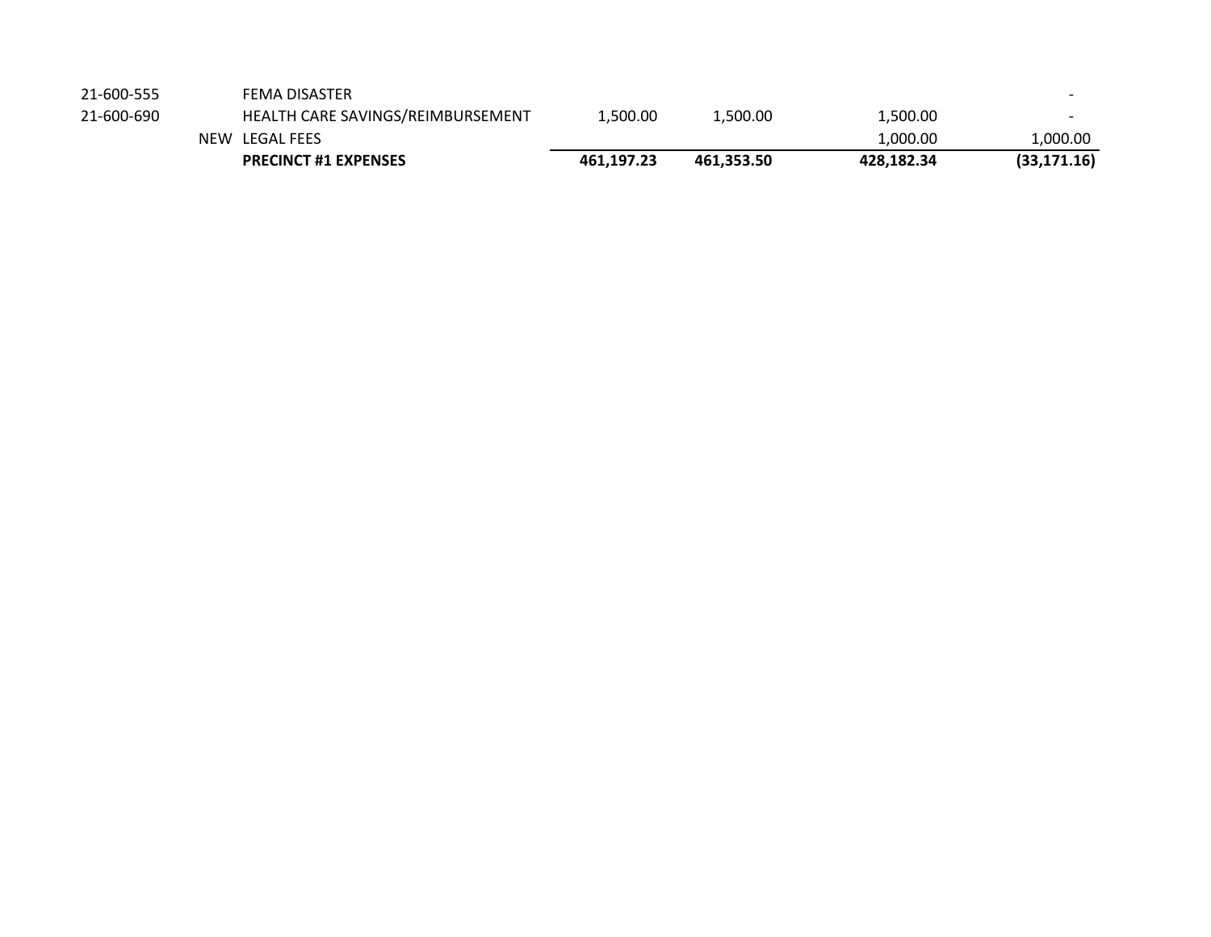| | | | | | | |
|---|---|---|---|---|---|---|
| 21-600-555 | | FEMA DISASTER | | | | - |
| 21-600-690 | | HEALTH CARE SAVINGS/REIMBURSEMENT | 1,500.00 | 1,500.00 | 1,500.00 | - |
| | NEW | LEGAL FEES | | | 1,000.00 | 1,000.00 |
| | | **PRECINCT #1 EXPENSES** | **461,197.23** | **461,353.50** | **428,182.34** | **(33,171.16)** |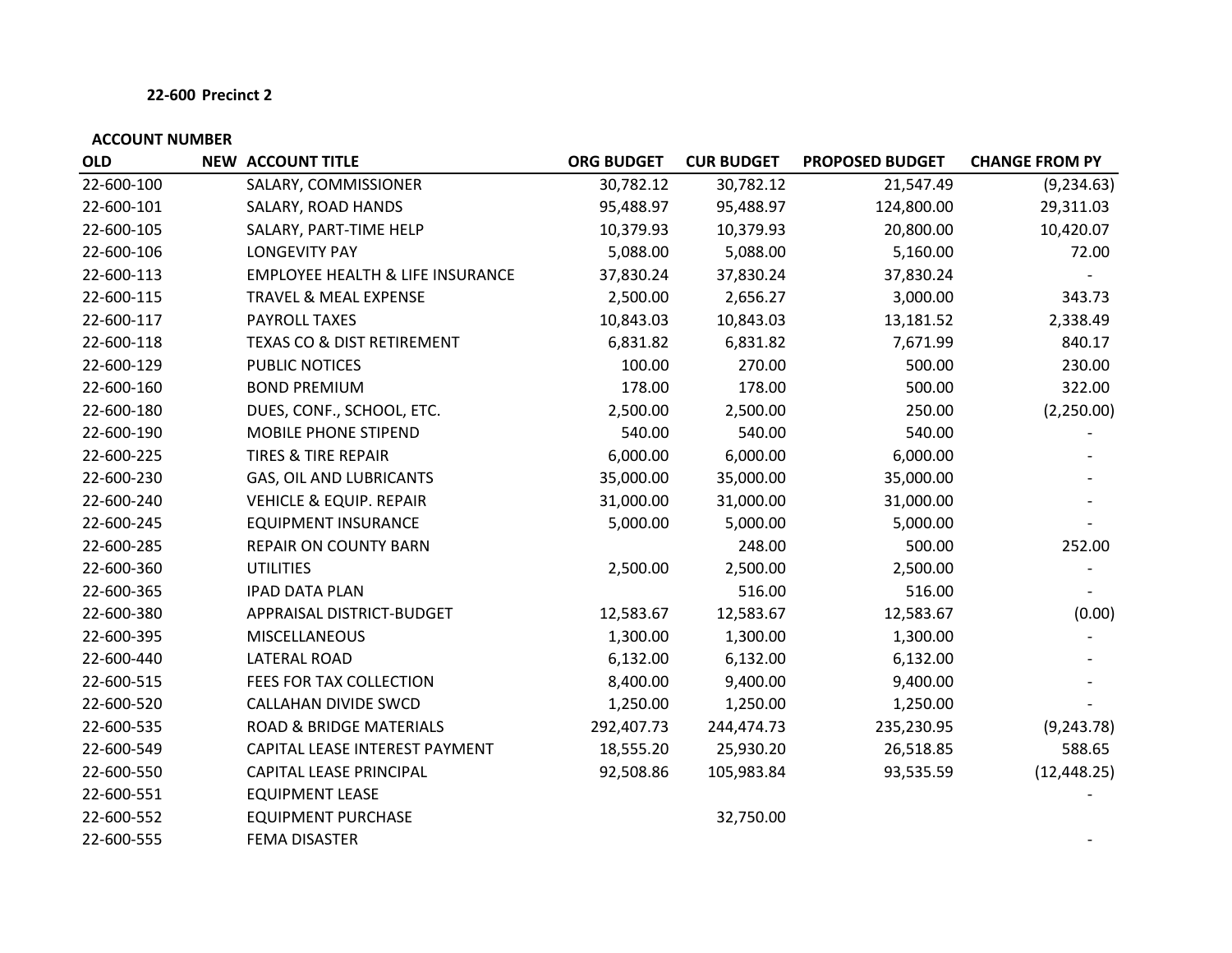**22-600 Precinct 2**

| ACCOUNT NUMBER | | | | | | |
|---|---|---|---|---|---|---|
| **OLD** | **NEW** | **ACCOUNT TITLE** | **ORG BUDGET** | **CUR BUDGET** | **PROPOSED BUDGET** | **CHANGE FROM PY** |
| 22-600-100 | | SALARY, COMMISSIONER | 30,782.12 | 30,782.12 | 21,547.49 | (9,234.63) |
| 22-600-101 | | SALARY, ROAD HANDS | 95,488.97 | 95,488.97 | 124,800.00 | 29,311.03 |
| 22-600-105 | | SALARY, PART-TIME HELP | 10,379.93 | 10,379.93 | 20,800.00 | 10,420.07 |
| 22-600-106 | | LONGEVITY PAY | 5,088.00 | 5,088.00 | 5,160.00 | 72.00 |
| 22-600-113 | | EMPLOYEE HEALTH & LIFE INSURANCE | 37,830.24 | 37,830.24 | 37,830.24 | - |
| 22-600-115 | | TRAVEL & MEAL EXPENSE | 2,500.00 | 2,656.27 | 3,000.00 | 343.73 |
| 22-600-117 | | PAYROLL TAXES | 10,843.03 | 10,843.03 | 13,181.52 | 2,338.49 |
| 22-600-118 | | TEXAS CO & DIST RETIREMENT | 6,831.82 | 6,831.82 | 7,671.99 | 840.17 |
| 22-600-129 | | PUBLIC NOTICES | 100.00 | 270.00 | 500.00 | 230.00 |
| 22-600-160 | | BOND PREMIUM | 178.00 | 178.00 | 500.00 | 322.00 |
| 22-600-180 | | DUES, CONF., SCHOOL, ETC. | 2,500.00 | 2,500.00 | 250.00 | (2,250.00) |
| 22-600-190 | | MOBILE PHONE STIPEND | 540.00 | 540.00 | 540.00 | - |
| 22-600-225 | | TIRES & TIRE REPAIR | 6,000.00 | 6,000.00 | 6,000.00 | - |
| 22-600-230 | | GAS, OIL AND LUBRICANTS | 35,000.00 | 35,000.00 | 35,000.00 | - |
| 22-600-240 | | VEHICLE & EQUIP. REPAIR | 31,000.00 | 31,000.00 | 31,000.00 | - |
| 22-600-245 | | EQUIPMENT INSURANCE | 5,000.00 | 5,000.00 | 5,000.00 | - |
| 22-600-285 | | REPAIR ON COUNTY BARN | | 248.00 | 500.00 | 252.00 |
| 22-600-360 | | UTILITIES | 2,500.00 | 2,500.00 | 2,500.00 | - |
| 22-600-365 | | IPAD DATA PLAN | | 516.00 | 516.00 | - |
| 22-600-380 | | APPRAISAL DISTRICT-BUDGET | 12,583.67 | 12,583.67 | 12,583.67 | (0.00) |
| 22-600-395 | | MISCELLANEOUS | 1,300.00 | 1,300.00 | 1,300.00 | - |
| 22-600-440 | | LATERAL ROAD | 6,132.00 | 6,132.00 | 6,132.00 | - |
| 22-600-515 | | FEES FOR TAX COLLECTION | 8,400.00 | 9,400.00 | 9,400.00 | - |
| 22-600-520 | | CALLAHAN DIVIDE SWCD | 1,250.00 | 1,250.00 | 1,250.00 | - |
| 22-600-535 | | ROAD & BRIDGE MATERIALS | 292,407.73 | 244,474.73 | 235,230.95 | (9,243.78) |
| 22-600-549 | | CAPITAL LEASE INTEREST PAYMENT | 18,555.20 | 25,930.20 | 26,518.85 | 588.65 |
| 22-600-550 | | CAPITAL LEASE PRINCIPAL | 92,508.86 | 105,983.84 | 93,535.59 | (12,448.25) |
| 22-600-551 | | EQUIPMENT LEASE | | | | - |
| 22-600-552 | | EQUIPMENT PURCHASE | | 32,750.00 | | |
| 22-600-555 | | FEMA DISASTER | | | | - |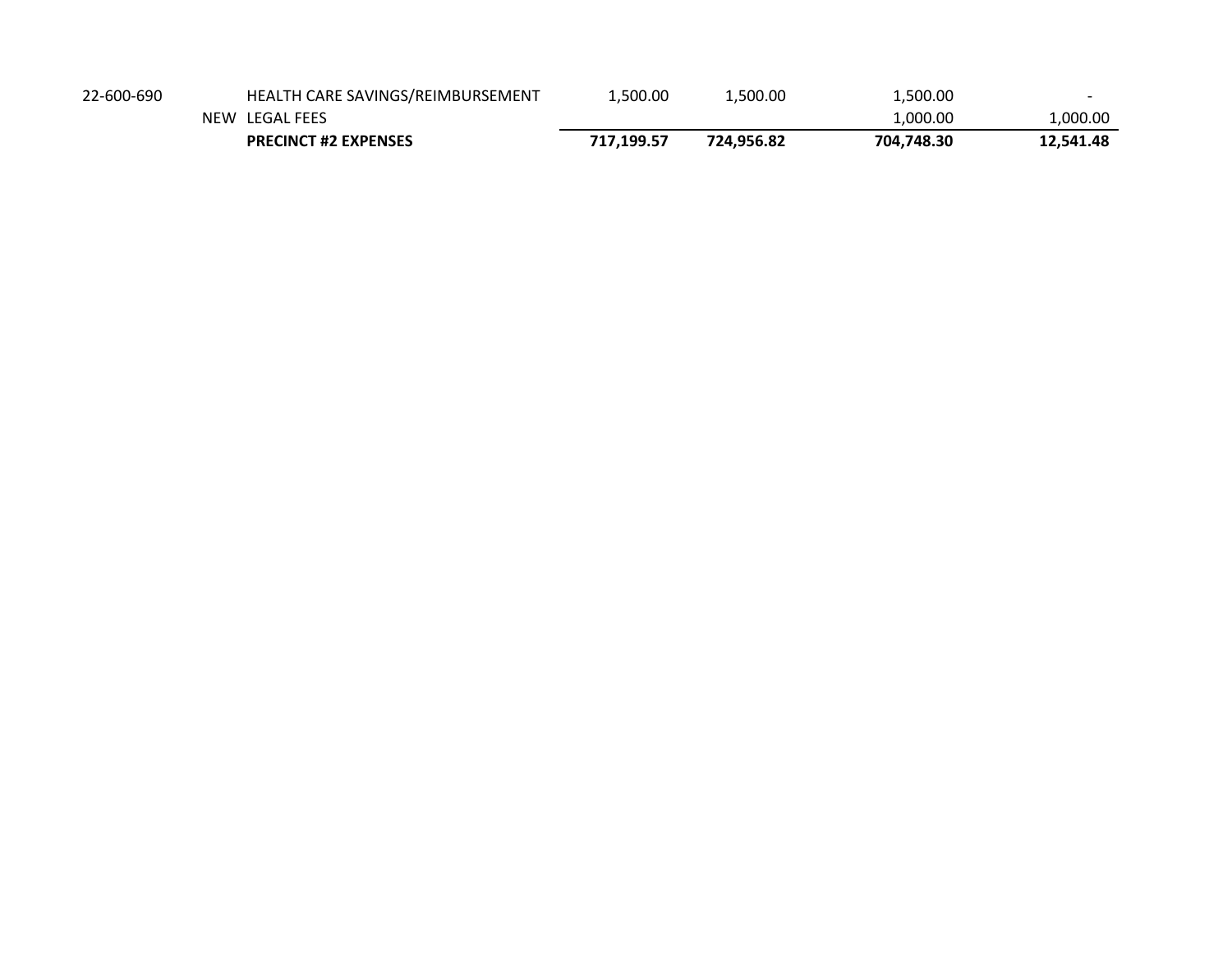| | | | | | | |
|---|---|---|---|---|---|---|
| 22-600-690 | | HEALTH CARE SAVINGS/REIMBURSEMENT | 1,500.00 | 1,500.00 | 1,500.00 | - |
| | NEW | LEGAL FEES | | | 1,000.00 | 1,000.00 |
| | | **PRECINCT #2 EXPENSES** | **717,199.57** | **724,956.82** | **704,748.30** | **12,541.48** |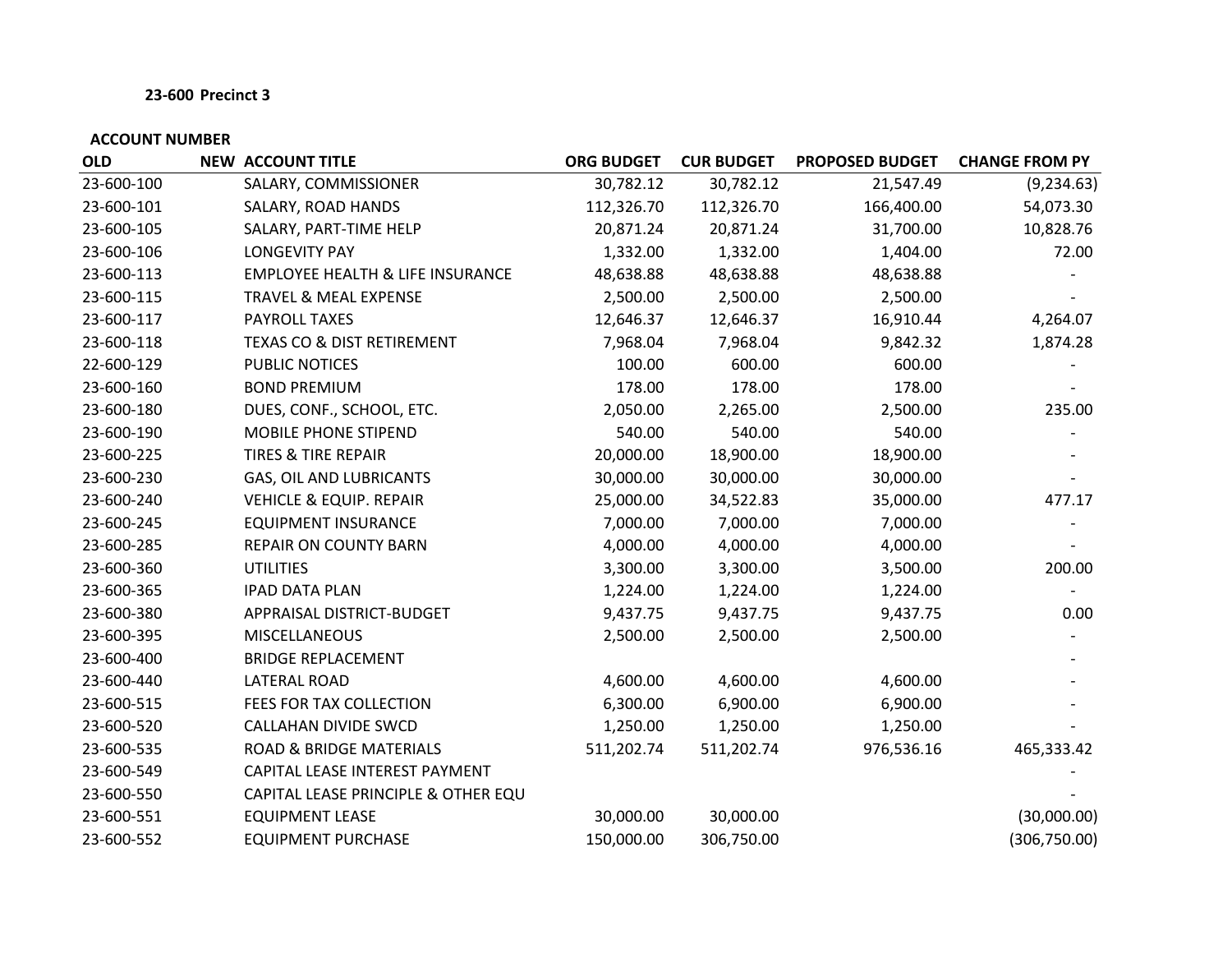**23-600 Precinct 3**

| ACCOUNT NUMBER | | | | | | |
|---|---|---|---|---|---|---|
| **OLD** | **NEW** | **ACCOUNT TITLE** | **ORG BUDGET** | **CUR BUDGET** | **PROPOSED BUDGET** | **CHANGE FROM PY** |
| 23-600-100 | | SALARY, COMMISSIONER | 30,782.12 | 30,782.12 | 21,547.49 | (9,234.63) |
| 23-600-101 | | SALARY, ROAD HANDS | 112,326.70 | 112,326.70 | 166,400.00 | 54,073.30 |
| 23-600-105 | | SALARY, PART-TIME HELP | 20,871.24 | 20,871.24 | 31,700.00 | 10,828.76 |
| 23-600-106 | | LONGEVITY PAY | 1,332.00 | 1,332.00 | 1,404.00 | 72.00 |
| 23-600-113 | | EMPLOYEE HEALTH & LIFE INSURANCE | 48,638.88 | 48,638.88 | 48,638.88 | - |
| 23-600-115 | | TRAVEL & MEAL EXPENSE | 2,500.00 | 2,500.00 | 2,500.00 | - |
| 23-600-117 | | PAYROLL TAXES | 12,646.37 | 12,646.37 | 16,910.44 | 4,264.07 |
| 23-600-118 | | TEXAS CO & DIST RETIREMENT | 7,968.04 | 7,968.04 | 9,842.32 | 1,874.28 |
| 22-600-129 | | PUBLIC NOTICES | 100.00 | 600.00 | 600.00 | - |
| 23-600-160 | | BOND PREMIUM | 178.00 | 178.00 | 178.00 | - |
| 23-600-180 | | DUES, CONF., SCHOOL, ETC. | 2,050.00 | 2,265.00 | 2,500.00 | 235.00 |
| 23-600-190 | | MOBILE PHONE STIPEND | 540.00 | 540.00 | 540.00 | - |
| 23-600-225 | | TIRES & TIRE REPAIR | 20,000.00 | 18,900.00 | 18,900.00 | - |
| 23-600-230 | | GAS, OIL AND LUBRICANTS | 30,000.00 | 30,000.00 | 30,000.00 | - |
| 23-600-240 | | VEHICLE & EQUIP. REPAIR | 25,000.00 | 34,522.83 | 35,000.00 | 477.17 |
| 23-600-245 | | EQUIPMENT INSURANCE | 7,000.00 | 7,000.00 | 7,000.00 | - |
| 23-600-285 | | REPAIR ON COUNTY BARN | 4,000.00 | 4,000.00 | 4,000.00 | - |
| 23-600-360 | | UTILITIES | 3,300.00 | 3,300.00 | 3,500.00 | 200.00 |
| 23-600-365 | | IPAD DATA PLAN | 1,224.00 | 1,224.00 | 1,224.00 | - |
| 23-600-380 | | APPRAISAL DISTRICT-BUDGET | 9,437.75 | 9,437.75 | 9,437.75 | 0.00 |
| 23-600-395 | | MISCELLANEOUS | 2,500.00 | 2,500.00 | 2,500.00 | - |
| 23-600-400 | | BRIDGE REPLACEMENT | | | | - |
| 23-600-440 | | LATERAL ROAD | 4,600.00 | 4,600.00 | 4,600.00 | - |
| 23-600-515 | | FEES FOR TAX COLLECTION | 6,300.00 | 6,900.00 | 6,900.00 | - |
| 23-600-520 | | CALLAHAN DIVIDE SWCD | 1,250.00 | 1,250.00 | 1,250.00 | - |
| 23-600-535 | | ROAD & BRIDGE MATERIALS | 511,202.74 | 511,202.74 | 976,536.16 | 465,333.42 |
| 23-600-549 | | CAPITAL LEASE INTEREST PAYMENT | | | | - |
| 23-600-550 | | CAPITAL LEASE PRINCIPLE & OTHER EQU | | | | - |
| 23-600-551 | | EQUIPMENT LEASE | 30,000.00 | 30,000.00 | | (30,000.00) |
| 23-600-552 | | EQUIPMENT PURCHASE | 150,000.00 | 306,750.00 | | (306,750.00) |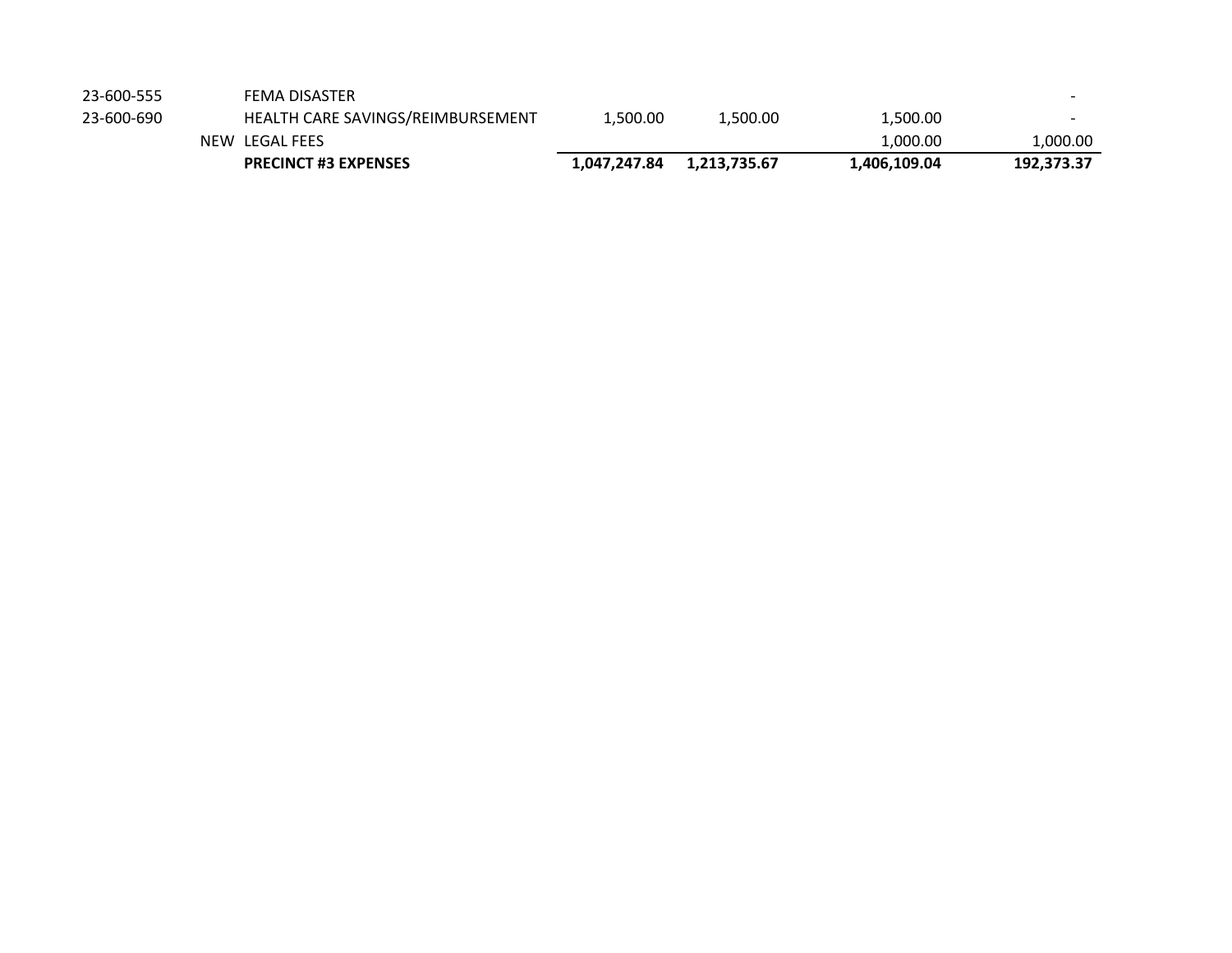| | | | | | |
|---|---|---|---|---|---|
| 23-600-555 | | FEMA DISASTER | | | - |
| 23-600-690 | | HEALTH CARE SAVINGS/REIMBURSEMENT | 1,500.00 | 1,500.00 | 1,500.00 | - |
| | NEW | LEGAL FEES | | | 1,000.00 | 1,000.00 |
| | | **PRECINCT #3 EXPENSES** | **1,047,247.84** | **1,213,735.67** | **1,406,109.04** | **192,373.37** |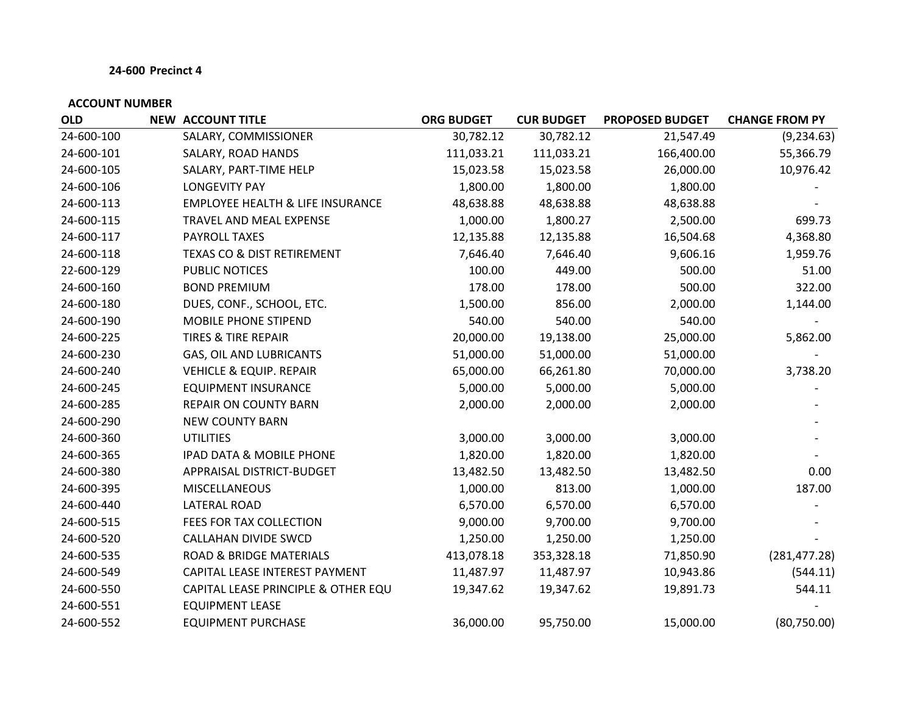**24-600 Precinct 4**

**ACCOUNT NUMBER**

| OLD | NEW | ACCOUNT TITLE | ORG BUDGET | CUR BUDGET | PROPOSED BUDGET | CHANGE FROM PY |
|---|---|---|---|---|---|---|
| 24-600-100 | | SALARY, COMMISSIONER | 30,782.12 | 30,782.12 | 21,547.49 | (9,234.63) |
| 24-600-101 | | SALARY, ROAD HANDS | 111,033.21 | 111,033.21 | 166,400.00 | 55,366.79 |
| 24-600-105 | | SALARY, PART-TIME HELP | 15,023.58 | 15,023.58 | 26,000.00 | 10,976.42 |
| 24-600-106 | | LONGEVITY PAY | 1,800.00 | 1,800.00 | 1,800.00 | - |
| 24-600-113 | | EMPLOYEE HEALTH & LIFE INSURANCE | 48,638.88 | 48,638.88 | 48,638.88 | - |
| 24-600-115 | | TRAVEL AND MEAL EXPENSE | 1,000.00 | 1,800.27 | 2,500.00 | 699.73 |
| 24-600-117 | | PAYROLL TAXES | 12,135.88 | 12,135.88 | 16,504.68 | 4,368.80 |
| 24-600-118 | | TEXAS CO & DIST RETIREMENT | 7,646.40 | 7,646.40 | 9,606.16 | 1,959.76 |
| 22-600-129 | | PUBLIC NOTICES | 100.00 | 449.00 | 500.00 | 51.00 |
| 24-600-160 | | BOND PREMIUM | 178.00 | 178.00 | 500.00 | 322.00 |
| 24-600-180 | | DUES, CONF., SCHOOL, ETC. | 1,500.00 | 856.00 | 2,000.00 | 1,144.00 |
| 24-600-190 | | MOBILE PHONE STIPEND | 540.00 | 540.00 | 540.00 | - |
| 24-600-225 | | TIRES & TIRE REPAIR | 20,000.00 | 19,138.00 | 25,000.00 | 5,862.00 |
| 24-600-230 | | GAS, OIL AND LUBRICANTS | 51,000.00 | 51,000.00 | 51,000.00 | - |
| 24-600-240 | | VEHICLE & EQUIP. REPAIR | 65,000.00 | 66,261.80 | 70,000.00 | 3,738.20 |
| 24-600-245 | | EQUIPMENT INSURANCE | 5,000.00 | 5,000.00 | 5,000.00 | - |
| 24-600-285 | | REPAIR ON COUNTY BARN | 2,000.00 | 2,000.00 | 2,000.00 | - |
| 24-600-290 | | NEW COUNTY BARN | | | | - |
| 24-600-360 | | UTILITIES | 3,000.00 | 3,000.00 | 3,000.00 | - |
| 24-600-365 | | IPAD DATA & MOBILE PHONE | 1,820.00 | 1,820.00 | 1,820.00 | - |
| 24-600-380 | | APPRAISAL DISTRICT-BUDGET | 13,482.50 | 13,482.50 | 13,482.50 | 0.00 |
| 24-600-395 | | MISCELLANEOUS | 1,000.00 | 813.00 | 1,000.00 | 187.00 |
| 24-600-440 | | LATERAL ROAD | 6,570.00 | 6,570.00 | 6,570.00 | - |
| 24-600-515 | | FEES FOR TAX COLLECTION | 9,000.00 | 9,700.00 | 9,700.00 | - |
| 24-600-520 | | CALLAHAN DIVIDE SWCD | 1,250.00 | 1,250.00 | 1,250.00 | - |
| 24-600-535 | | ROAD & BRIDGE MATERIALS | 413,078.18 | 353,328.18 | 71,850.90 | (281,477.28) |
| 24-600-549 | | CAPITAL LEASE INTEREST PAYMENT | 11,487.97 | 11,487.97 | 10,943.86 | (544.11) |
| 24-600-550 | | CAPITAL LEASE PRINCIPLE & OTHER EQU | 19,347.62 | 19,347.62 | 19,891.73 | 544.11 |
| 24-600-551 | | EQUIPMENT LEASE | | | | - |
| 24-600-552 | | EQUIPMENT PURCHASE | 36,000.00 | 95,750.00 | 15,000.00 | (80,750.00) |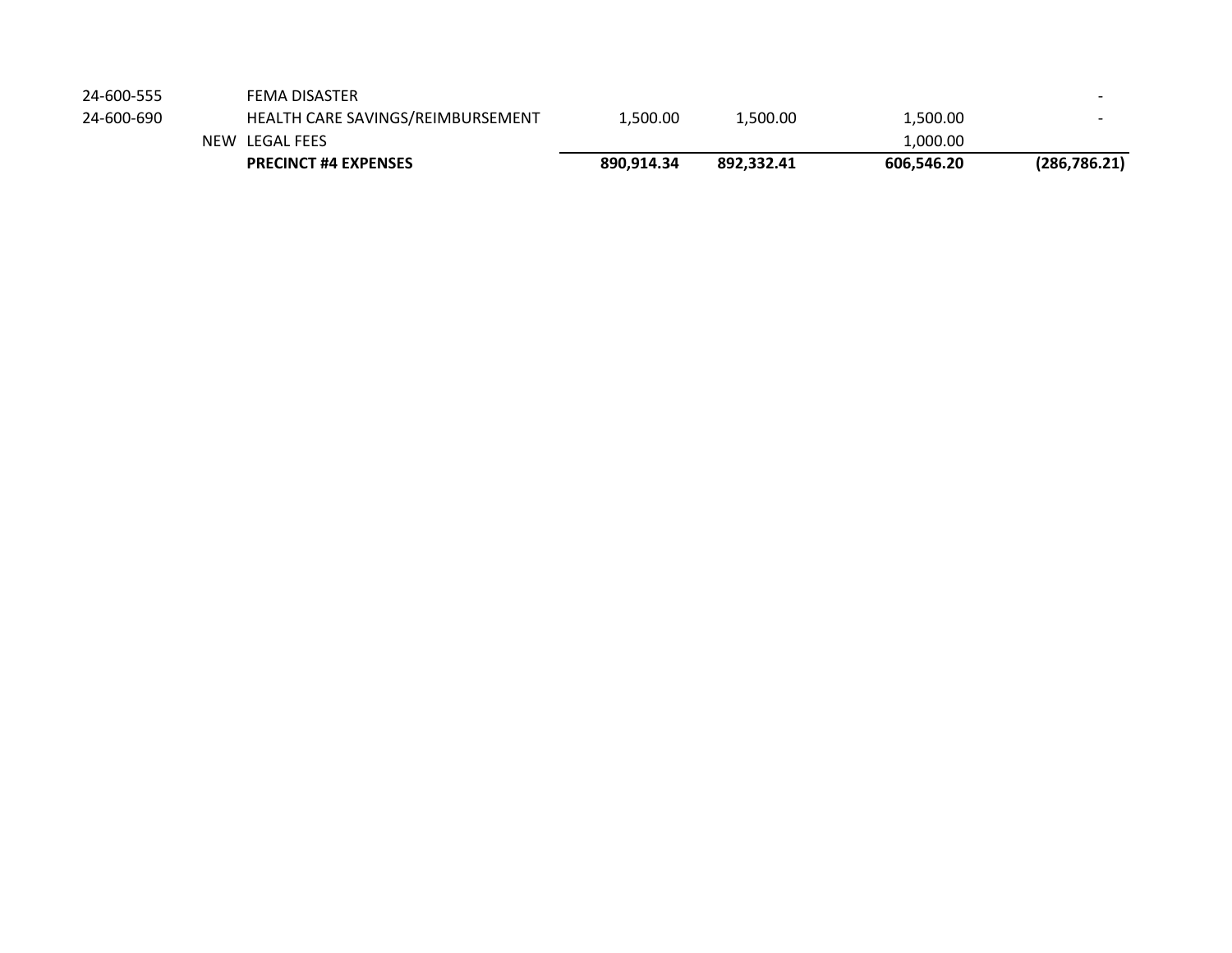| | | | | | |
|---|---|---|---|---|---|
| 24-600-555 | | FEMA DISASTER | | | | - |
| 24-600-690 | | HEALTH CARE SAVINGS/REIMBURSEMENT | 1,500.00 | 1,500.00 | 1,500.00 | - |
| | NEW | LEGAL FEES | | | 1,000.00 | |
| | | **PRECINCT #4 EXPENSES** | **890,914.34** | **892,332.41** | **606,546.20** | **(286,786.21)** |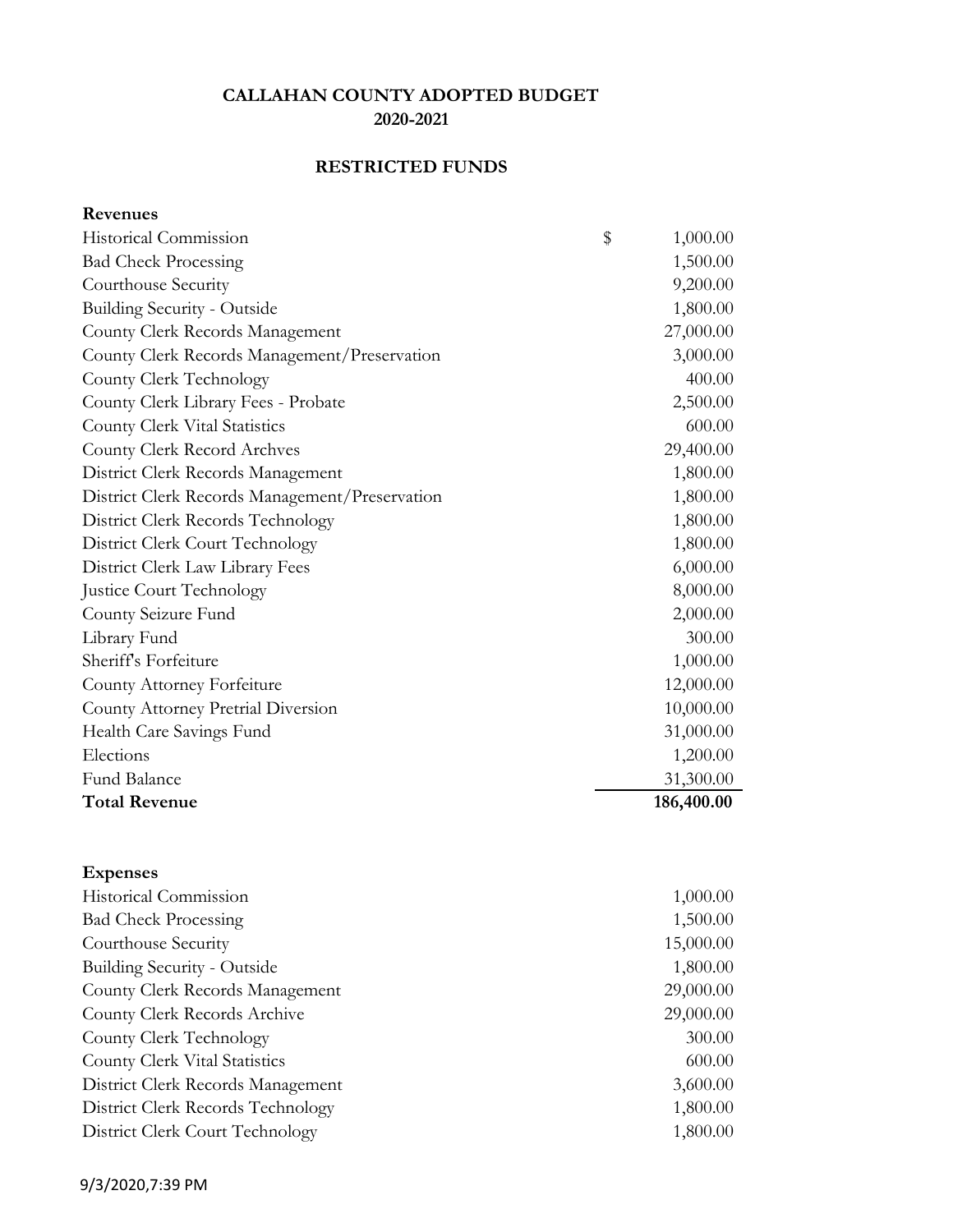**CALLAHAN COUNTY ADOPTED BUDGET**
**2020-2021**

**RESTRICTED FUNDS**

| **Revenues** | |
|---|---|
| Historical Commission | $ 1,000.00 |
| Bad Check Processing | 1,500.00 |
| Courthouse Security | 9,200.00 |
| Building Security - Outside | 1,800.00 |
| County Clerk Records Management | 27,000.00 |
| County Clerk Records Management/Preservation | 3,000.00 |
| County Clerk Technology | 400.00 |
| County Clerk Library Fees - Probate | 2,500.00 |
| County Clerk Vital Statistics | 600.00 |
| County Clerk Record Archves | 29,400.00 |
| District Clerk Records Management | 1,800.00 |
| District Clerk Records Management/Preservation | 1,800.00 |
| District Clerk Records Technology | 1,800.00 |
| District Clerk Court Technology | 1,800.00 |
| District Clerk Law Library Fees | 6,000.00 |
| Justice Court Technology | 8,000.00 |
| County Seizure Fund | 2,000.00 |
| Library Fund | 300.00 |
| Sheriff's Forfeiture | 1,000.00 |
| County Attorney Forfeiture | 12,000.00 |
| County Attorney Pretrial Diversion | 10,000.00 |
| Health Care Savings Fund | 31,000.00 |
| Elections | 1,200.00 |
| Fund Balance | 31,300.00 |
| **Total Revenue** | **186,400.00** |

| **Expenses** | |
|---|---|
| Historical Commission | 1,000.00 |
| Bad Check Processing | 1,500.00 |
| Courthouse Security | 15,000.00 |
| Building Security - Outside | 1,800.00 |
| County Clerk Records Management | 29,000.00 |
| County Clerk Records Archive | 29,000.00 |
| County Clerk Technology | 300.00 |
| County Clerk Vital Statistics | 600.00 |
| District Clerk Records Management | 3,600.00 |
| District Clerk Records Technology | 1,800.00 |
| District Clerk Court Technology | 1,800.00 |

9/3/2020,7:39 PM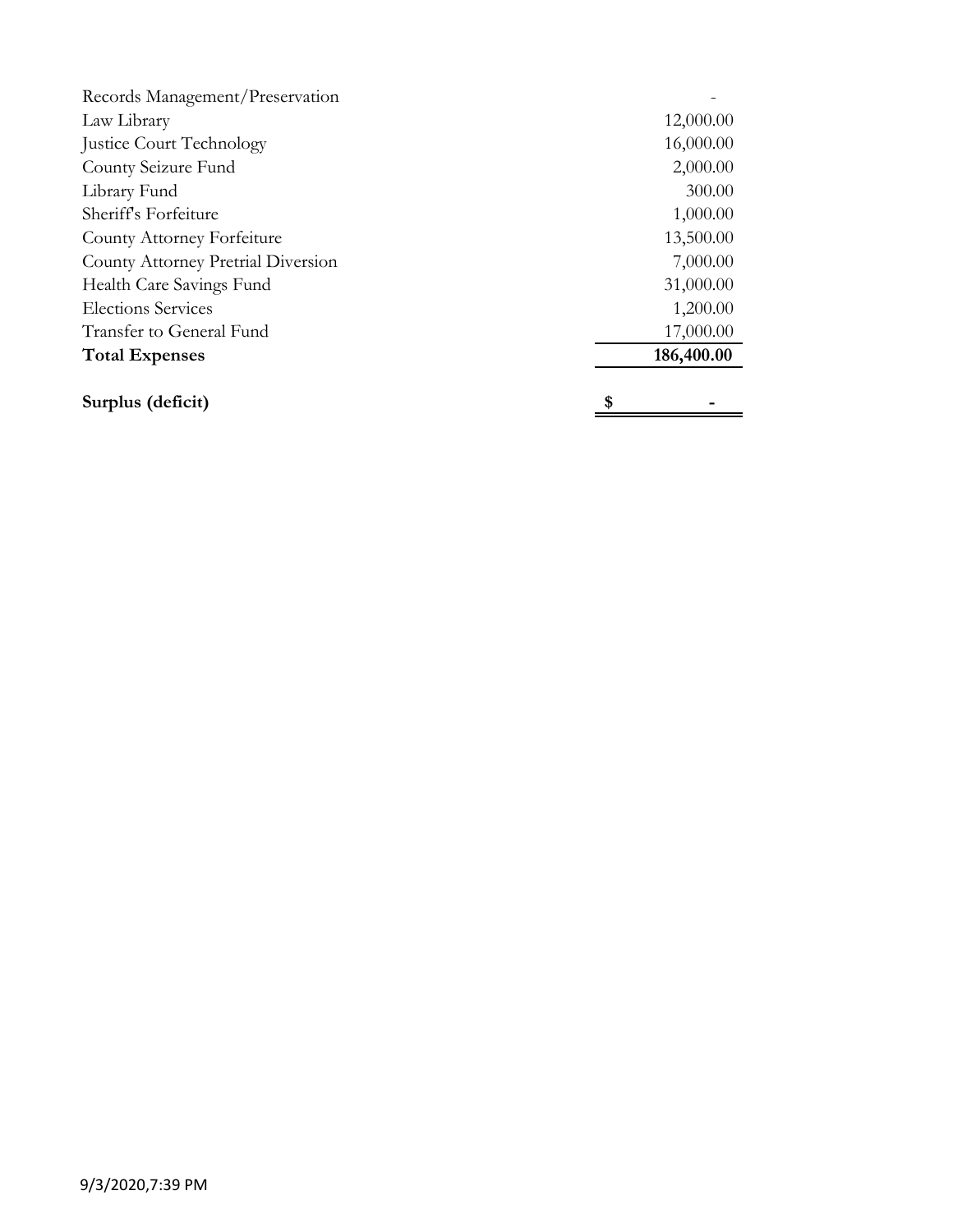| | |
|---|---|
| Records Management/Preservation | - |
| Law Library | 12,000.00 |
| Justice Court Technology | 16,000.00 |
| County Seizure Fund | 2,000.00 |
| Library Fund | 300.00 |
| Sheriff's Forfeiture | 1,000.00 |
| County Attorney Forfeiture | 13,500.00 |
| County Attorney Pretrial Diversion | 7,000.00 |
| Health Care Savings Fund | 31,000.00 |
| Elections Services | 1,200.00 |
| Transfer to General Fund | 17,000.00 |
| **Total Expenses** | **186,400.00** |
| | |
| **Surplus (deficit)** | **$ -** |

9/3/2020,7:39 PM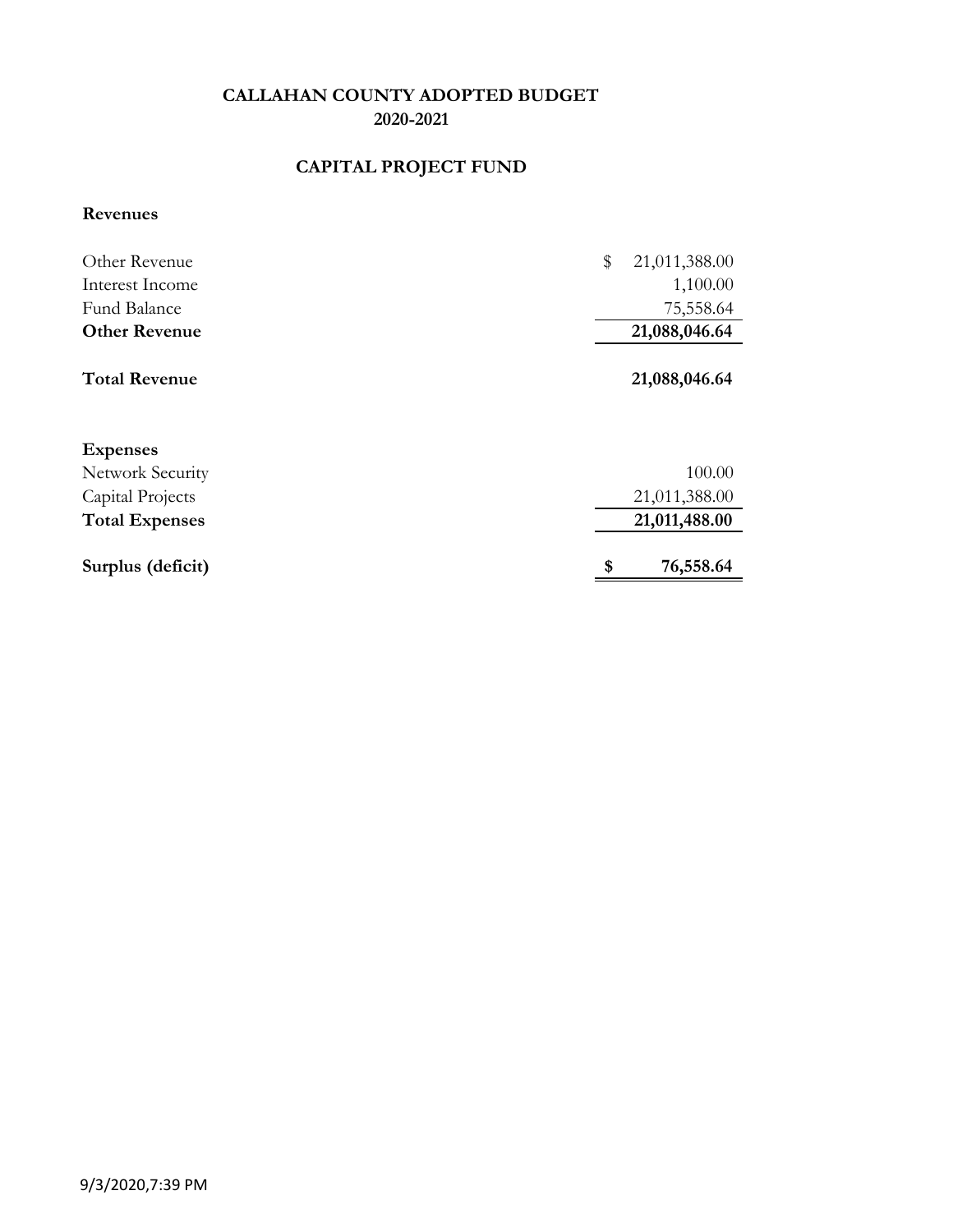**CALLAHAN COUNTY ADOPTED BUDGET**
**2020-2021**

## CAPITAL PROJECT FUND

**Revenues**

| | |
|---|---|
| Other Revenue | $ 21,011,388.00 |
| Interest Income | 1,100.00 |
| Fund Balance | 75,558.64 |
| **Other Revenue** | **21,088,046.64** |
| | |
| **Total Revenue** | **21,088,046.64** |
| | |
| **Expenses** | |
| Network Security | 100.00 |
| Capital Projects | 21,011,388.00 |
| **Total Expenses** | **21,011,488.00** |
| | |
| **Surplus (deficit)** | **$ 76,558.64** |

9/3/2020,7:39 PM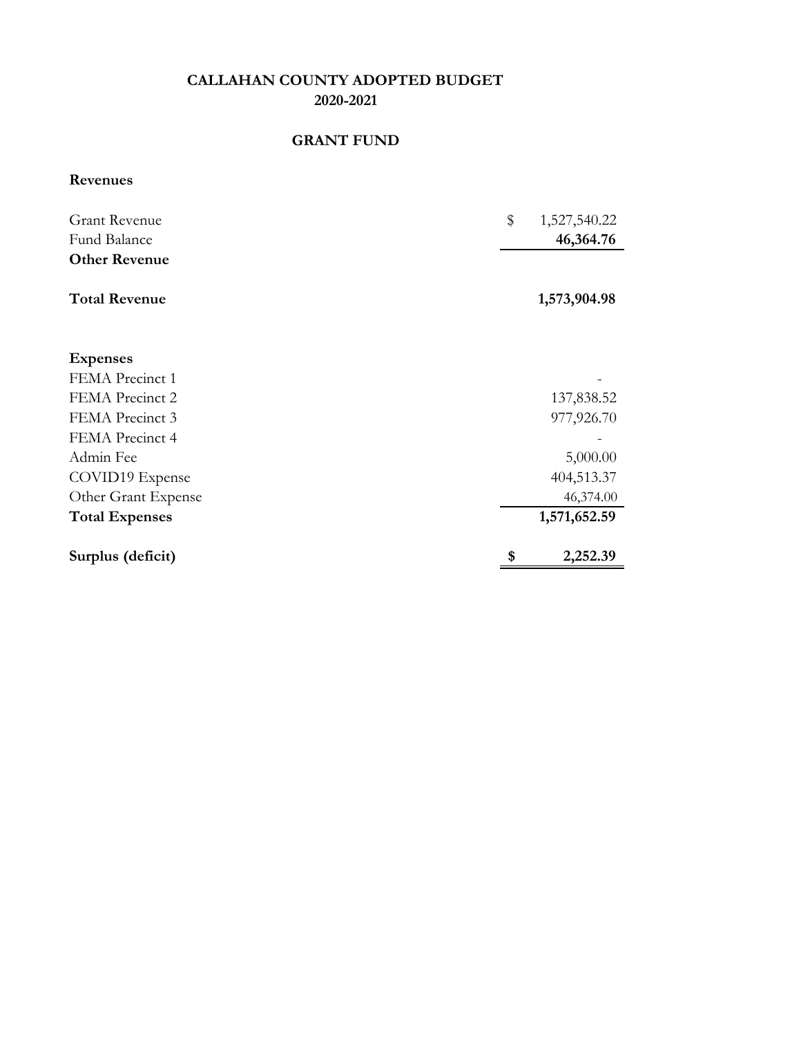# CALLAHAN COUNTY ADOPTED BUDGET
## 2020-2021

## GRANT FUND

| | |
|---|---|
| **Revenues** | |
| Grant Revenue | $ 1,527,540.22 |
| Fund Balance | **46,364.76** |
| **Other Revenue** | |
| **Total Revenue** | **1,573,904.98** |
| | |
| **Expenses** | |
| FEMA Precinct 1 | - |
| FEMA Precinct 2 | 137,838.52 |
| FEMA Precinct 3 | 977,926.70 |
| FEMA Precinct 4 | - |
| Admin Fee | 5,000.00 |
| COVID19 Expense | 404,513.37 |
| Other Grant Expense | 46,374.00 |
| **Total Expenses** | **1,571,652.59** |
| | |
| **Surplus (deficit)** | **$ 2,252.39** |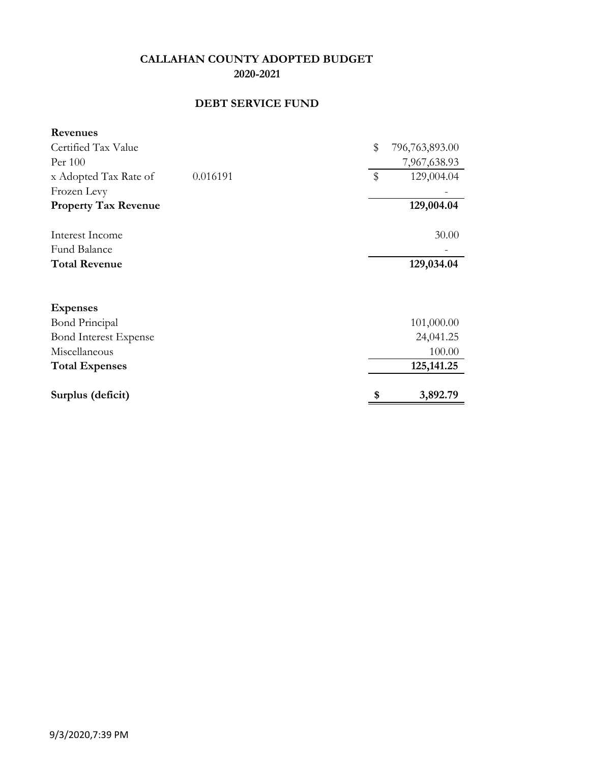# CALLAHAN COUNTY ADOPTED BUDGET
## 2020-2021

## DEBT SERVICE FUND

| | | |
|---|---|---|
| **Revenues** | | |
| Certified Tax Value | | $ 796,763,893.00 |
| Per 100 | | 7,967,638.93 |
| x Adopted Tax Rate of | 0.016191 | $ 129,004.04 |
| Frozen Levy | | - |
| **Property Tax Revenue** | | **129,004.04** |
| | | |
| Interest Income | | 30.00 |
| Fund Balance | | - |
| **Total Revenue** | | **129,034.04** |
| | | |
| **Expenses** | | |
| Bond Principal | | 101,000.00 |
| Bond Interest Expense | | 24,041.25 |
| Miscellaneous | | 100.00 |
| **Total Expenses** | | **125,141.25** |
| | | |
| **Surplus (deficit)** | | **$ 3,892.79** |

9/3/2020,7:39 PM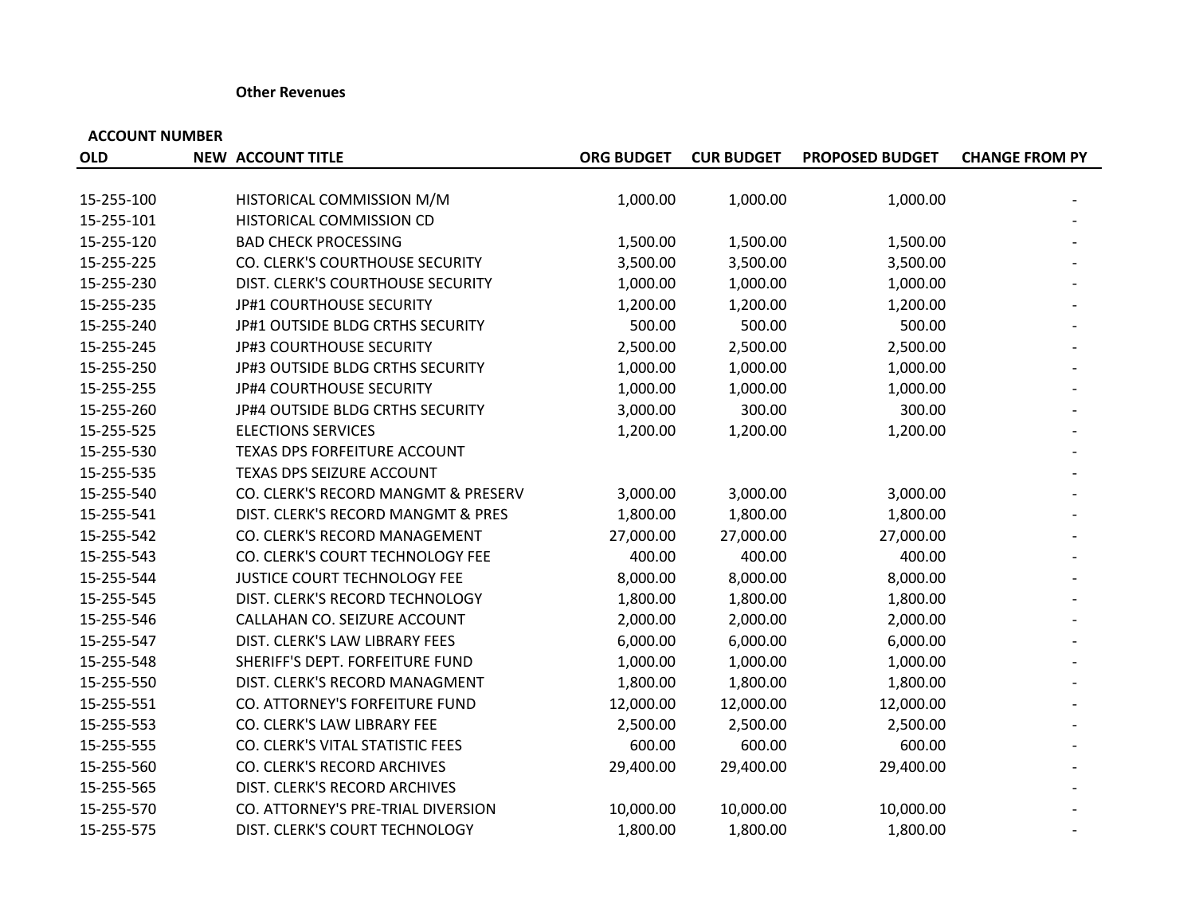**Other Revenues**

| ACCOUNT NUMBER | | | | | | |
|---|---|---|---|---|---|---|
| OLD | NEW | ACCOUNT TITLE | ORG BUDGET | CUR BUDGET | PROPOSED BUDGET | CHANGE FROM PY |
| 15-255-100 | | HISTORICAL COMMISSION M/M | 1,000.00 | 1,000.00 | 1,000.00 | - |
| 15-255-101 | | HISTORICAL COMMISSION CD | | | | - |
| 15-255-120 | | BAD CHECK PROCESSING | 1,500.00 | 1,500.00 | 1,500.00 | - |
| 15-255-225 | | CO. CLERK'S COURTHOUSE SECURITY | 3,500.00 | 3,500.00 | 3,500.00 | - |
| 15-255-230 | | DIST. CLERK'S COURTHOUSE SECURITY | 1,000.00 | 1,000.00 | 1,000.00 | - |
| 15-255-235 | | JP#1 COURTHOUSE SECURITY | 1,200.00 | 1,200.00 | 1,200.00 | - |
| 15-255-240 | | JP#1 OUTSIDE BLDG CRTHS SECURITY | 500.00 | 500.00 | 500.00 | - |
| 15-255-245 | | JP#3 COURTHOUSE SECURITY | 2,500.00 | 2,500.00 | 2,500.00 | - |
| 15-255-250 | | JP#3 OUTSIDE BLDG CRTHS SECURITY | 1,000.00 | 1,000.00 | 1,000.00 | - |
| 15-255-255 | | JP#4 COURTHOUSE SECURITY | 1,000.00 | 1,000.00 | 1,000.00 | - |
| 15-255-260 | | JP#4 OUTSIDE BLDG CRTHS SECURITY | 3,000.00 | 300.00 | 300.00 | - |
| 15-255-525 | | ELECTIONS SERVICES | 1,200.00 | 1,200.00 | 1,200.00 | - |
| 15-255-530 | | TEXAS DPS FORFEITURE ACCOUNT | | | | - |
| 15-255-535 | | TEXAS DPS SEIZURE ACCOUNT | | | | - |
| 15-255-540 | | CO. CLERK'S RECORD MANGMT & PRESERV | 3,000.00 | 3,000.00 | 3,000.00 | - |
| 15-255-541 | | DIST. CLERK'S RECORD MANGMT & PRES | 1,800.00 | 1,800.00 | 1,800.00 | - |
| 15-255-542 | | CO. CLERK'S RECORD MANAGEMENT | 27,000.00 | 27,000.00 | 27,000.00 | - |
| 15-255-543 | | CO. CLERK'S COURT TECHNOLOGY FEE | 400.00 | 400.00 | 400.00 | - |
| 15-255-544 | | JUSTICE COURT TECHNOLOGY FEE | 8,000.00 | 8,000.00 | 8,000.00 | - |
| 15-255-545 | | DIST. CLERK'S RECORD TECHNOLOGY | 1,800.00 | 1,800.00 | 1,800.00 | - |
| 15-255-546 | | CALLAHAN CO. SEIZURE ACCOUNT | 2,000.00 | 2,000.00 | 2,000.00 | - |
| 15-255-547 | | DIST. CLERK'S LAW LIBRARY FEES | 6,000.00 | 6,000.00 | 6,000.00 | - |
| 15-255-548 | | SHERIFF'S DEPT. FORFEITURE FUND | 1,000.00 | 1,000.00 | 1,000.00 | - |
| 15-255-550 | | DIST. CLERK'S RECORD MANAGMENT | 1,800.00 | 1,800.00 | 1,800.00 | - |
| 15-255-551 | | CO. ATTORNEY'S FORFEITURE FUND | 12,000.00 | 12,000.00 | 12,000.00 | - |
| 15-255-553 | | CO. CLERK'S LAW LIBRARY FEE | 2,500.00 | 2,500.00 | 2,500.00 | - |
| 15-255-555 | | CO. CLERK'S VITAL STATISTIC FEES | 600.00 | 600.00 | 600.00 | - |
| 15-255-560 | | CO. CLERK'S RECORD ARCHIVES | 29,400.00 | 29,400.00 | 29,400.00 | - |
| 15-255-565 | | DIST. CLERK'S RECORD ARCHIVES | | | | - |
| 15-255-570 | | CO. ATTORNEY'S PRE-TRIAL DIVERSION | 10,000.00 | 10,000.00 | 10,000.00 | - |
| 15-255-575 | | DIST. CLERK'S COURT TECHNOLOGY | 1,800.00 | 1,800.00 | 1,800.00 | - |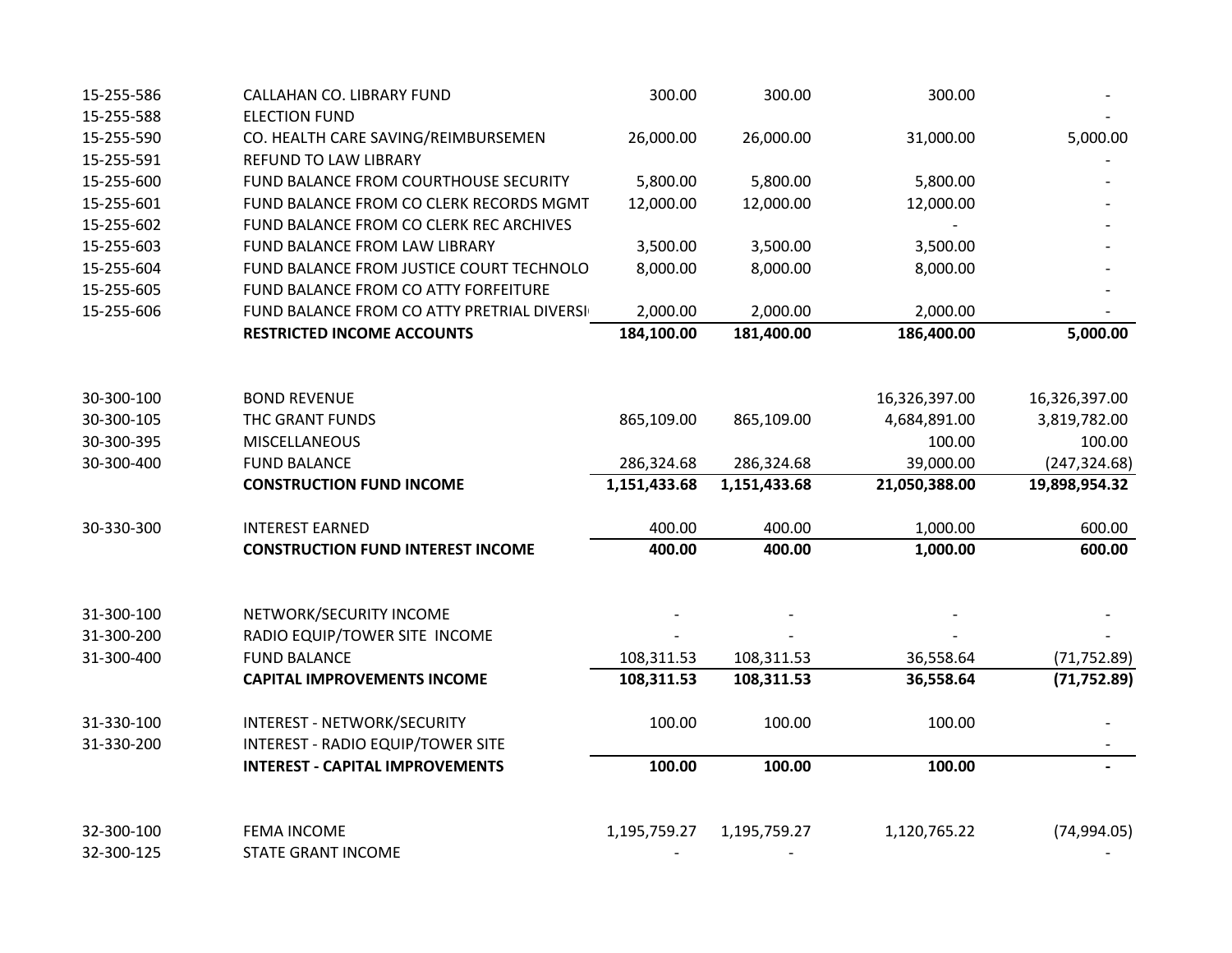| | | | | | |
|---|---|---|---|---|---|
| 15-255-586 | CALLAHAN CO. LIBRARY FUND | 300.00 | 300.00 | 300.00 | - |
| 15-255-588 | ELECTION FUND | | | | - |
| 15-255-590 | CO. HEALTH CARE SAVING/REIMBURSEMEN | 26,000.00 | 26,000.00 | 31,000.00 | 5,000.00 |
| 15-255-591 | REFUND TO LAW LIBRARY | | | | - |
| 15-255-600 | FUND BALANCE FROM COURTHOUSE SECURITY | 5,800.00 | 5,800.00 | 5,800.00 | - |
| 15-255-601 | FUND BALANCE FROM CO CLERK RECORDS MGMT | 12,000.00 | 12,000.00 | 12,000.00 | - |
| 15-255-602 | FUND BALANCE FROM CO CLERK REC ARCHIVES | | | - | - |
| 15-255-603 | FUND BALANCE FROM LAW LIBRARY | 3,500.00 | 3,500.00 | 3,500.00 | - |
| 15-255-604 | FUND BALANCE FROM JUSTICE COURT TECHNOLO | 8,000.00 | 8,000.00 | 8,000.00 | - |
| 15-255-605 | FUND BALANCE FROM CO ATTY FORFEITURE | | | | - |
| 15-255-606 | FUND BALANCE FROM CO ATTY PRETRIAL DIVERSI | 2,000.00 | 2,000.00 | 2,000.00 | - |
| | **RESTRICTED INCOME ACCOUNTS** | **184,100.00** | **181,400.00** | **186,400.00** | **5,000.00** |
| | | | | | |
| 30-300-100 | BOND REVENUE | | | 16,326,397.00 | 16,326,397.00 |
| 30-300-105 | THC GRANT FUNDS | 865,109.00 | 865,109.00 | 4,684,891.00 | 3,819,782.00 |
| 30-300-395 | MISCELLANEOUS | | | 100.00 | 100.00 |
| 30-300-400 | FUND BALANCE | 286,324.68 | 286,324.68 | 39,000.00 | (247,324.68) |
| | **CONSTRUCTION FUND INCOME** | **1,151,433.68** | **1,151,433.68** | **21,050,388.00** | **19,898,954.32** |
| | | | | | |
| 30-330-300 | INTEREST EARNED | 400.00 | 400.00 | 1,000.00 | 600.00 |
| | **CONSTRUCTION FUND INTEREST INCOME** | **400.00** | **400.00** | **1,000.00** | **600.00** |
| | | | | | |
| 31-300-100 | NETWORK/SECURITY INCOME | - | - | - | - |
| 31-300-200 | RADIO EQUIP/TOWER SITE INCOME | - | - | - | - |
| 31-300-400 | FUND BALANCE | 108,311.53 | 108,311.53 | 36,558.64 | (71,752.89) |
| | **CAPITAL IMPROVEMENTS INCOME** | **108,311.53** | **108,311.53** | **36,558.64** | **(71,752.89)** |
| | | | | | |
| 31-330-100 | INTEREST - NETWORK/SECURITY | 100.00 | 100.00 | 100.00 | - |
| 31-330-200 | INTEREST - RADIO EQUIP/TOWER SITE | | | | - |
| | **INTEREST - CAPITAL IMPROVEMENTS** | **100.00** | **100.00** | **100.00** | **-** |
| | | | | | |
| 32-300-100 | FEMA INCOME | 1,195,759.27 | 1,195,759.27 | 1,120,765.22 | (74,994.05) |
| 32-300-125 | STATE GRANT INCOME | - | - | | - |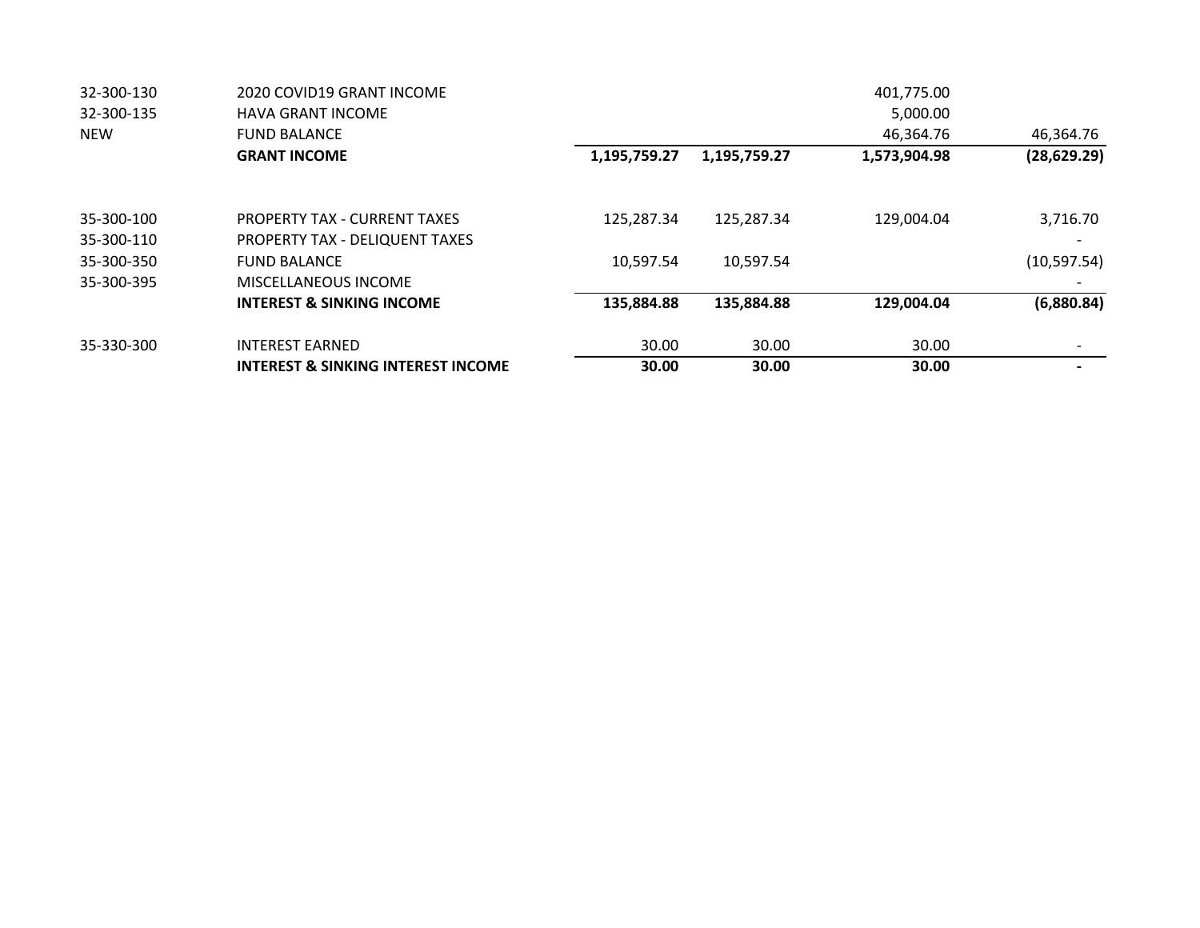| | | | | | |
|---|---|---|---|---|---|
| 32-300-130 | 2020 COVID19 GRANT INCOME | | | 401,775.00 | |
| 32-300-135 | HAVA GRANT INCOME | | | 5,000.00 | |
| NEW | FUND BALANCE | | | 46,364.76 | 46,364.76 |
| | **GRANT INCOME** | **1,195,759.27** | **1,195,759.27** | **1,573,904.98** | **(28,629.29)** |
| | | | | | |
| 35-300-100 | PROPERTY TAX - CURRENT TAXES | 125,287.34 | 125,287.34 | 129,004.04 | 3,716.70 |
| 35-300-110 | PROPERTY TAX - DELIQUENT TAXES | | | | - |
| 35-300-350 | FUND BALANCE | 10,597.54 | 10,597.54 | | (10,597.54) |
| 35-300-395 | MISCELLANEOUS INCOME | | | | - |
| | **INTEREST & SINKING INCOME** | **135,884.88** | **135,884.88** | **129,004.04** | **(6,880.84)** |
| | | | | | |
| 35-330-300 | INTEREST EARNED | 30.00 | 30.00 | 30.00 | - |
| | **INTEREST & SINKING INTEREST INCOME** | **30.00** | **30.00** | **30.00** | **-** |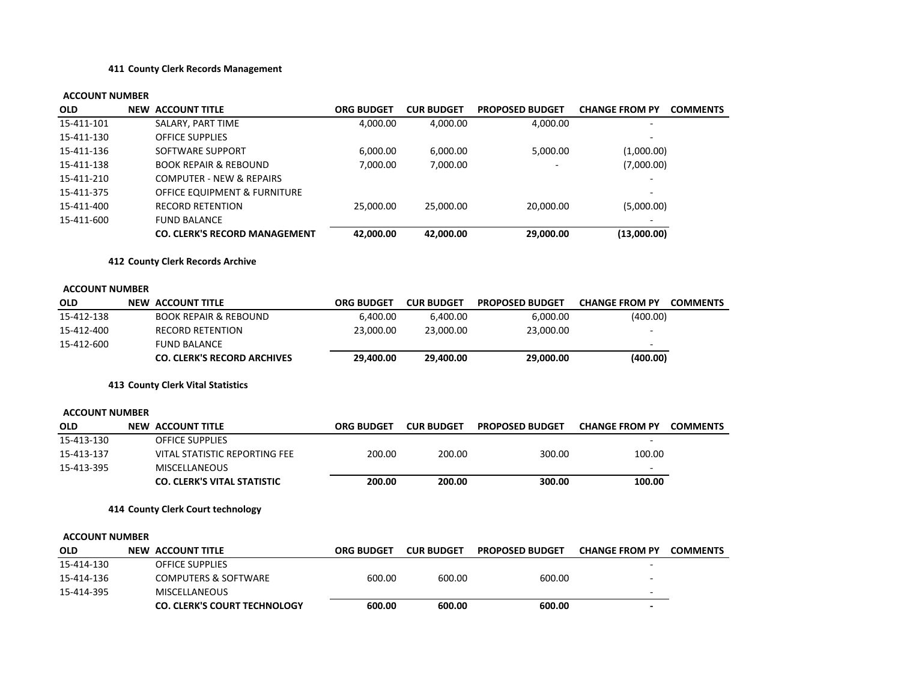**411 County Clerk Records Management**

| ACCOUNT NUMBER | | | | | | | |
|---|---|---|---|---|---|---|---|
| OLD | NEW | ACCOUNT TITLE | ORG BUDGET | CUR BUDGET | PROPOSED BUDGET | CHANGE FROM PY | COMMENTS |
| 15-411-101 | | SALARY, PART TIME | 4,000.00 | 4,000.00 | 4,000.00 | - | |
| 15-411-130 | | OFFICE SUPPLIES | | | | - | |
| 15-411-136 | | SOFTWARE SUPPORT | 6,000.00 | 6,000.00 | 5,000.00 | (1,000.00) | |
| 15-411-138 | | BOOK REPAIR & REBOUND | 7,000.00 | 7,000.00 | - | (7,000.00) | |
| 15-411-210 | | COMPUTER - NEW & REPAIRS | | | | - | |
| 15-411-375 | | OFFICE EQUIPMENT & FURNITURE | | | | - | |
| 15-411-400 | | RECORD RETENTION | 25,000.00 | 25,000.00 | 20,000.00 | (5,000.00) | |
| 15-411-600 | | FUND BALANCE | | | | - | |
| | | **CO. CLERK'S RECORD MANAGEMENT** | **42,000.00** | **42,000.00** | **29,000.00** | **(13,000.00)** | |

**412 County Clerk Records Archive**

| ACCOUNT NUMBER | | | | | | | |
|---|---|---|---|---|---|---|---|
| OLD | NEW | ACCOUNT TITLE | ORG BUDGET | CUR BUDGET | PROPOSED BUDGET | CHANGE FROM PY | COMMENTS |
| 15-412-138 | | BOOK REPAIR & REBOUND | 6,400.00 | 6,400.00 | 6,000.00 | (400.00) | |
| 15-412-400 | | RECORD RETENTION | 23,000.00 | 23,000.00 | 23,000.00 | - | |
| 15-412-600 | | FUND BALANCE | | | | - | |
| | | **CO. CLERK'S RECORD ARCHIVES** | **29,400.00** | **29,400.00** | **29,000.00** | **(400.00)** | |

**413 County Clerk Vital Statistics**

| ACCOUNT NUMBER | | | | | | | |
|---|---|---|---|---|---|---|---|
| OLD | NEW | ACCOUNT TITLE | ORG BUDGET | CUR BUDGET | PROPOSED BUDGET | CHANGE FROM PY | COMMENTS |
| 15-413-130 | | OFFICE SUPPLIES | | | | - | |
| 15-413-137 | | VITAL STATISTIC REPORTING FEE | 200.00 | 200.00 | 300.00 | 100.00 | |
| 15-413-395 | | MISCELLANEOUS | | | | - | |
| | | **CO. CLERK'S VITAL STATISTIC** | **200.00** | **200.00** | **300.00** | **100.00** | |

**414 County Clerk Court technology**

| ACCOUNT NUMBER | | | | | | | |
|---|---|---|---|---|---|---|---|
| OLD | NEW | ACCOUNT TITLE | ORG BUDGET | CUR BUDGET | PROPOSED BUDGET | CHANGE FROM PY | COMMENTS |
| 15-414-130 | | OFFICE SUPPLIES | | | | - | |
| 15-414-136 | | COMPUTERS & SOFTWARE | 600.00 | 600.00 | 600.00 | - | |
| 15-414-395 | | MISCELLANEOUS | | | | - | |
| | | **CO. CLERK'S COURT TECHNOLOGY** | **600.00** | **600.00** | **600.00** | **-** | |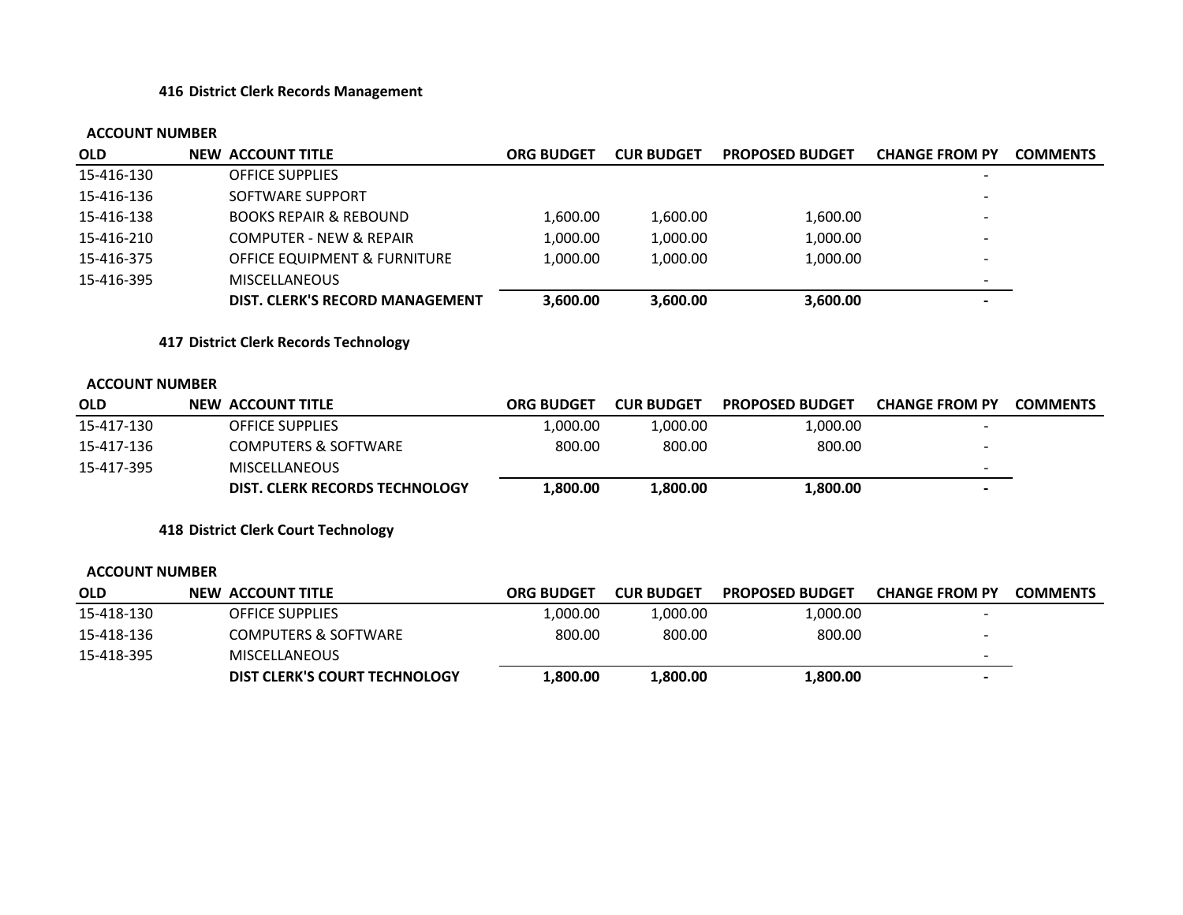### 416 District Clerk Records Management

| ACCOUNT NUMBER | | | | | | | |
|---|---|---|---|---|---|---|---|
| OLD | NEW | ACCOUNT TITLE | ORG BUDGET | CUR BUDGET | PROPOSED BUDGET | CHANGE FROM PY | COMMENTS |
| 15-416-130 | | OFFICE SUPPLIES | | | | - | |
| 15-416-136 | | SOFTWARE SUPPORT | | | | - | |
| 15-416-138 | | BOOKS REPAIR & REBOUND | 1,600.00 | 1,600.00 | 1,600.00 | - | |
| 15-416-210 | | COMPUTER - NEW & REPAIR | 1,000.00 | 1,000.00 | 1,000.00 | - | |
| 15-416-375 | | OFFICE EQUIPMENT & FURNITURE | 1,000.00 | 1,000.00 | 1,000.00 | - | |
| 15-416-395 | | MISCELLANEOUS | | | | - | |
| | | **DIST. CLERK'S RECORD MANAGEMENT** | **3,600.00** | **3,600.00** | **3,600.00** | **-** | |

### 417 District Clerk Records Technology

| ACCOUNT NUMBER | | | | | | | |
|---|---|---|---|---|---|---|---|
| OLD | NEW | ACCOUNT TITLE | ORG BUDGET | CUR BUDGET | PROPOSED BUDGET | CHANGE FROM PY | COMMENTS |
| 15-417-130 | | OFFICE SUPPLIES | 1,000.00 | 1,000.00 | 1,000.00 | - | |
| 15-417-136 | | COMPUTERS & SOFTWARE | 800.00 | 800.00 | 800.00 | - | |
| 15-417-395 | | MISCELLANEOUS | | | | - | |
| | | **DIST. CLERK RECORDS TECHNOLOGY** | **1,800.00** | **1,800.00** | **1,800.00** | **-** | |

### 418 District Clerk Court Technology

| ACCOUNT NUMBER | | | | | | | |
|---|---|---|---|---|---|---|---|
| OLD | NEW | ACCOUNT TITLE | ORG BUDGET | CUR BUDGET | PROPOSED BUDGET | CHANGE FROM PY | COMMENTS |
| 15-418-130 | | OFFICE SUPPLIES | 1,000.00 | 1,000.00 | 1,000.00 | - | |
| 15-418-136 | | COMPUTERS & SOFTWARE | 800.00 | 800.00 | 800.00 | - | |
| 15-418-395 | | MISCELLANEOUS | | | | - | |
| | | **DIST CLERK'S COURT TECHNOLOGY** | **1,800.00** | **1,800.00** | **1,800.00** | **-** | |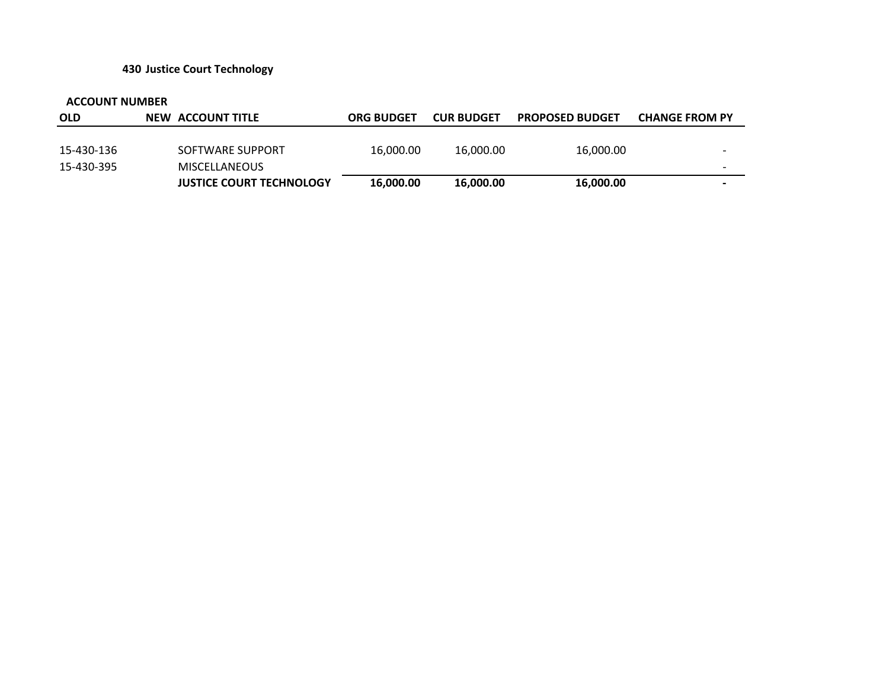**430 Justice Court Technology**

| ACCOUNT NUMBER | | | | | | |
|---|---|---|---|---|---|---|
| **OLD** | **NEW** | **ACCOUNT TITLE** | **ORG BUDGET** | **CUR BUDGET** | **PROPOSED BUDGET** | **CHANGE FROM PY** |
| 15-430-136 | | SOFTWARE SUPPORT | 16,000.00 | 16,000.00 | 16,000.00 | - |
| 15-430-395 | | MISCELLANEOUS | | | | - |
| | | **JUSTICE COURT TECHNOLOGY** | **16,000.00** | **16,000.00** | **16,000.00** | **-** |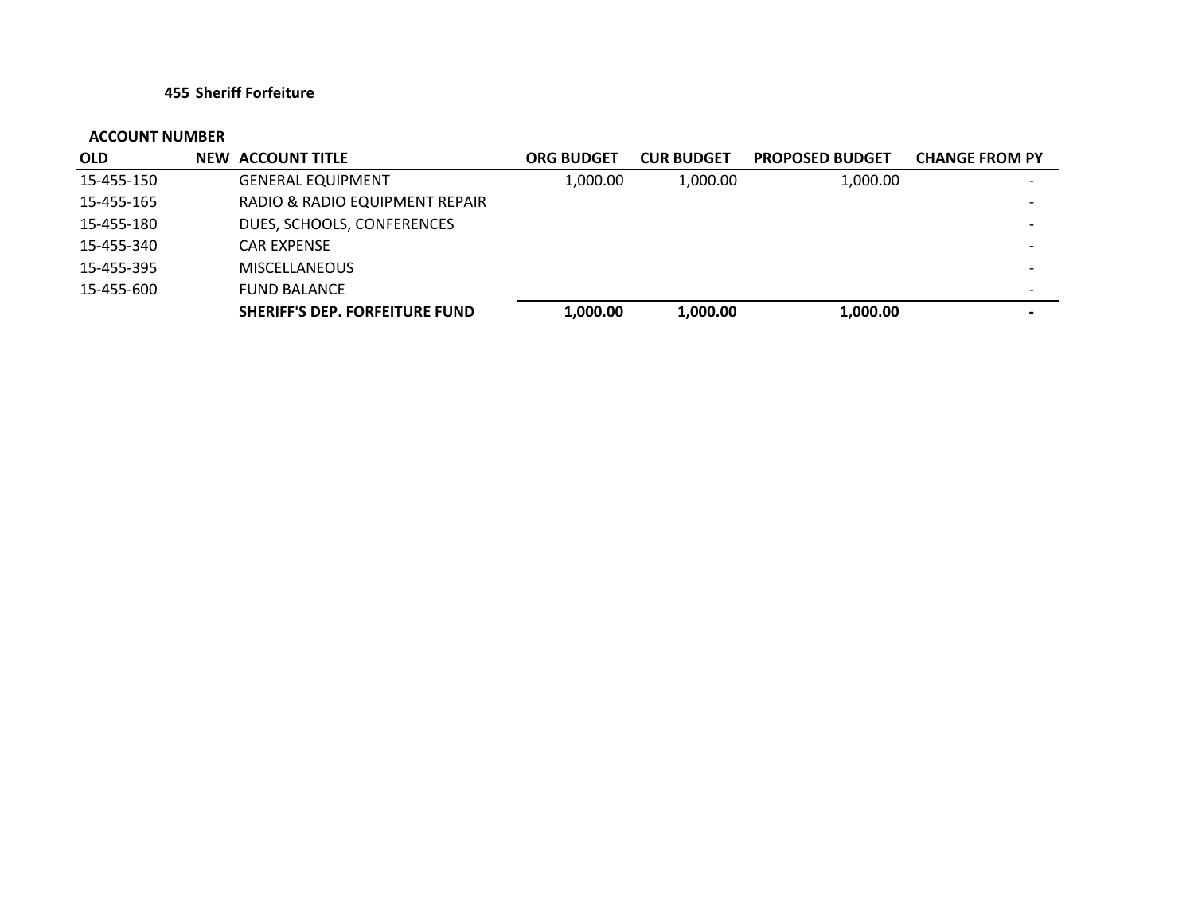**455 Sheriff Forfeiture**

| ACCOUNT NUMBER | | | | | | |
|---|---|---|---|---|---|---|
| **OLD** | **NEW** | **ACCOUNT TITLE** | **ORG BUDGET** | **CUR BUDGET** | **PROPOSED BUDGET** | **CHANGE FROM PY** |
| 15-455-150 | | GENERAL EQUIPMENT | 1,000.00 | 1,000.00 | 1,000.00 | - |
| 15-455-165 | | RADIO & RADIO EQUIPMENT REPAIR | | | | - |
| 15-455-180 | | DUES, SCHOOLS, CONFERENCES | | | | - |
| 15-455-340 | | CAR EXPENSE | | | | - |
| 15-455-395 | | MISCELLANEOUS | | | | - |
| 15-455-600 | | FUND BALANCE | | | | - |
| | | **SHERIFF'S DEP. FORFEITURE FUND** | **1,000.00** | **1,000.00** | **1,000.00** | **-** |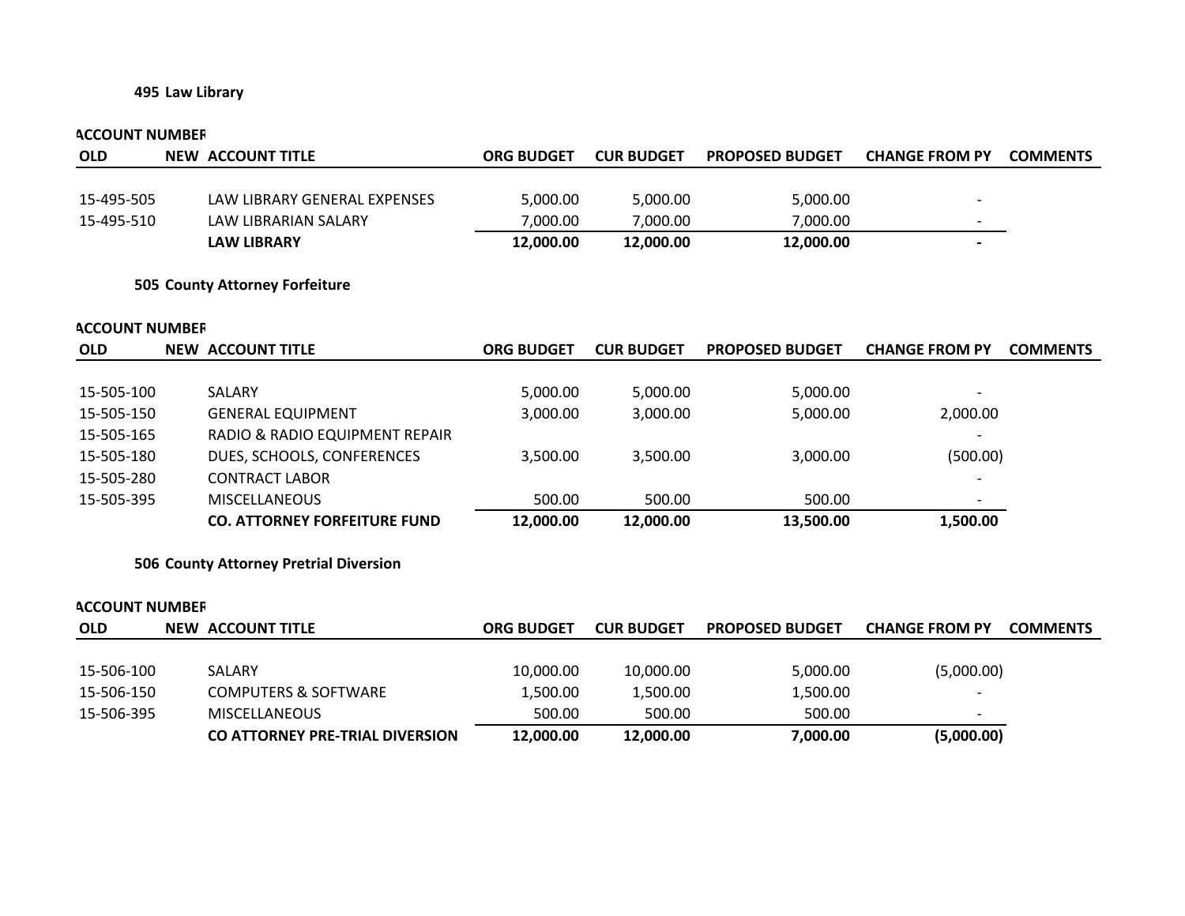**495 Law Library**

| ACCOUNT NUMBER | | | | | | | |
|---|---|---|---|---|---|---|---|
| **OLD** | **NEW** | **ACCOUNT TITLE** | **ORG BUDGET** | **CUR BUDGET** | **PROPOSED BUDGET** | **CHANGE FROM PY** | **COMMENTS** |
| 15-495-505 | | LAW LIBRARY GENERAL EXPENSES | 5,000.00 | 5,000.00 | 5,000.00 | - | |
| 15-495-510 | | LAW LIBRARIAN SALARY | 7,000.00 | 7,000.00 | 7,000.00 | - | |
| | | **LAW LIBRARY** | **12,000.00** | **12,000.00** | **12,000.00** | **-** | |

**505 County Attorney Forfeiture**

| ACCOUNT NUMBER | | | | | | | |
|---|---|---|---|---|---|---|---|
| **OLD** | **NEW** | **ACCOUNT TITLE** | **ORG BUDGET** | **CUR BUDGET** | **PROPOSED BUDGET** | **CHANGE FROM PY** | **COMMENTS** |
| 15-505-100 | | SALARY | 5,000.00 | 5,000.00 | 5,000.00 | - | |
| 15-505-150 | | GENERAL EQUIPMENT | 3,000.00 | 3,000.00 | 5,000.00 | 2,000.00 | |
| 15-505-165 | | RADIO & RADIO EQUIPMENT REPAIR | | | | - | |
| 15-505-180 | | DUES, SCHOOLS, CONFERENCES | 3,500.00 | 3,500.00 | 3,000.00 | (500.00) | |
| 15-505-280 | | CONTRACT LABOR | | | | - | |
| 15-505-395 | | MISCELLANEOUS | 500.00 | 500.00 | 500.00 | - | |
| | | **CO. ATTORNEY FORFEITURE FUND** | **12,000.00** | **12,000.00** | **13,500.00** | **1,500.00** | |

**506 County Attorney Pretrial Diversion**

| ACCOUNT NUMBER | | | | | | | |
|---|---|---|---|---|---|---|---|
| **OLD** | **NEW** | **ACCOUNT TITLE** | **ORG BUDGET** | **CUR BUDGET** | **PROPOSED BUDGET** | **CHANGE FROM PY** | **COMMENTS** |
| 15-506-100 | | SALARY | 10,000.00 | 10,000.00 | 5,000.00 | (5,000.00) | |
| 15-506-150 | | COMPUTERS & SOFTWARE | 1,500.00 | 1,500.00 | 1,500.00 | - | |
| 15-506-395 | | MISCELLANEOUS | 500.00 | 500.00 | 500.00 | - | |
| | | **CO ATTORNEY PRE-TRIAL DIVERSION** | **12,000.00** | **12,000.00** | **7,000.00** | **(5,000.00)** | |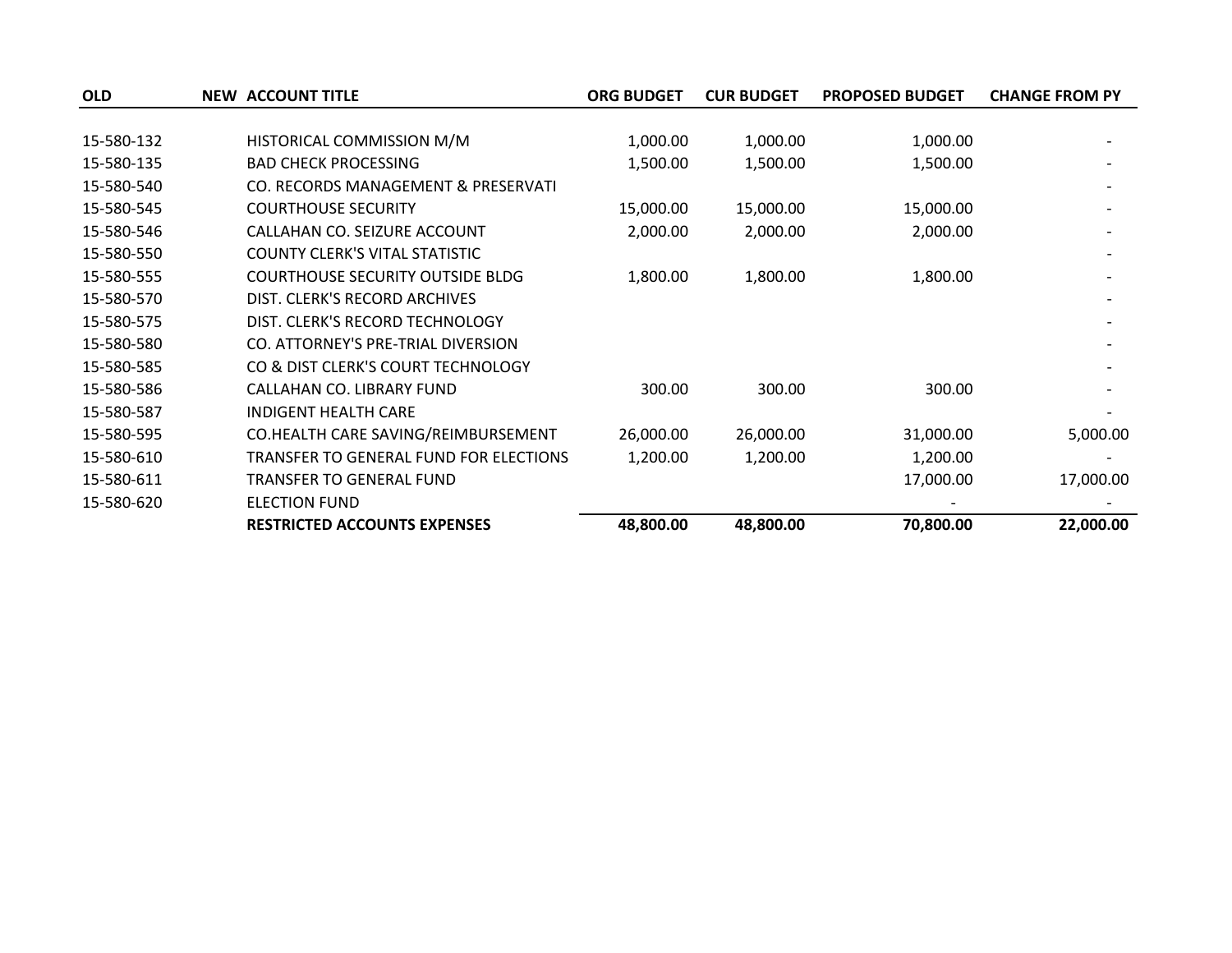| OLD | NEW | ACCOUNT TITLE | ORG BUDGET | CUR BUDGET | PROPOSED BUDGET | CHANGE FROM PY |
|---|---|---|---|---|---|---|
| 15-580-132 | | HISTORICAL COMMISSION M/M | 1,000.00 | 1,000.00 | 1,000.00 | - |
| 15-580-135 | | BAD CHECK PROCESSING | 1,500.00 | 1,500.00 | 1,500.00 | - |
| 15-580-540 | | CO. RECORDS MANAGEMENT & PRESERVATI | | | | - |
| 15-580-545 | | COURTHOUSE SECURITY | 15,000.00 | 15,000.00 | 15,000.00 | - |
| 15-580-546 | | CALLAHAN CO. SEIZURE ACCOUNT | 2,000.00 | 2,000.00 | 2,000.00 | - |
| 15-580-550 | | COUNTY CLERK'S VITAL STATISTIC | | | | - |
| 15-580-555 | | COURTHOUSE SECURITY OUTSIDE BLDG | 1,800.00 | 1,800.00 | 1,800.00 | - |
| 15-580-570 | | DIST. CLERK'S RECORD ARCHIVES | | | | - |
| 15-580-575 | | DIST. CLERK'S RECORD TECHNOLOGY | | | | - |
| 15-580-580 | | CO. ATTORNEY'S PRE-TRIAL DIVERSION | | | | - |
| 15-580-585 | | CO & DIST CLERK'S COURT TECHNOLOGY | | | | - |
| 15-580-586 | | CALLAHAN CO. LIBRARY FUND | 300.00 | 300.00 | 300.00 | - |
| 15-580-587 | | INDIGENT HEALTH CARE | | | | - |
| 15-580-595 | | CO.HEALTH CARE SAVING/REIMBURSEMENT | 26,000.00 | 26,000.00 | 31,000.00 | 5,000.00 |
| 15-580-610 | | TRANSFER TO GENERAL FUND FOR ELECTIONS | 1,200.00 | 1,200.00 | 1,200.00 | - |
| 15-580-611 | | TRANSFER TO GENERAL FUND | | | 17,000.00 | 17,000.00 |
| 15-580-620 | | ELECTION FUND | | | - | - |
| | | **RESTRICTED ACCOUNTS EXPENSES** | **48,800.00** | **48,800.00** | **70,800.00** | **22,000.00** |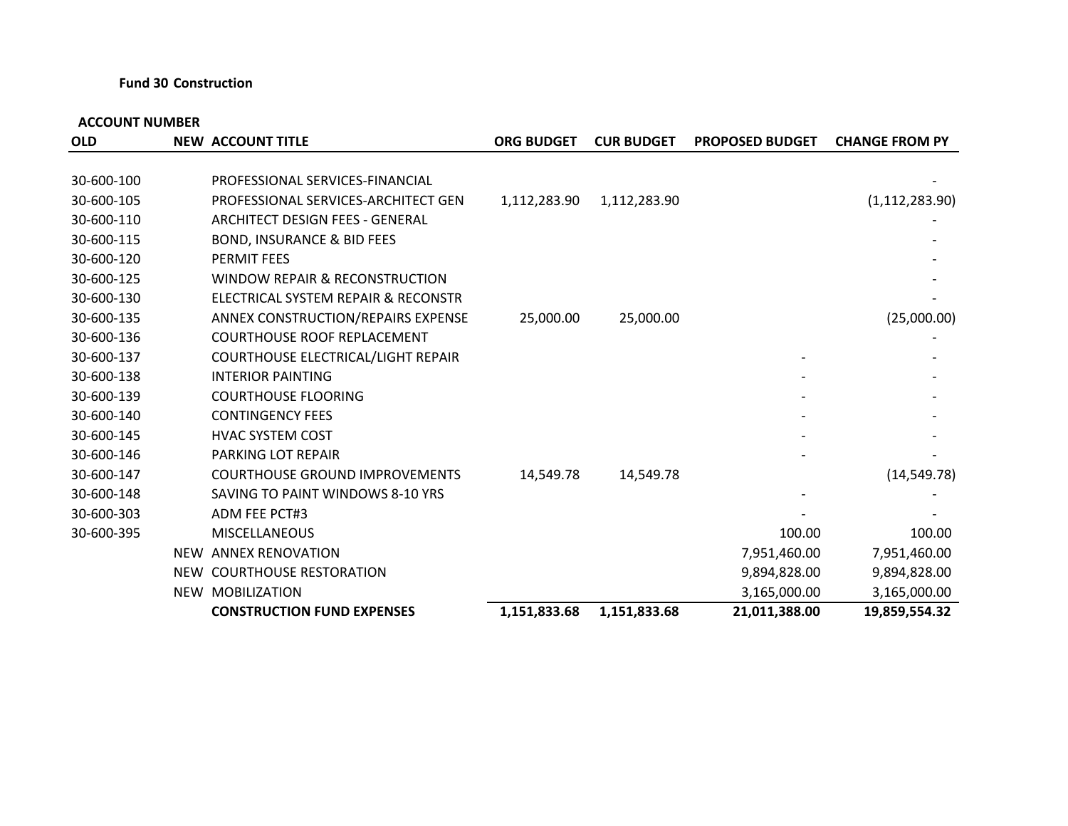**Fund 30 Construction**

| ACCOUNT NUMBER | | | | | | |
|---|---|---|---|---|---|---|
| **OLD** | **NEW** | **ACCOUNT TITLE** | **ORG BUDGET** | **CUR BUDGET** | **PROPOSED BUDGET** | **CHANGE FROM PY** |
| 30-600-100 | | PROFESSIONAL SERVICES-FINANCIAL | | | | - |
| 30-600-105 | | PROFESSIONAL SERVICES-ARCHITECT GEN | 1,112,283.90 | 1,112,283.90 | | (1,112,283.90) |
| 30-600-110 | | ARCHITECT DESIGN FEES - GENERAL | | | | - |
| 30-600-115 | | BOND, INSURANCE & BID FEES | | | | - |
| 30-600-120 | | PERMIT FEES | | | | - |
| 30-600-125 | | WINDOW REPAIR & RECONSTRUCTION | | | | - |
| 30-600-130 | | ELECTRICAL SYSTEM REPAIR & RECONSTR | | | | - |
| 30-600-135 | | ANNEX CONSTRUCTION/REPAIRS EXPENSE | 25,000.00 | 25,000.00 | | (25,000.00) |
| 30-600-136 | | COURTHOUSE ROOF REPLACEMENT | | | | - |
| 30-600-137 | | COURTHOUSE ELECTRICAL/LIGHT REPAIR | | | - | - |
| 30-600-138 | | INTERIOR PAINTING | | | - | - |
| 30-600-139 | | COURTHOUSE FLOORING | | | - | - |
| 30-600-140 | | CONTINGENCY FEES | | | - | - |
| 30-600-145 | | HVAC SYSTEM COST | | | - | - |
| 30-600-146 | | PARKING LOT REPAIR | | | - | - |
| 30-600-147 | | COURTHOUSE GROUND IMPROVEMENTS | 14,549.78 | 14,549.78 | | (14,549.78) |
| 30-600-148 | | SAVING TO PAINT WINDOWS 8-10 YRS | | | - | - |
| 30-600-303 | | ADM FEE PCT#3 | | | - | - |
| 30-600-395 | | MISCELLANEOUS | | | 100.00 | 100.00 |
| | NEW | ANNEX RENOVATION | | | 7,951,460.00 | 7,951,460.00 |
| | NEW | COURTHOUSE RESTORATION | | | 9,894,828.00 | 9,894,828.00 |
| | NEW | MOBILIZATION | | | 3,165,000.00 | 3,165,000.00 |
| | | **CONSTRUCTION FUND EXPENSES** | **1,151,833.68** | **1,151,833.68** | **21,011,388.00** | **19,859,554.32** |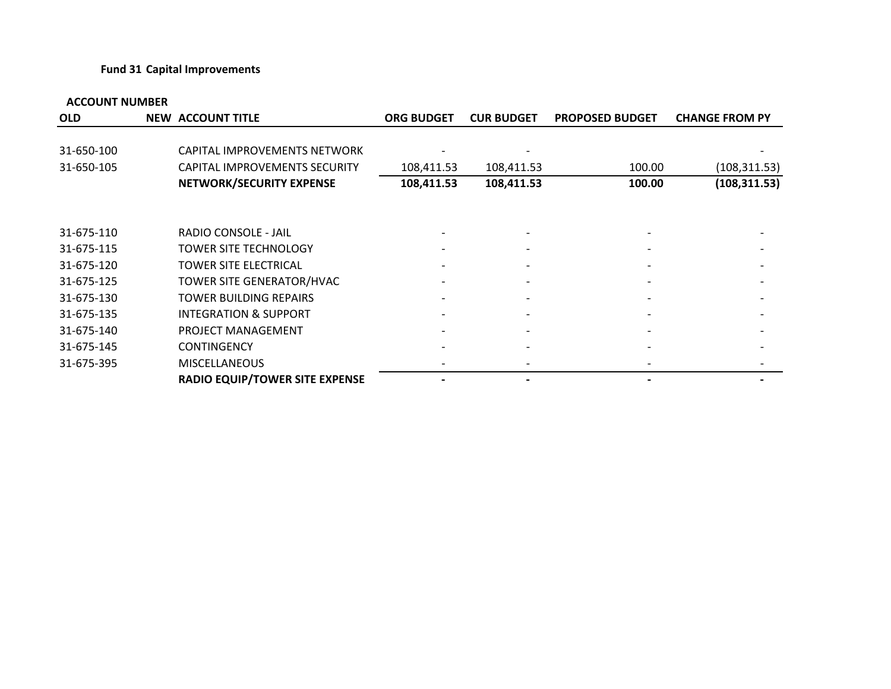**Fund 31 Capital Improvements**

| ACCOUNT NUMBER | | | | | | |
|---|---|---|---|---|---|---|
| **OLD** | **NEW** | **ACCOUNT TITLE** | **ORG BUDGET** | **CUR BUDGET** | **PROPOSED BUDGET** | **CHANGE FROM PY** |
| 31-650-100 | | CAPITAL IMPROVEMENTS NETWORK | - | - | | - |
| 31-650-105 | | CAPITAL IMPROVEMENTS SECURITY | 108,411.53 | 108,411.53 | 100.00 | (108,311.53) |
| | | **NETWORK/SECURITY EXPENSE** | **108,411.53** | **108,411.53** | **100.00** | **(108,311.53)** |
| | | | | | | |
| 31-675-110 | | RADIO CONSOLE - JAIL | - | - | - | - |
| 31-675-115 | | TOWER SITE TECHNOLOGY | - | - | - | - |
| 31-675-120 | | TOWER SITE ELECTRICAL | - | - | - | - |
| 31-675-125 | | TOWER SITE GENERATOR/HVAC | - | - | - | - |
| 31-675-130 | | TOWER BUILDING REPAIRS | - | - | - | - |
| 31-675-135 | | INTEGRATION & SUPPORT | - | - | - | - |
| 31-675-140 | | PROJECT MANAGEMENT | - | - | - | - |
| 31-675-145 | | CONTINGENCY | - | - | - | - |
| 31-675-395 | | MISCELLANEOUS | - | - | - | - |
| | | **RADIO EQUIP/TOWER SITE EXPENSE** | **-** | **-** | **-** | **-** |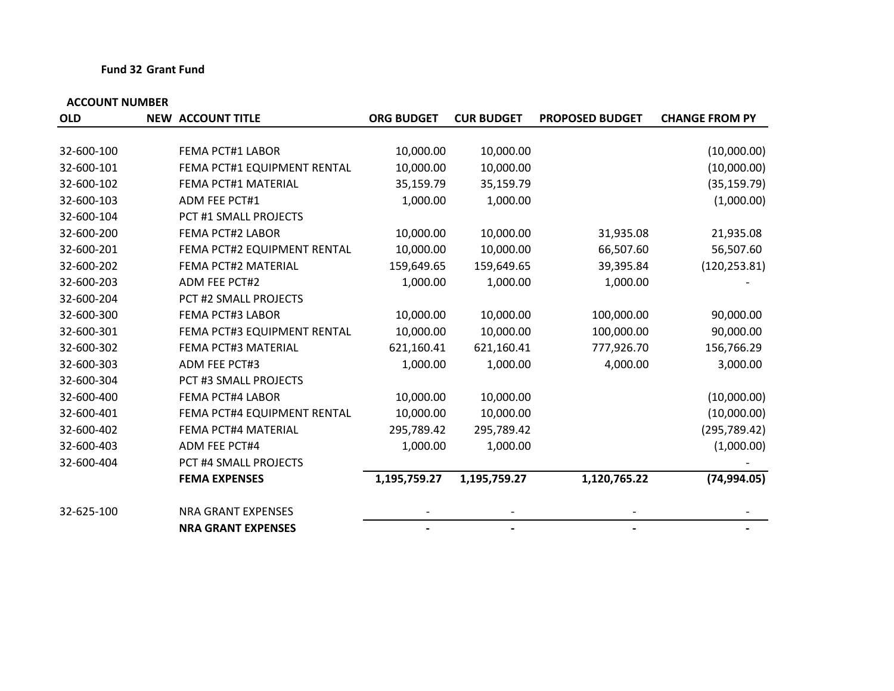**Fund 32 Grant Fund**

| ACCOUNT NUMBER | | | | | | |
|---|---|---|---|---|---|---|
| **OLD** | **NEW** | **ACCOUNT TITLE** | **ORG BUDGET** | **CUR BUDGET** | **PROPOSED BUDGET** | **CHANGE FROM PY** |
| 32-600-100 | | FEMA PCT#1 LABOR | 10,000.00 | 10,000.00 | | (10,000.00) |
| 32-600-101 | | FEMA PCT#1 EQUIPMENT RENTAL | 10,000.00 | 10,000.00 | | (10,000.00) |
| 32-600-102 | | FEMA PCT#1 MATERIAL | 35,159.79 | 35,159.79 | | (35,159.79) |
| 32-600-103 | | ADM FEE PCT#1 | 1,000.00 | 1,000.00 | | (1,000.00) |
| 32-600-104 | | PCT #1 SMALL PROJECTS | | | | |
| 32-600-200 | | FEMA PCT#2 LABOR | 10,000.00 | 10,000.00 | 31,935.08 | 21,935.08 |
| 32-600-201 | | FEMA PCT#2 EQUIPMENT RENTAL | 10,000.00 | 10,000.00 | 66,507.60 | 56,507.60 |
| 32-600-202 | | FEMA PCT#2 MATERIAL | 159,649.65 | 159,649.65 | 39,395.84 | (120,253.81) |
| 32-600-203 | | ADM FEE PCT#2 | 1,000.00 | 1,000.00 | 1,000.00 | - |
| 32-600-204 | | PCT #2 SMALL PROJECTS | | | | |
| 32-600-300 | | FEMA PCT#3 LABOR | 10,000.00 | 10,000.00 | 100,000.00 | 90,000.00 |
| 32-600-301 | | FEMA PCT#3 EQUIPMENT RENTAL | 10,000.00 | 10,000.00 | 100,000.00 | 90,000.00 |
| 32-600-302 | | FEMA PCT#3 MATERIAL | 621,160.41 | 621,160.41 | 777,926.70 | 156,766.29 |
| 32-600-303 | | ADM FEE PCT#3 | 1,000.00 | 1,000.00 | 4,000.00 | 3,000.00 |
| 32-600-304 | | PCT #3 SMALL PROJECTS | | | | |
| 32-600-400 | | FEMA PCT#4 LABOR | 10,000.00 | 10,000.00 | | (10,000.00) |
| 32-600-401 | | FEMA PCT#4 EQUIPMENT RENTAL | 10,000.00 | 10,000.00 | | (10,000.00) |
| 32-600-402 | | FEMA PCT#4 MATERIAL | 295,789.42 | 295,789.42 | | (295,789.42) |
| 32-600-403 | | ADM FEE PCT#4 | 1,000.00 | 1,000.00 | | (1,000.00) |
| 32-600-404 | | PCT #4 SMALL PROJECTS | | | | - |
| | | **FEMA EXPENSES** | **1,195,759.27** | **1,195,759.27** | **1,120,765.22** | **(74,994.05)** |
| 32-625-100 | | NRA GRANT EXPENSES | - | - | - | - |
| | | **NRA GRANT EXPENSES** | **-** | **-** | **-** | **-** |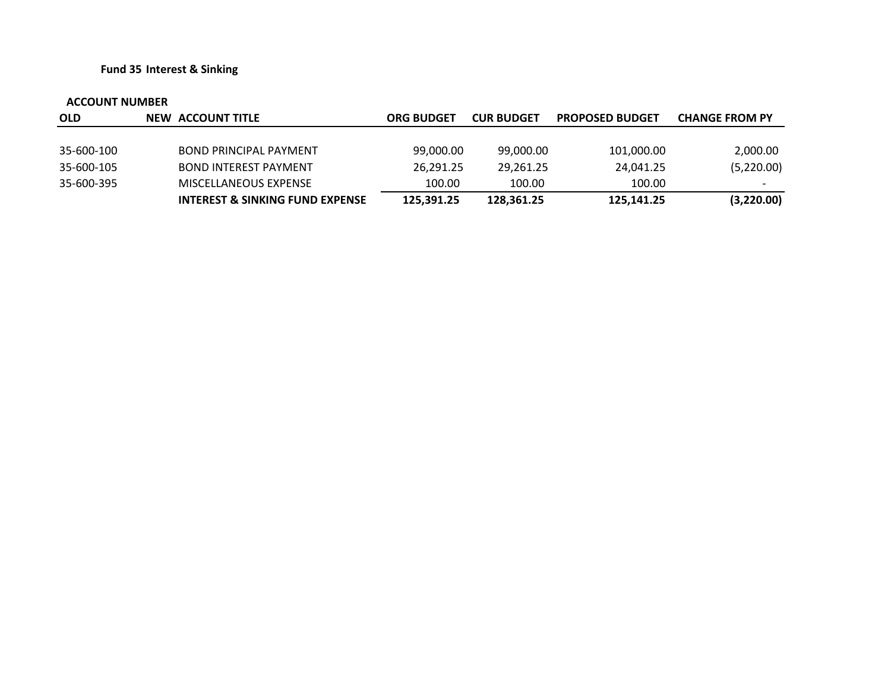**Fund 35 Interest & Sinking**

| ACCOUNT NUMBER OLD | NEW | ACCOUNT TITLE | ORG BUDGET | CUR BUDGET | PROPOSED BUDGET | CHANGE FROM PY |
|---|---|---|---|---|---|---|
| 35-600-100 | | BOND PRINCIPAL PAYMENT | 99,000.00 | 99,000.00 | 101,000.00 | 2,000.00 |
| 35-600-105 | | BOND INTEREST PAYMENT | 26,291.25 | 29,261.25 | 24,041.25 | (5,220.00) |
| 35-600-395 | | MISCELLANEOUS EXPENSE | 100.00 | 100.00 | 100.00 | - |
| | | **INTEREST & SINKING FUND EXPENSE** | **125,391.25** | **128,361.25** | **125,141.25** | **(3,220.00)** |